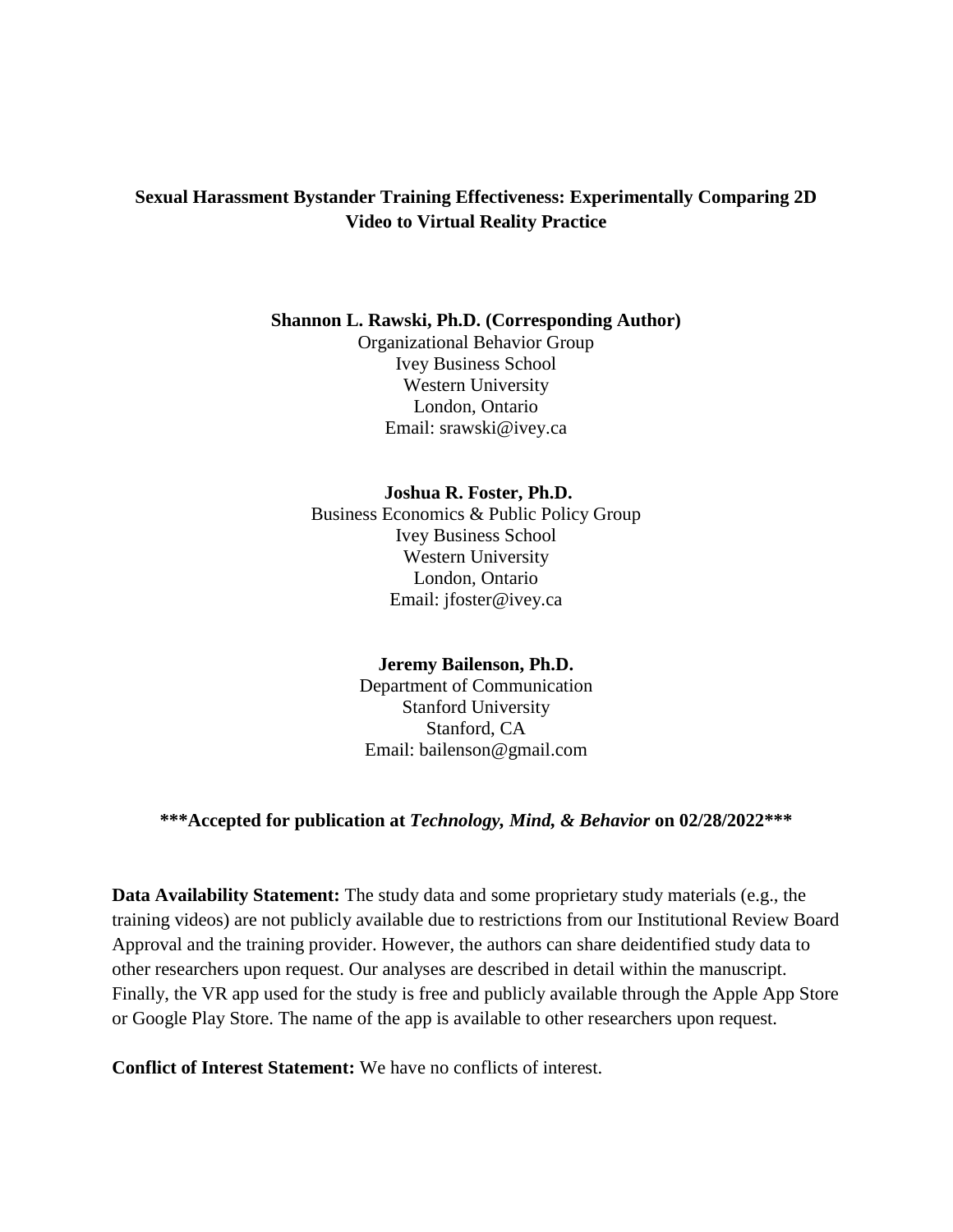# Sexual Harassment Bystander Training Effectiveness: Experimentally Comparing 2D Video to Virtual Reality Practice

**Shannon L. Rawski, Ph.D. (Corresponding Author)**
Organizational Behavior Group
Ivey Business School
Western University
London, Ontario
Email: srawski@ivey.ca

**Joshua R. Foster, Ph.D.**
Business Economics & Public Policy Group
Ivey Business School
Western University
London, Ontario
Email: jfoster@ivey.ca

**Jeremy Bailenson, Ph.D.**
Department of Communication
Stanford University
Stanford, CA
Email: bailenson@gmail.com

**\*\*\*Accepted for publication at *Technology, Mind, & Behavior* on 02/28/2022\*\*\***

**Data Availability Statement:** The study data and some proprietary study materials (e.g., the training videos) are not publicly available due to restrictions from our Institutional Review Board Approval and the training provider. However, the authors can share deidentified study data to other researchers upon request. Our analyses are described in detail within the manuscript. Finally, the VR app used for the study is free and publicly available through the Apple App Store or Google Play Store. The name of the app is available to other researchers upon request.

**Conflict of Interest Statement:** We have no conflicts of interest.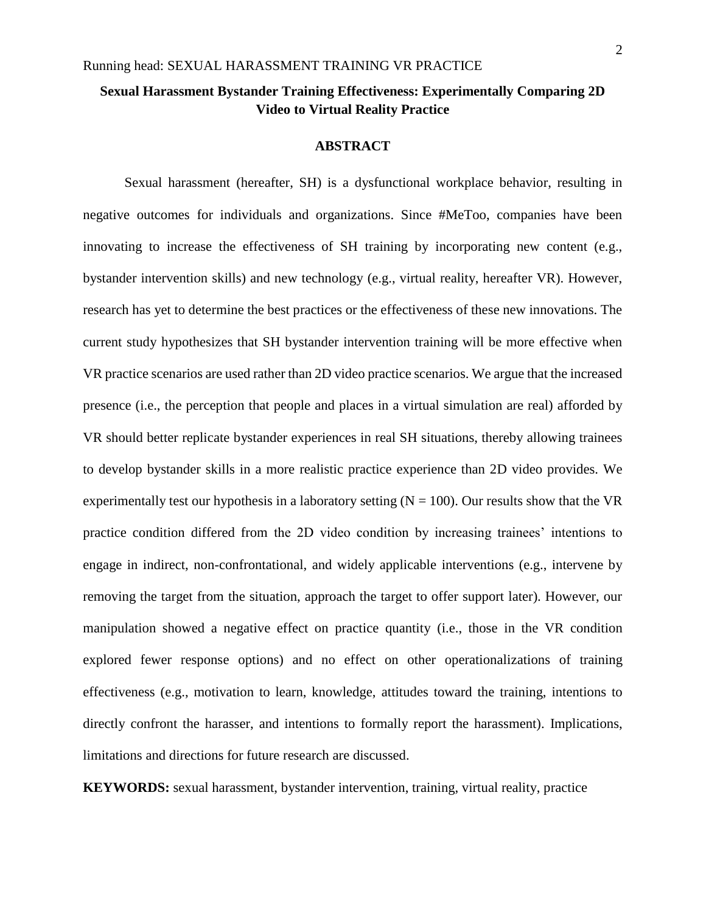# Sexual Harassment Bystander Training Effectiveness: Experimentally Comparing 2D Video to Virtual Reality Practice

## ABSTRACT

Sexual harassment (hereafter, SH) is a dysfunctional workplace behavior, resulting in negative outcomes for individuals and organizations. Since #MeToo, companies have been innovating to increase the effectiveness of SH training by incorporating new content (e.g., bystander intervention skills) and new technology (e.g., virtual reality, hereafter VR). However, research has yet to determine the best practices or the effectiveness of these new innovations. The current study hypothesizes that SH bystander intervention training will be more effective when VR practice scenarios are used rather than 2D video practice scenarios. We argue that the increased presence (i.e., the perception that people and places in a virtual simulation are real) afforded by VR should better replicate bystander experiences in real SH situations, thereby allowing trainees to develop bystander skills in a more realistic practice experience than 2D video provides. We experimentally test our hypothesis in a laboratory setting ($N = 100$). Our results show that the VR practice condition differed from the 2D video condition by increasing trainees' intentions to engage in indirect, non-confrontational, and widely applicable interventions (e.g., intervene by removing the target from the situation, approach the target to offer support later). However, our manipulation showed a negative effect on practice quantity (i.e., those in the VR condition explored fewer response options) and no effect on other operationalizations of training effectiveness (e.g., motivation to learn, knowledge, attitudes toward the training, intentions to directly confront the harasser, and intentions to formally report the harassment). Implications, limitations and directions for future research are discussed.

**KEYWORDS:** sexual harassment, bystander intervention, training, virtual reality, practice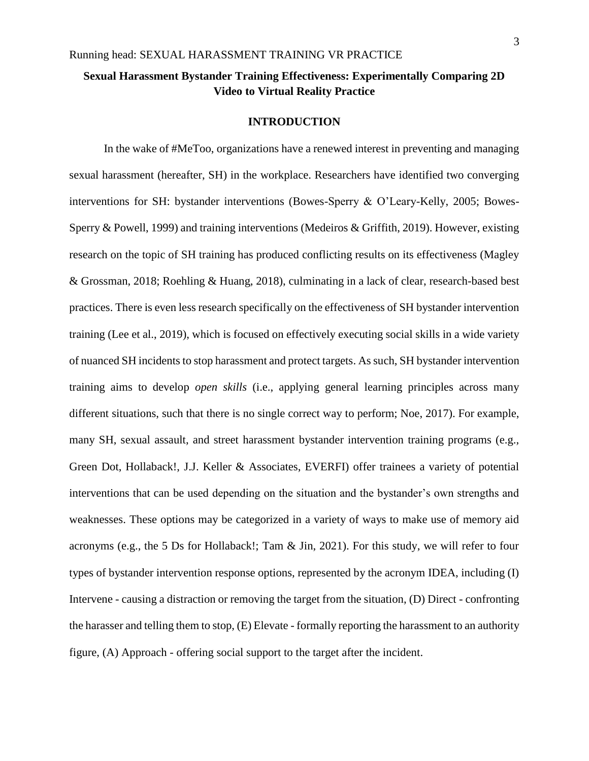# Sexual Harassment Bystander Training Effectiveness: Experimentally Comparing 2D Video to Virtual Reality Practice

## INTRODUCTION

In the wake of #MeToo, organizations have a renewed interest in preventing and managing sexual harassment (hereafter, SH) in the workplace. Researchers have identified two converging interventions for SH: bystander interventions (Bowes-Sperry & O'Leary-Kelly, 2005; Bowes-Sperry & Powell, 1999) and training interventions (Medeiros & Griffith, 2019). However, existing research on the topic of SH training has produced conflicting results on its effectiveness (Magley & Grossman, 2018; Roehling & Huang, 2018), culminating in a lack of clear, research-based best practices. There is even less research specifically on the effectiveness of SH bystander intervention training (Lee et al., 2019), which is focused on effectively executing social skills in a wide variety of nuanced SH incidents to stop harassment and protect targets. As such, SH bystander intervention training aims to develop *open skills* (i.e., applying general learning principles across many different situations, such that there is no single correct way to perform; Noe, 2017). For example, many SH, sexual assault, and street harassment bystander intervention training programs (e.g., Green Dot, Hollaback!, J.J. Keller & Associates, EVERFI) offer trainees a variety of potential interventions that can be used depending on the situation and the bystander's own strengths and weaknesses. These options may be categorized in a variety of ways to make use of memory aid acronyms (e.g., the 5 Ds for Hollaback!; Tam & Jin, 2021). For this study, we will refer to four types of bystander intervention response options, represented by the acronym IDEA, including (I) Intervene - causing a distraction or removing the target from the situation, (D) Direct - confronting the harasser and telling them to stop, (E) Elevate - formally reporting the harassment to an authority figure, (A) Approach - offering social support to the target after the incident.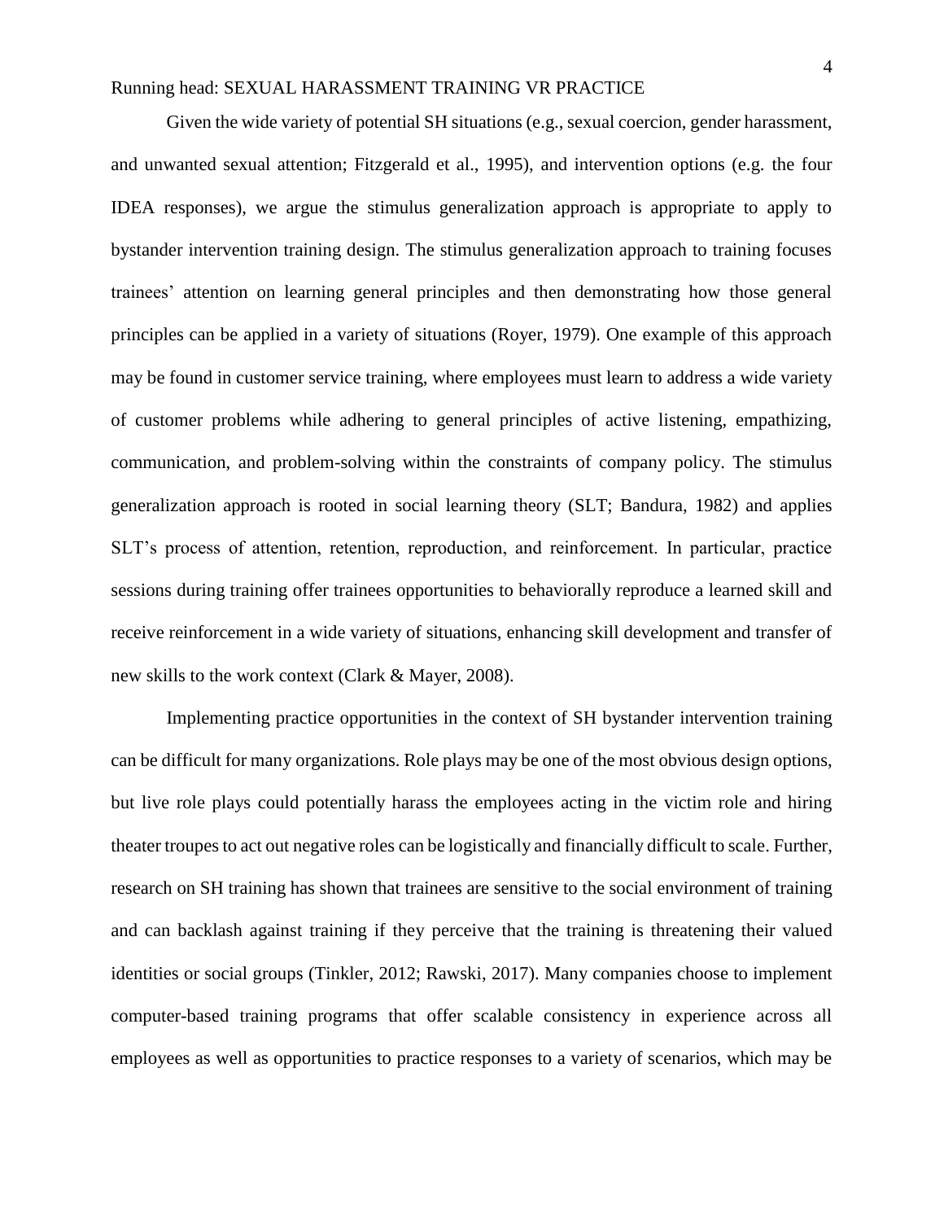Given the wide variety of potential SH situations (e.g., sexual coercion, gender harassment, and unwanted sexual attention; Fitzgerald et al., 1995), and intervention options (e.g. the four IDEA responses), we argue the stimulus generalization approach is appropriate to apply to bystander intervention training design. The stimulus generalization approach to training focuses trainees' attention on learning general principles and then demonstrating how those general principles can be applied in a variety of situations (Royer, 1979). One example of this approach may be found in customer service training, where employees must learn to address a wide variety of customer problems while adhering to general principles of active listening, empathizing, communication, and problem-solving within the constraints of company policy. The stimulus generalization approach is rooted in social learning theory (SLT; Bandura, 1982) and applies SLT's process of attention, retention, reproduction, and reinforcement. In particular, practice sessions during training offer trainees opportunities to behaviorally reproduce a learned skill and receive reinforcement in a wide variety of situations, enhancing skill development and transfer of new skills to the work context (Clark & Mayer, 2008).

Implementing practice opportunities in the context of SH bystander intervention training can be difficult for many organizations. Role plays may be one of the most obvious design options, but live role plays could potentially harass the employees acting in the victim role and hiring theater troupes to act out negative roles can be logistically and financially difficult to scale. Further, research on SH training has shown that trainees are sensitive to the social environment of training and can backlash against training if they perceive that the training is threatening their valued identities or social groups (Tinkler, 2012; Rawski, 2017). Many companies choose to implement computer-based training programs that offer scalable consistency in experience across all employees as well as opportunities to practice responses to a variety of scenarios, which may be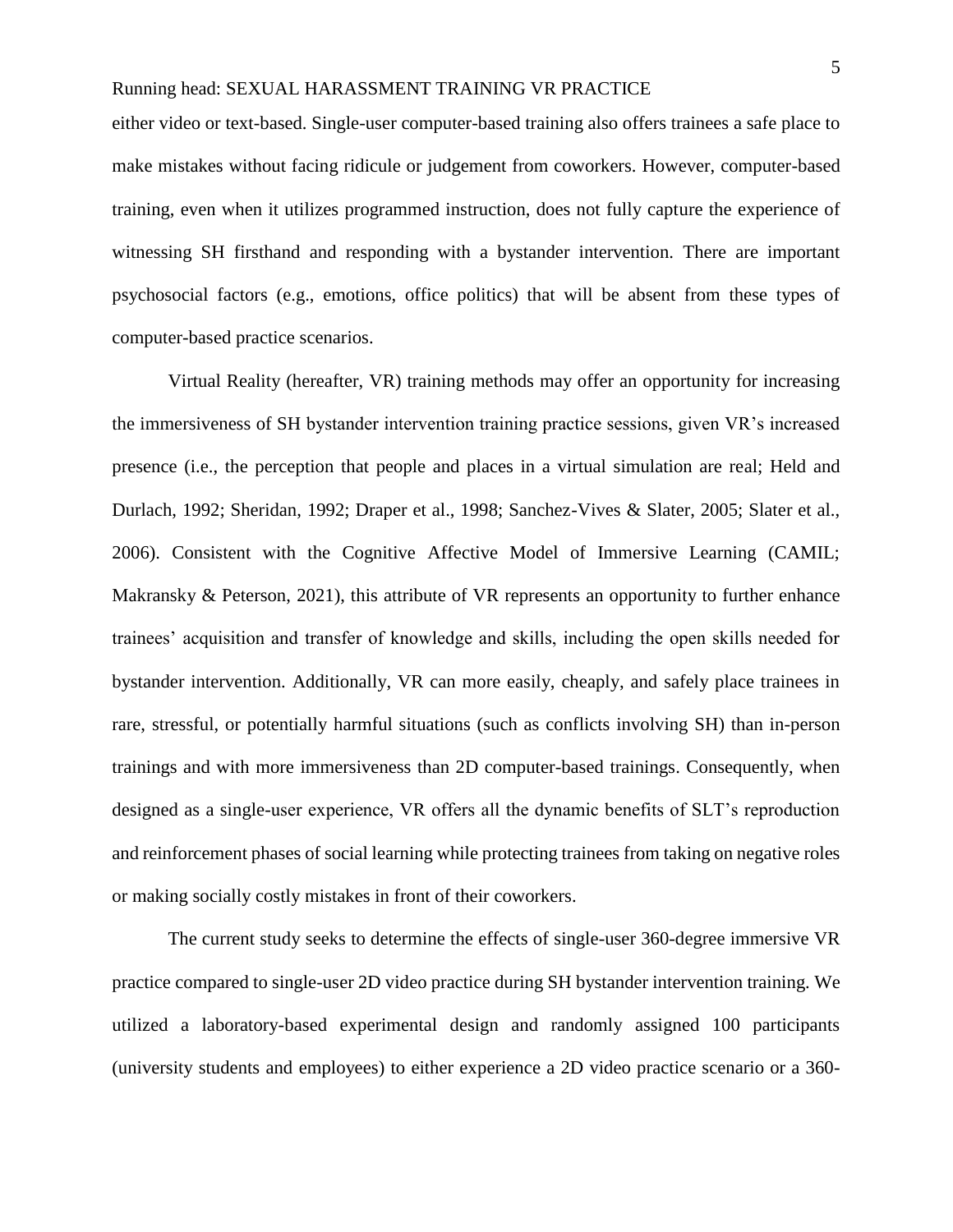either video or text-based. Single-user computer-based training also offers trainees a safe place to make mistakes without facing ridicule or judgement from coworkers. However, computer-based training, even when it utilizes programmed instruction, does not fully capture the experience of witnessing SH firsthand and responding with a bystander intervention. There are important psychosocial factors (e.g., emotions, office politics) that will be absent from these types of computer-based practice scenarios.

Virtual Reality (hereafter, VR) training methods may offer an opportunity for increasing the immersiveness of SH bystander intervention training practice sessions, given VR's increased presence (i.e., the perception that people and places in a virtual simulation are real; Held and Durlach, 1992; Sheridan, 1992; Draper et al., 1998; Sanchez-Vives & Slater, 2005; Slater et al., 2006). Consistent with the Cognitive Affective Model of Immersive Learning (CAMIL; Makransky & Peterson, 2021), this attribute of VR represents an opportunity to further enhance trainees' acquisition and transfer of knowledge and skills, including the open skills needed for bystander intervention. Additionally, VR can more easily, cheaply, and safely place trainees in rare, stressful, or potentially harmful situations (such as conflicts involving SH) than in-person trainings and with more immersiveness than 2D computer-based trainings. Consequently, when designed as a single-user experience, VR offers all the dynamic benefits of SLT's reproduction and reinforcement phases of social learning while protecting trainees from taking on negative roles or making socially costly mistakes in front of their coworkers.

The current study seeks to determine the effects of single-user 360-degree immersive VR practice compared to single-user 2D video practice during SH bystander intervention training. We utilized a laboratory-based experimental design and randomly assigned 100 participants (university students and employees) to either experience a 2D video practice scenario or a 360-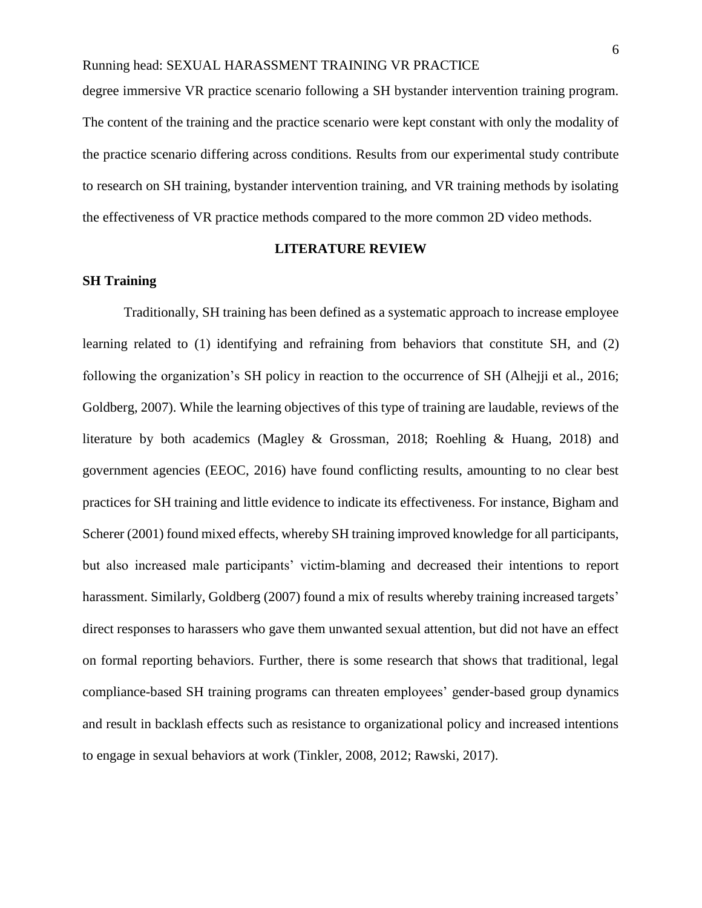degree immersive VR practice scenario following a SH bystander intervention training program. The content of the training and the practice scenario were kept constant with only the modality of the practice scenario differing across conditions. Results from our experimental study contribute to research on SH training, bystander intervention training, and VR training methods by isolating the effectiveness of VR practice methods compared to the more common 2D video methods.

## LITERATURE REVIEW

### SH Training

Traditionally, SH training has been defined as a systematic approach to increase employee learning related to (1) identifying and refraining from behaviors that constitute SH, and (2) following the organization's SH policy in reaction to the occurrence of SH (Alhejji et al., 2016; Goldberg, 2007). While the learning objectives of this type of training are laudable, reviews of the literature by both academics (Magley & Grossman, 2018; Roehling & Huang, 2018) and government agencies (EEOC, 2016) have found conflicting results, amounting to no clear best practices for SH training and little evidence to indicate its effectiveness. For instance, Bigham and Scherer (2001) found mixed effects, whereby SH training improved knowledge for all participants, but also increased male participants' victim-blaming and decreased their intentions to report harassment. Similarly, Goldberg (2007) found a mix of results whereby training increased targets' direct responses to harassers who gave them unwanted sexual attention, but did not have an effect on formal reporting behaviors. Further, there is some research that shows that traditional, legal compliance-based SH training programs can threaten employees' gender-based group dynamics and result in backlash effects such as resistance to organizational policy and increased intentions to engage in sexual behaviors at work (Tinkler, 2008, 2012; Rawski, 2017).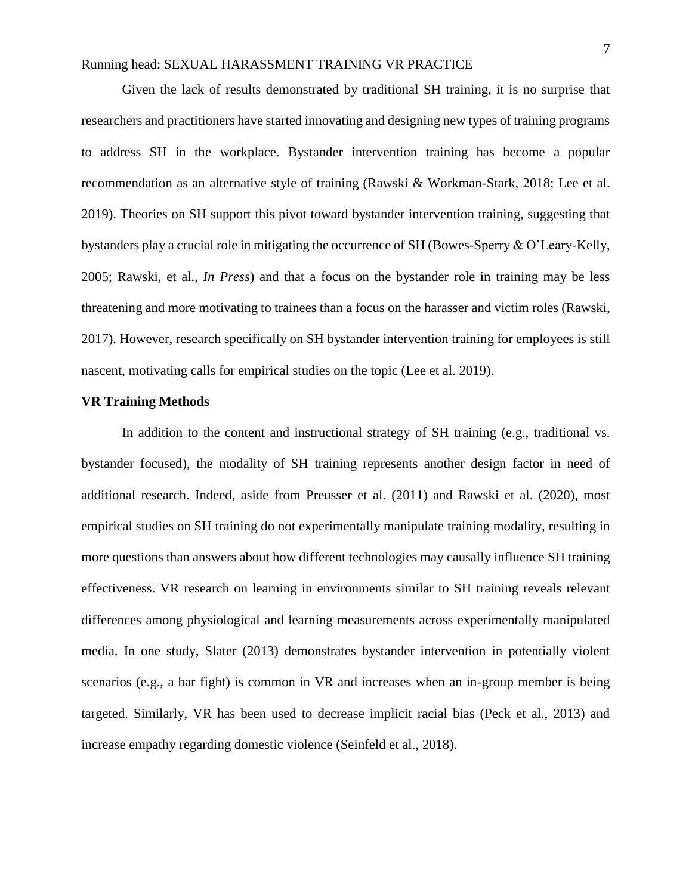Given the lack of results demonstrated by traditional SH training, it is no surprise that researchers and practitioners have started innovating and designing new types of training programs to address SH in the workplace. Bystander intervention training has become a popular recommendation as an alternative style of training (Rawski & Workman-Stark, 2018; Lee et al. 2019). Theories on SH support this pivot toward bystander intervention training, suggesting that bystanders play a crucial role in mitigating the occurrence of SH (Bowes-Sperry & O'Leary-Kelly, 2005; Rawski, et al., *In Press*) and that a focus on the bystander role in training may be less threatening and more motivating to trainees than a focus on the harasser and victim roles (Rawski, 2017). However, research specifically on SH bystander intervention training for employees is still nascent, motivating calls for empirical studies on the topic (Lee et al. 2019).

**VR Training Methods**

In addition to the content and instructional strategy of SH training (e.g., traditional vs. bystander focused), the modality of SH training represents another design factor in need of additional research. Indeed, aside from Preusser et al. (2011) and Rawski et al. (2020), most empirical studies on SH training do not experimentally manipulate training modality, resulting in more questions than answers about how different technologies may causally influence SH training effectiveness. VR research on learning in environments similar to SH training reveals relevant differences among physiological and learning measurements across experimentally manipulated media. In one study, Slater (2013) demonstrates bystander intervention in potentially violent scenarios (e.g., a bar fight) is common in VR and increases when an in-group member is being targeted. Similarly, VR has been used to decrease implicit racial bias (Peck et al., 2013) and increase empathy regarding domestic violence (Seinfeld et al., 2018).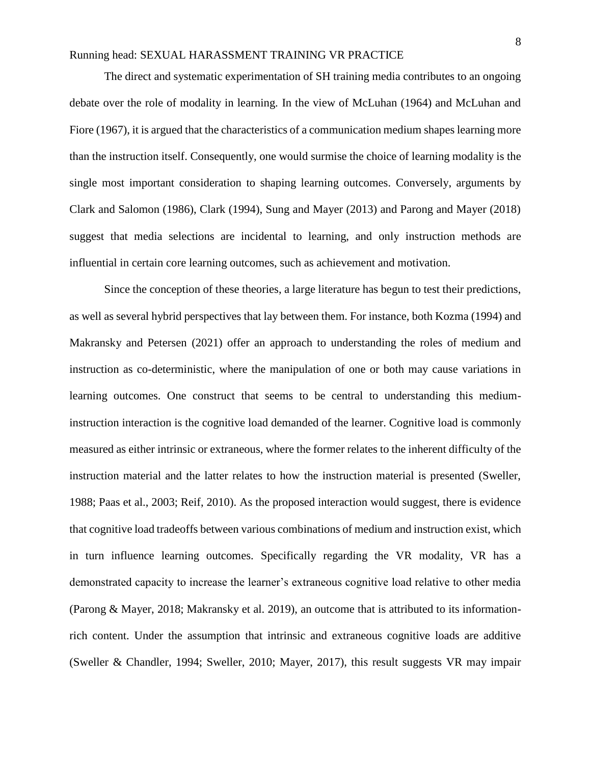The direct and systematic experimentation of SH training media contributes to an ongoing debate over the role of modality in learning. In the view of McLuhan (1964) and McLuhan and Fiore (1967), it is argued that the characteristics of a communication medium shapes learning more than the instruction itself. Consequently, one would surmise the choice of learning modality is the single most important consideration to shaping learning outcomes. Conversely, arguments by Clark and Salomon (1986), Clark (1994), Sung and Mayer (2013) and Parong and Mayer (2018) suggest that media selections are incidental to learning, and only instruction methods are influential in certain core learning outcomes, such as achievement and motivation.

Since the conception of these theories, a large literature has begun to test their predictions, as well as several hybrid perspectives that lay between them. For instance, both Kozma (1994) and Makransky and Petersen (2021) offer an approach to understanding the roles of medium and instruction as co-deterministic, where the manipulation of one or both may cause variations in learning outcomes. One construct that seems to be central to understanding this medium-instruction interaction is the cognitive load demanded of the learner. Cognitive load is commonly measured as either intrinsic or extraneous, where the former relates to the inherent difficulty of the instruction material and the latter relates to how the instruction material is presented (Sweller, 1988; Paas et al., 2003; Reif, 2010). As the proposed interaction would suggest, there is evidence that cognitive load tradeoffs between various combinations of medium and instruction exist, which in turn influence learning outcomes. Specifically regarding the VR modality, VR has a demonstrated capacity to increase the learner's extraneous cognitive load relative to other media (Parong & Mayer, 2018; Makransky et al. 2019), an outcome that is attributed to its information-rich content. Under the assumption that intrinsic and extraneous cognitive loads are additive (Sweller & Chandler, 1994; Sweller, 2010; Mayer, 2017), this result suggests VR may impair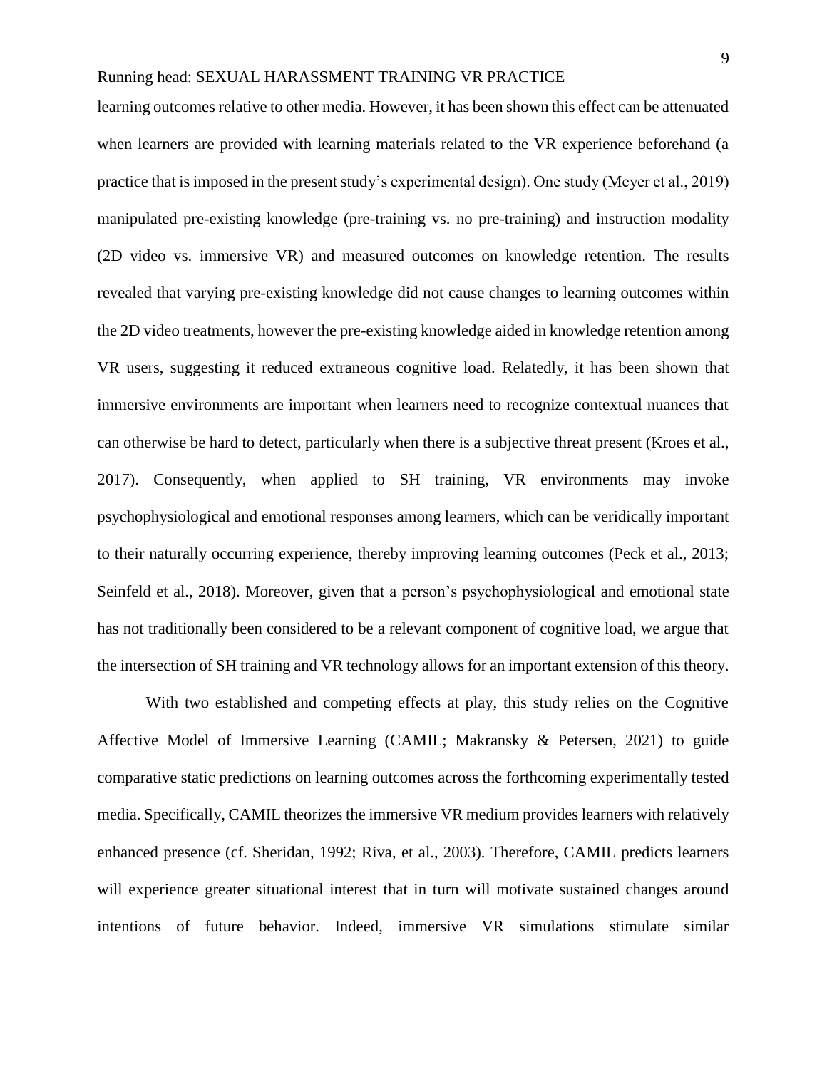learning outcomes relative to other media. However, it has been shown this effect can be attenuated when learners are provided with learning materials related to the VR experience beforehand (a practice that is imposed in the present study's experimental design). One study (Meyer et al., 2019) manipulated pre-existing knowledge (pre-training vs. no pre-training) and instruction modality (2D video vs. immersive VR) and measured outcomes on knowledge retention. The results revealed that varying pre-existing knowledge did not cause changes to learning outcomes within the 2D video treatments, however the pre-existing knowledge aided in knowledge retention among VR users, suggesting it reduced extraneous cognitive load. Relatedly, it has been shown that immersive environments are important when learners need to recognize contextual nuances that can otherwise be hard to detect, particularly when there is a subjective threat present (Kroes et al., 2017). Consequently, when applied to SH training, VR environments may invoke psychophysiological and emotional responses among learners, which can be veridically important to their naturally occurring experience, thereby improving learning outcomes (Peck et al., 2013; Seinfeld et al., 2018). Moreover, given that a person's psychophysiological and emotional state has not traditionally been considered to be a relevant component of cognitive load, we argue that the intersection of SH training and VR technology allows for an important extension of this theory.

With two established and competing effects at play, this study relies on the Cognitive Affective Model of Immersive Learning (CAMIL; Makransky & Petersen, 2021) to guide comparative static predictions on learning outcomes across the forthcoming experimentally tested media. Specifically, CAMIL theorizes the immersive VR medium provides learners with relatively enhanced presence (cf. Sheridan, 1992; Riva, et al., 2003). Therefore, CAMIL predicts learners will experience greater situational interest that in turn will motivate sustained changes around intentions of future behavior. Indeed, immersive VR simulations stimulate similar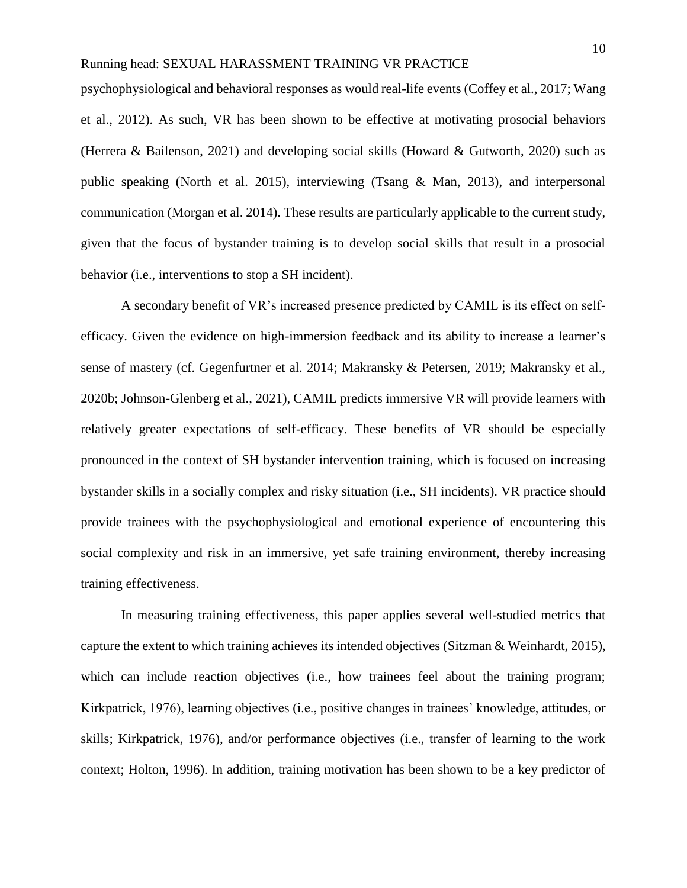psychophysiological and behavioral responses as would real-life events (Coffey et al., 2017; Wang et al., 2012). As such, VR has been shown to be effective at motivating prosocial behaviors (Herrera & Bailenson, 2021) and developing social skills (Howard & Gutworth, 2020) such as public speaking (North et al. 2015), interviewing (Tsang & Man, 2013), and interpersonal communication (Morgan et al. 2014). These results are particularly applicable to the current study, given that the focus of bystander training is to develop social skills that result in a prosocial behavior (i.e., interventions to stop a SH incident).

A secondary benefit of VR's increased presence predicted by CAMIL is its effect on self-efficacy. Given the evidence on high-immersion feedback and its ability to increase a learner's sense of mastery (cf. Gegenfurtner et al. 2014; Makransky & Petersen, 2019; Makransky et al., 2020b; Johnson-Glenberg et al., 2021), CAMIL predicts immersive VR will provide learners with relatively greater expectations of self-efficacy. These benefits of VR should be especially pronounced in the context of SH bystander intervention training, which is focused on increasing bystander skills in a socially complex and risky situation (i.e., SH incidents). VR practice should provide trainees with the psychophysiological and emotional experience of encountering this social complexity and risk in an immersive, yet safe training environment, thereby increasing training effectiveness.

In measuring training effectiveness, this paper applies several well-studied metrics that capture the extent to which training achieves its intended objectives (Sitzman & Weinhardt, 2015), which can include reaction objectives (i.e., how trainees feel about the training program; Kirkpatrick, 1976), learning objectives (i.e., positive changes in trainees' knowledge, attitudes, or skills; Kirkpatrick, 1976), and/or performance objectives (i.e., transfer of learning to the work context; Holton, 1996). In addition, training motivation has been shown to be a key predictor of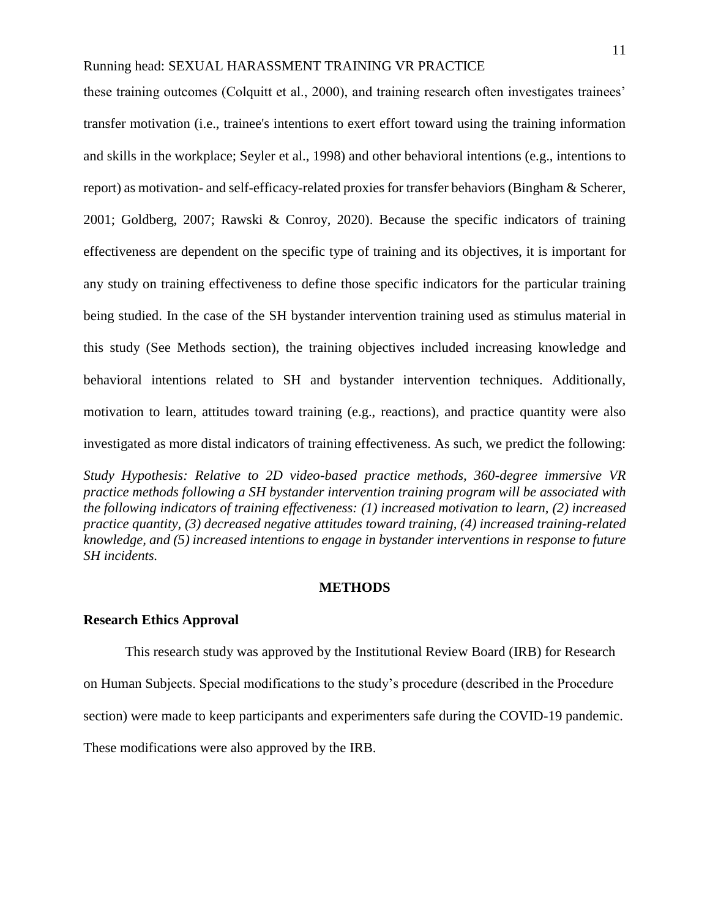these training outcomes (Colquitt et al., 2000), and training research often investigates trainees' transfer motivation (i.e., trainee's intentions to exert effort toward using the training information and skills in the workplace; Seyler et al., 1998) and other behavioral intentions (e.g., intentions to report) as motivation- and self-efficacy-related proxies for transfer behaviors (Bingham & Scherer, 2001; Goldberg, 2007; Rawski & Conroy, 2020). Because the specific indicators of training effectiveness are dependent on the specific type of training and its objectives, it is important for any study on training effectiveness to define those specific indicators for the particular training being studied. In the case of the SH bystander intervention training used as stimulus material in this study (See Methods section), the training objectives included increasing knowledge and behavioral intentions related to SH and bystander intervention techniques. Additionally, motivation to learn, attitudes toward training (e.g., reactions), and practice quantity were also investigated as more distal indicators of training effectiveness. As such, we predict the following:

*Study Hypothesis: Relative to 2D video-based practice methods, 360-degree immersive VR practice methods following a SH bystander intervention training program will be associated with the following indicators of training effectiveness: (1) increased motivation to learn, (2) increased practice quantity, (3) decreased negative attitudes toward training, (4) increased training-related knowledge, and (5) increased intentions to engage in bystander interventions in response to future SH incidents.*

## METHODS

### Research Ethics Approval

This research study was approved by the Institutional Review Board (IRB) for Research on Human Subjects. Special modifications to the study's procedure (described in the Procedure section) were made to keep participants and experimenters safe during the COVID-19 pandemic. These modifications were also approved by the IRB.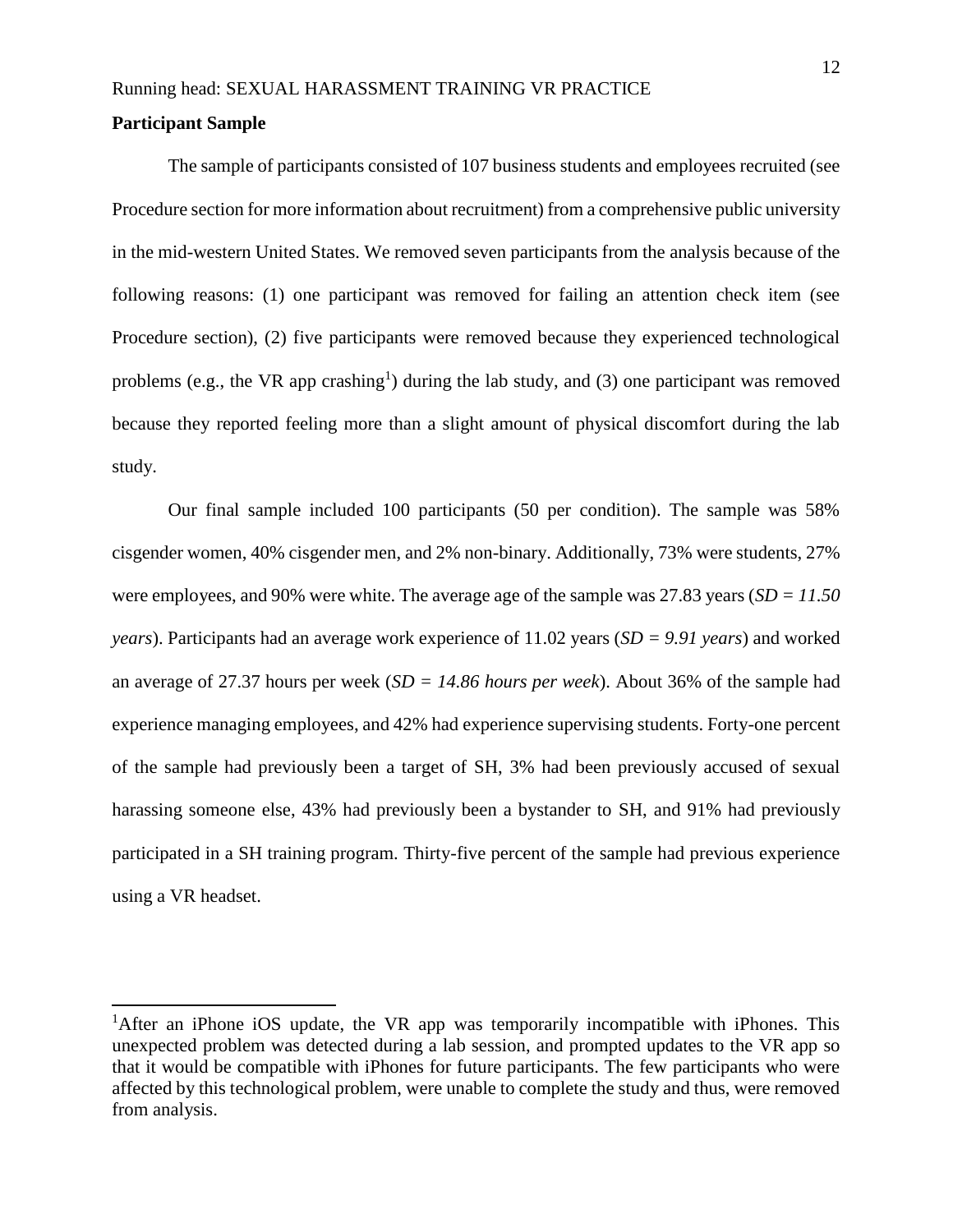**Participant Sample**

The sample of participants consisted of 107 business students and employees recruited (see Procedure section for more information about recruitment) from a comprehensive public university in the mid-western United States. We removed seven participants from the analysis because of the following reasons: (1) one participant was removed for failing an attention check item (see Procedure section), (2) five participants were removed because they experienced technological problems (e.g., the VR app crashing[1]) during the lab study, and (3) one participant was removed because they reported feeling more than a slight amount of physical discomfort during the lab study.

Our final sample included 100 participants (50 per condition). The sample was 58% cisgender women, 40% cisgender men, and 2% non-binary. Additionally, 73% were students, 27% were employees, and 90% were white. The average age of the sample was 27.83 years (*SD = 11.50 years*). Participants had an average work experience of 11.02 years (*SD = 9.91 years*) and worked an average of 27.37 hours per week (*SD = 14.86 hours per week*). About 36% of the sample had experience managing employees, and 42% had experience supervising students. Forty-one percent of the sample had previously been a target of SH, 3% had been previously accused of sexual harassing someone else, 43% had previously been a bystander to SH, and 91% had previously participated in a SH training program. Thirty-five percent of the sample had previous experience using a VR headset.

---

[1]After an iPhone iOS update, the VR app was temporarily incompatible with iPhones. This unexpected problem was detected during a lab session, and prompted updates to the VR app so that it would be compatible with iPhones for future participants. The few participants who were affected by this technological problem, were unable to complete the study and thus, were removed from analysis.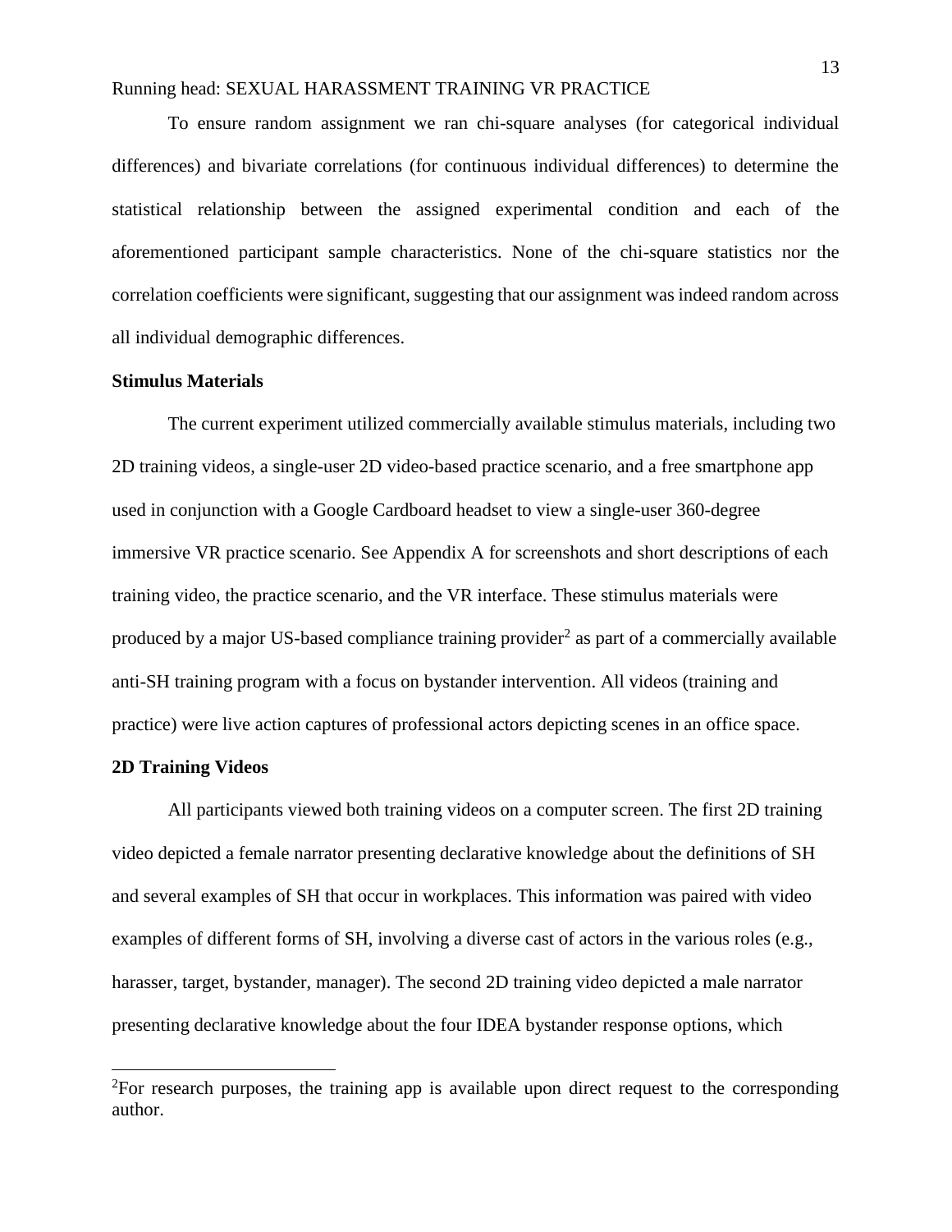To ensure random assignment we ran chi-square analyses (for categorical individual differences) and bivariate correlations (for continuous individual differences) to determine the statistical relationship between the assigned experimental condition and each of the aforementioned participant sample characteristics. None of the chi-square statistics nor the correlation coefficients were significant, suggesting that our assignment was indeed random across all individual demographic differences.

**Stimulus Materials**

The current experiment utilized commercially available stimulus materials, including two 2D training videos, a single-user 2D video-based practice scenario, and a free smartphone app used in conjunction with a Google Cardboard headset to view a single-user 360-degree immersive VR practice scenario. See Appendix A for screenshots and short descriptions of each training video, the practice scenario, and the VR interface. These stimulus materials were produced by a major US-based compliance training provider[2] as part of a commercially available anti-SH training program with a focus on bystander intervention. All videos (training and practice) were live action captures of professional actors depicting scenes in an office space.

**2D Training Videos**

All participants viewed both training videos on a computer screen. The first 2D training video depicted a female narrator presenting declarative knowledge about the definitions of SH and several examples of SH that occur in workplaces. This information was paired with video examples of different forms of SH, involving a diverse cast of actors in the various roles (e.g., harasser, target, bystander, manager). The second 2D training video depicted a male narrator presenting declarative knowledge about the four IDEA bystander response options, which

[2] For research purposes, the training app is available upon direct request to the corresponding author.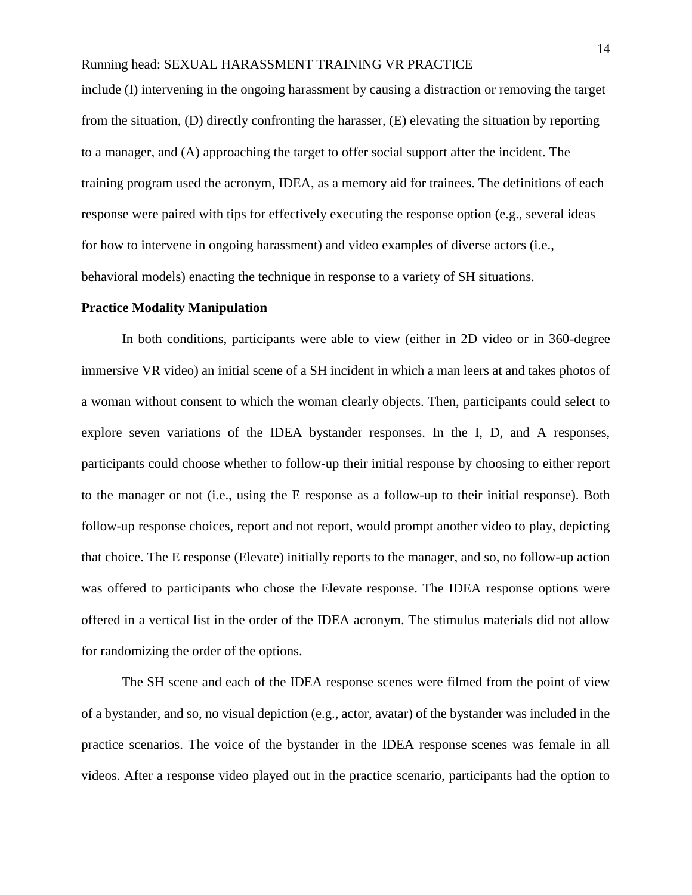include (I) intervening in the ongoing harassment by causing a distraction or removing the target from the situation, (D) directly confronting the harasser, (E) elevating the situation by reporting to a manager, and (A) approaching the target to offer social support after the incident. The training program used the acronym, IDEA, as a memory aid for trainees. The definitions of each response were paired with tips for effectively executing the response option (e.g., several ideas for how to intervene in ongoing harassment) and video examples of diverse actors (i.e., behavioral models) enacting the technique in response to a variety of SH situations.

**Practice Modality Manipulation**

In both conditions, participants were able to view (either in 2D video or in 360-degree immersive VR video) an initial scene of a SH incident in which a man leers at and takes photos of a woman without consent to which the woman clearly objects. Then, participants could select to explore seven variations of the IDEA bystander responses. In the I, D, and A responses, participants could choose whether to follow-up their initial response by choosing to either report to the manager or not (i.e., using the E response as a follow-up to their initial response). Both follow-up response choices, report and not report, would prompt another video to play, depicting that choice. The E response (Elevate) initially reports to the manager, and so, no follow-up action was offered to participants who chose the Elevate response. The IDEA response options were offered in a vertical list in the order of the IDEA acronym. The stimulus materials did not allow for randomizing the order of the options.

The SH scene and each of the IDEA response scenes were filmed from the point of view of a bystander, and so, no visual depiction (e.g., actor, avatar) of the bystander was included in the practice scenarios. The voice of the bystander in the IDEA response scenes was female in all videos. After a response video played out in the practice scenario, participants had the option to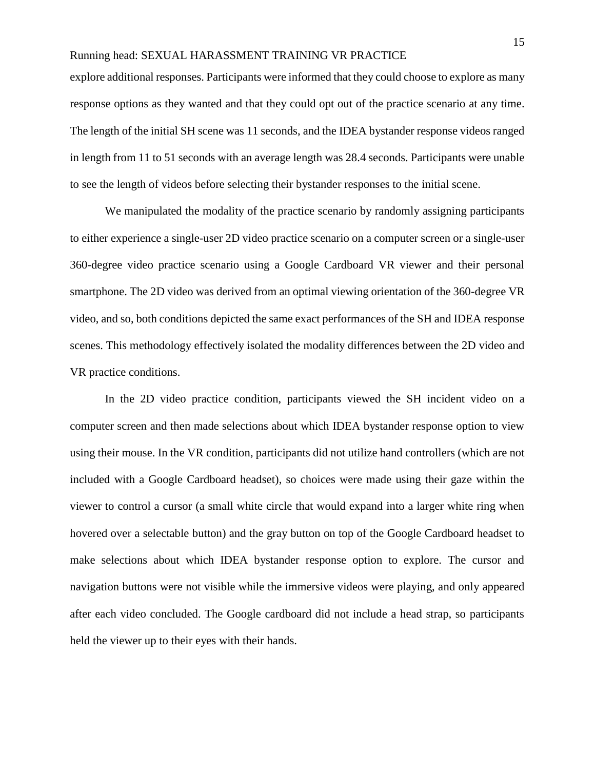explore additional responses. Participants were informed that they could choose to explore as many response options as they wanted and that they could opt out of the practice scenario at any time. The length of the initial SH scene was 11 seconds, and the IDEA bystander response videos ranged in length from 11 to 51 seconds with an average length was 28.4 seconds. Participants were unable to see the length of videos before selecting their bystander responses to the initial scene.

We manipulated the modality of the practice scenario by randomly assigning participants to either experience a single-user 2D video practice scenario on a computer screen or a single-user 360-degree video practice scenario using a Google Cardboard VR viewer and their personal smartphone. The 2D video was derived from an optimal viewing orientation of the 360-degree VR video, and so, both conditions depicted the same exact performances of the SH and IDEA response scenes. This methodology effectively isolated the modality differences between the 2D video and VR practice conditions.

In the 2D video practice condition, participants viewed the SH incident video on a computer screen and then made selections about which IDEA bystander response option to view using their mouse. In the VR condition, participants did not utilize hand controllers (which are not included with a Google Cardboard headset), so choices were made using their gaze within the viewer to control a cursor (a small white circle that would expand into a larger white ring when hovered over a selectable button) and the gray button on top of the Google Cardboard headset to make selections about which IDEA bystander response option to explore. The cursor and navigation buttons were not visible while the immersive videos were playing, and only appeared after each video concluded. The Google cardboard did not include a head strap, so participants held the viewer up to their eyes with their hands.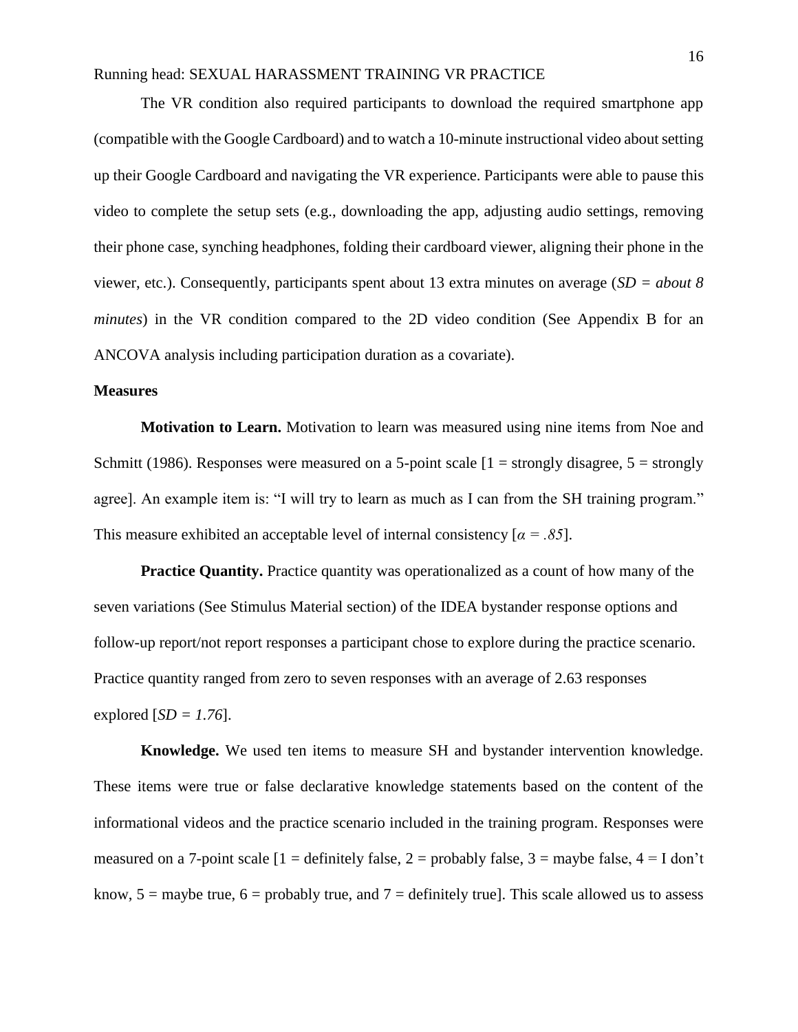The VR condition also required participants to download the required smartphone app (compatible with the Google Cardboard) and to watch a 10-minute instructional video about setting up their Google Cardboard and navigating the VR experience. Participants were able to pause this video to complete the setup sets (e.g., downloading the app, adjusting audio settings, removing their phone case, synching headphones, folding their cardboard viewer, aligning their phone in the viewer, etc.). Consequently, participants spent about 13 extra minutes on average (*SD = about 8 minutes*) in the VR condition compared to the 2D video condition (See Appendix B for an ANCOVA analysis including participation duration as a covariate).

### Measures

**Motivation to Learn.** Motivation to learn was measured using nine items from Noe and Schmitt (1986). Responses were measured on a 5-point scale [1 = strongly disagree, 5 = strongly agree]. An example item is: "I will try to learn as much as I can from the SH training program." This measure exhibited an acceptable level of internal consistency [$\alpha = .85$].

**Practice Quantity.** Practice quantity was operationalized as a count of how many of the seven variations (See Stimulus Material section) of the IDEA bystander response options and follow-up report/not report responses a participant chose to explore during the practice scenario. Practice quantity ranged from zero to seven responses with an average of 2.63 responses explored [$SD = 1.76$].

**Knowledge.** We used ten items to measure SH and bystander intervention knowledge. These items were true or false declarative knowledge statements based on the content of the informational videos and the practice scenario included in the training program. Responses were measured on a 7-point scale [1 = definitely false, 2 = probably false, 3 = maybe false, 4 = I don't know, 5 = maybe true, 6 = probably true, and 7 = definitely true]. This scale allowed us to assess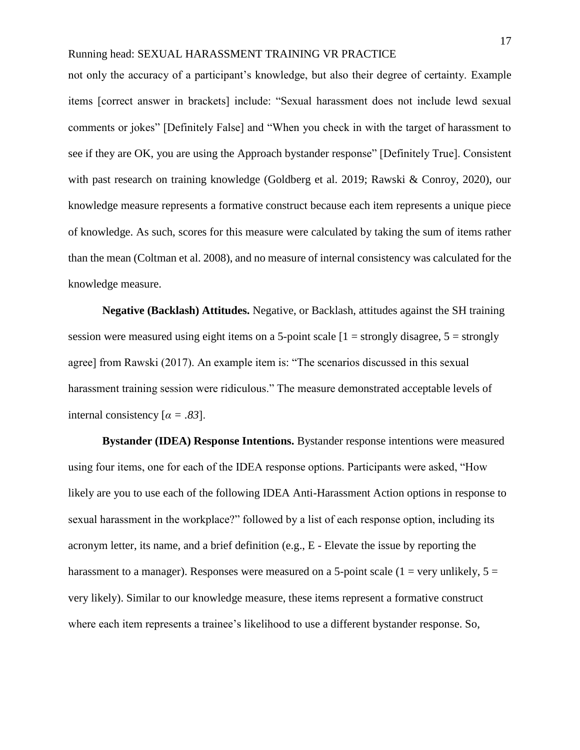not only the accuracy of a participant's knowledge, but also their degree of certainty. Example items [correct answer in brackets] include: "Sexual harassment does not include lewd sexual comments or jokes" [Definitely False] and "When you check in with the target of harassment to see if they are OK, you are using the Approach bystander response" [Definitely True]. Consistent with past research on training knowledge (Goldberg et al. 2019; Rawski & Conroy, 2020), our knowledge measure represents a formative construct because each item represents a unique piece of knowledge. As such, scores for this measure were calculated by taking the sum of items rather than the mean (Coltman et al. 2008), and no measure of internal consistency was calculated for the knowledge measure.

**Negative (Backlash) Attitudes.** Negative, or Backlash, attitudes against the SH training session were measured using eight items on a 5-point scale [1 = strongly disagree, 5 = strongly agree] from Rawski (2017). An example item is: "The scenarios discussed in this sexual harassment training session were ridiculous." The measure demonstrated acceptable levels of internal consistency [$\alpha = .83$].

**Bystander (IDEA) Response Intentions.** Bystander response intentions were measured using four items, one for each of the IDEA response options. Participants were asked, "How likely are you to use each of the following IDEA Anti-Harassment Action options in response to sexual harassment in the workplace?" followed by a list of each response option, including its acronym letter, its name, and a brief definition (e.g., E - Elevate the issue by reporting the harassment to a manager). Responses were measured on a 5-point scale (1 = very unlikely, 5 = very likely). Similar to our knowledge measure, these items represent a formative construct where each item represents a trainee's likelihood to use a different bystander response. So,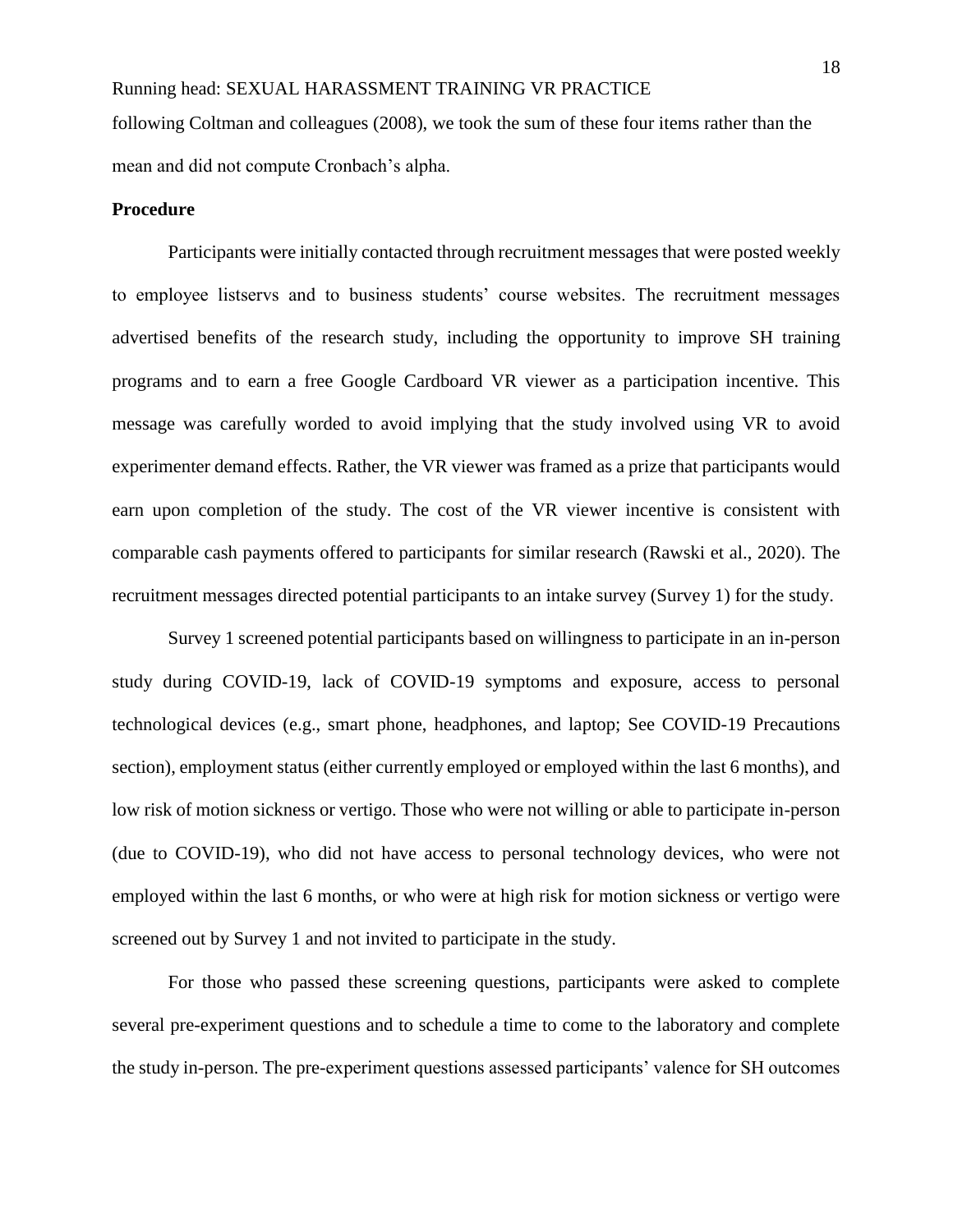following Coltman and colleagues (2008), we took the sum of these four items rather than the mean and did not compute Cronbach's alpha.

## Procedure

Participants were initially contacted through recruitment messages that were posted weekly to employee listservs and to business students' course websites. The recruitment messages advertised benefits of the research study, including the opportunity to improve SH training programs and to earn a free Google Cardboard VR viewer as a participation incentive. This message was carefully worded to avoid implying that the study involved using VR to avoid experimenter demand effects. Rather, the VR viewer was framed as a prize that participants would earn upon completion of the study. The cost of the VR viewer incentive is consistent with comparable cash payments offered to participants for similar research (Rawski et al., 2020). The recruitment messages directed potential participants to an intake survey (Survey 1) for the study.

Survey 1 screened potential participants based on willingness to participate in an in-person study during COVID-19, lack of COVID-19 symptoms and exposure, access to personal technological devices (e.g., smart phone, headphones, and laptop; See COVID-19 Precautions section), employment status (either currently employed or employed within the last 6 months), and low risk of motion sickness or vertigo. Those who were not willing or able to participate in-person (due to COVID-19), who did not have access to personal technology devices, who were not employed within the last 6 months, or who were at high risk for motion sickness or vertigo were screened out by Survey 1 and not invited to participate in the study.

For those who passed these screening questions, participants were asked to complete several pre-experiment questions and to schedule a time to come to the laboratory and complete the study in-person. The pre-experiment questions assessed participants' valence for SH outcomes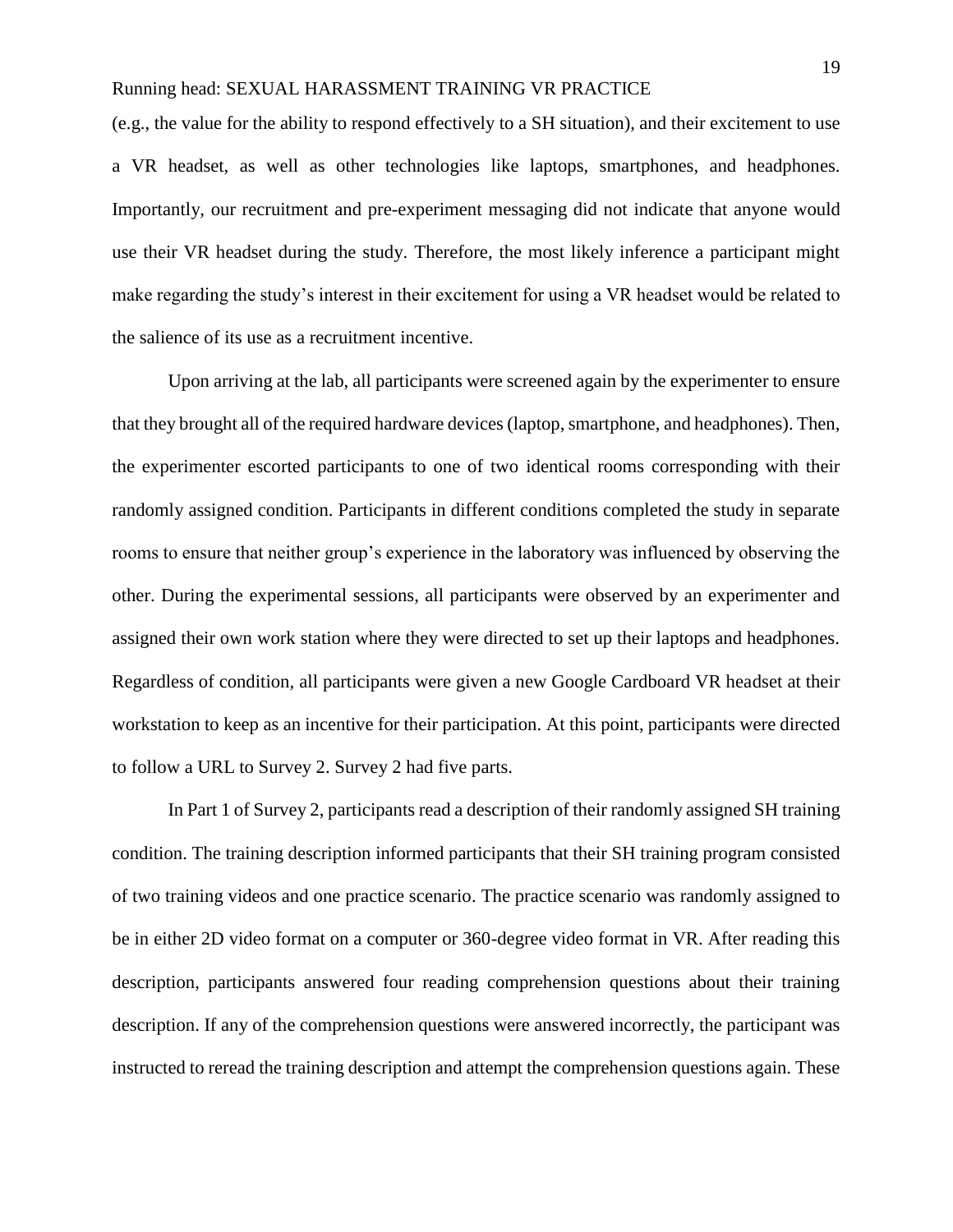(e.g., the value for the ability to respond effectively to a SH situation), and their excitement to use a VR headset, as well as other technologies like laptops, smartphones, and headphones. Importantly, our recruitment and pre-experiment messaging did not indicate that anyone would use their VR headset during the study. Therefore, the most likely inference a participant might make regarding the study's interest in their excitement for using a VR headset would be related to the salience of its use as a recruitment incentive.

Upon arriving at the lab, all participants were screened again by the experimenter to ensure that they brought all of the required hardware devices (laptop, smartphone, and headphones). Then, the experimenter escorted participants to one of two identical rooms corresponding with their randomly assigned condition. Participants in different conditions completed the study in separate rooms to ensure that neither group's experience in the laboratory was influenced by observing the other. During the experimental sessions, all participants were observed by an experimenter and assigned their own work station where they were directed to set up their laptops and headphones. Regardless of condition, all participants were given a new Google Cardboard VR headset at their workstation to keep as an incentive for their participation. At this point, participants were directed to follow a URL to Survey 2. Survey 2 had five parts.

In Part 1 of Survey 2, participants read a description of their randomly assigned SH training condition. The training description informed participants that their SH training program consisted of two training videos and one practice scenario. The practice scenario was randomly assigned to be in either 2D video format on a computer or 360-degree video format in VR. After reading this description, participants answered four reading comprehension questions about their training description. If any of the comprehension questions were answered incorrectly, the participant was instructed to reread the training description and attempt the comprehension questions again. These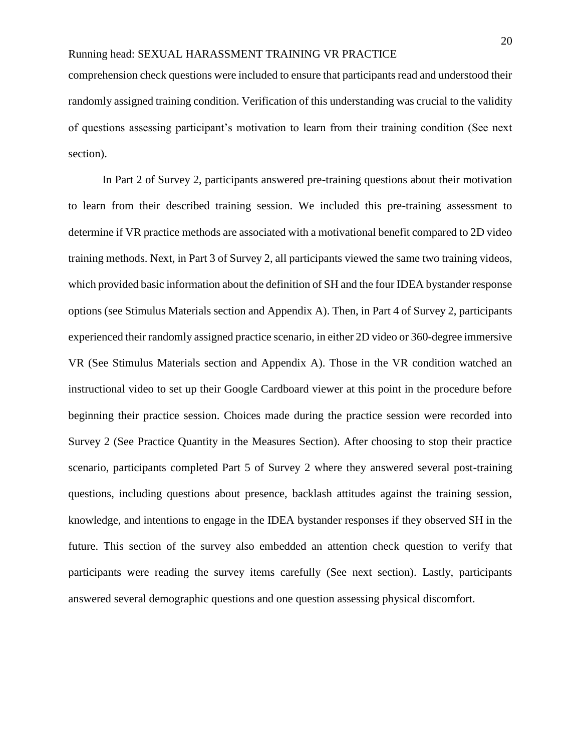comprehension check questions were included to ensure that participants read and understood their randomly assigned training condition. Verification of this understanding was crucial to the validity of questions assessing participant's motivation to learn from their training condition (See next section).

In Part 2 of Survey 2, participants answered pre-training questions about their motivation to learn from their described training session. We included this pre-training assessment to determine if VR practice methods are associated with a motivational benefit compared to 2D video training methods. Next, in Part 3 of Survey 2, all participants viewed the same two training videos, which provided basic information about the definition of SH and the four IDEA bystander response options (see Stimulus Materials section and Appendix A). Then, in Part 4 of Survey 2, participants experienced their randomly assigned practice scenario, in either 2D video or 360-degree immersive VR (See Stimulus Materials section and Appendix A). Those in the VR condition watched an instructional video to set up their Google Cardboard viewer at this point in the procedure before beginning their practice session. Choices made during the practice session were recorded into Survey 2 (See Practice Quantity in the Measures Section). After choosing to stop their practice scenario, participants completed Part 5 of Survey 2 where they answered several post-training questions, including questions about presence, backlash attitudes against the training session, knowledge, and intentions to engage in the IDEA bystander responses if they observed SH in the future. This section of the survey also embedded an attention check question to verify that participants were reading the survey items carefully (See next section). Lastly, participants answered several demographic questions and one question assessing physical discomfort.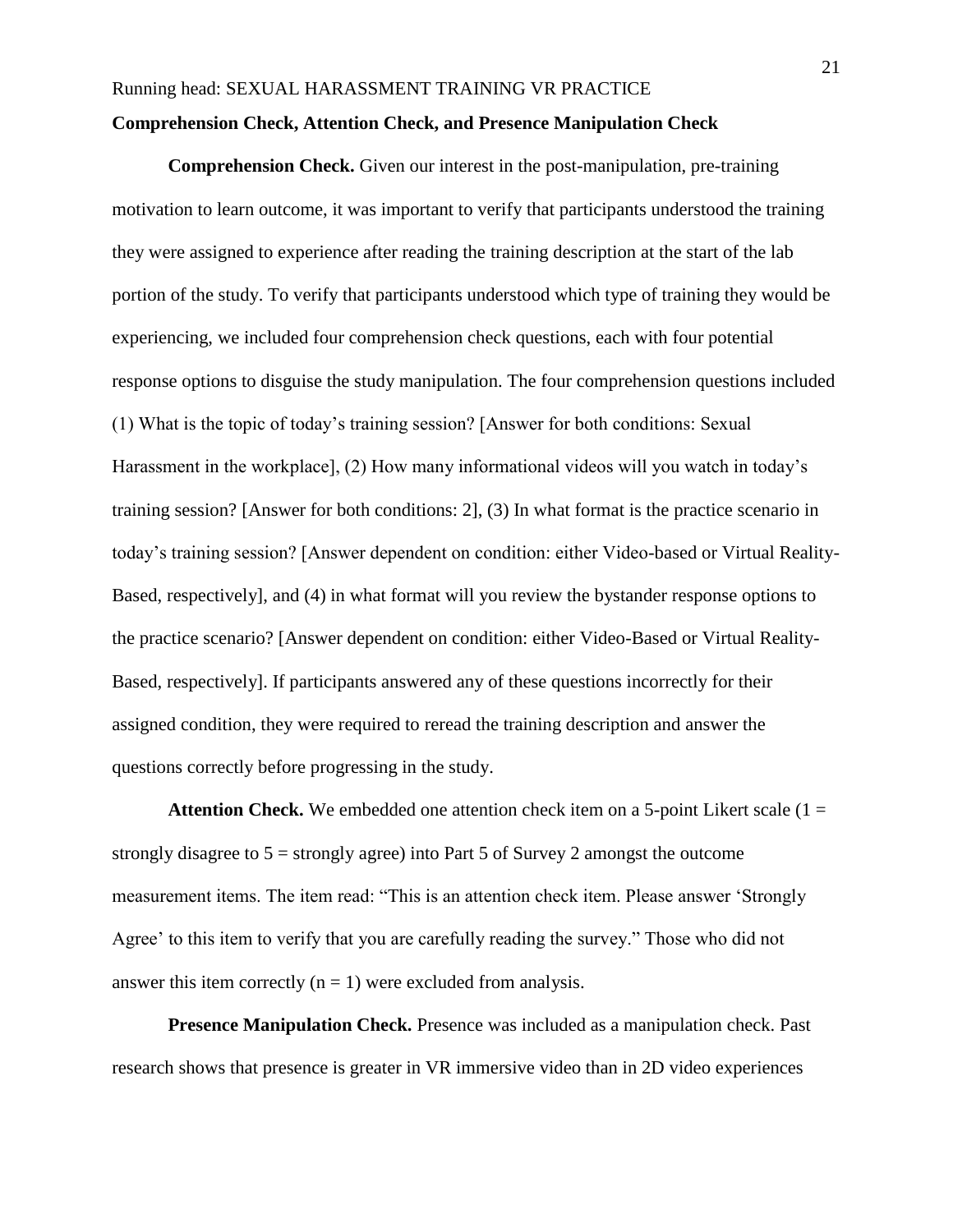**Comprehension Check, Attention Check, and Presence Manipulation Check**

**Comprehension Check.** Given our interest in the post-manipulation, pre-training motivation to learn outcome, it was important to verify that participants understood the training they were assigned to experience after reading the training description at the start of the lab portion of the study. To verify that participants understood which type of training they would be experiencing, we included four comprehension check questions, each with four potential response options to disguise the study manipulation. The four comprehension questions included (1) What is the topic of today's training session? [Answer for both conditions: Sexual Harassment in the workplace], (2) How many informational videos will you watch in today's training session? [Answer for both conditions: 2], (3) In what format is the practice scenario in today's training session? [Answer dependent on condition: either Video-based or Virtual Reality-Based, respectively], and (4) in what format will you review the bystander response options to the practice scenario? [Answer dependent on condition: either Video-Based or Virtual Reality-Based, respectively]. If participants answered any of these questions incorrectly for their assigned condition, they were required to reread the training description and answer the questions correctly before progressing in the study.

**Attention Check.** We embedded one attention check item on a 5-point Likert scale (1 = strongly disagree to 5 = strongly agree) into Part 5 of Survey 2 amongst the outcome measurement items. The item read: "This is an attention check item. Please answer 'Strongly Agree' to this item to verify that you are carefully reading the survey." Those who did not answer this item correctly ($n = 1$) were excluded from analysis.

**Presence Manipulation Check.** Presence was included as a manipulation check. Past research shows that presence is greater in VR immersive video than in 2D video experiences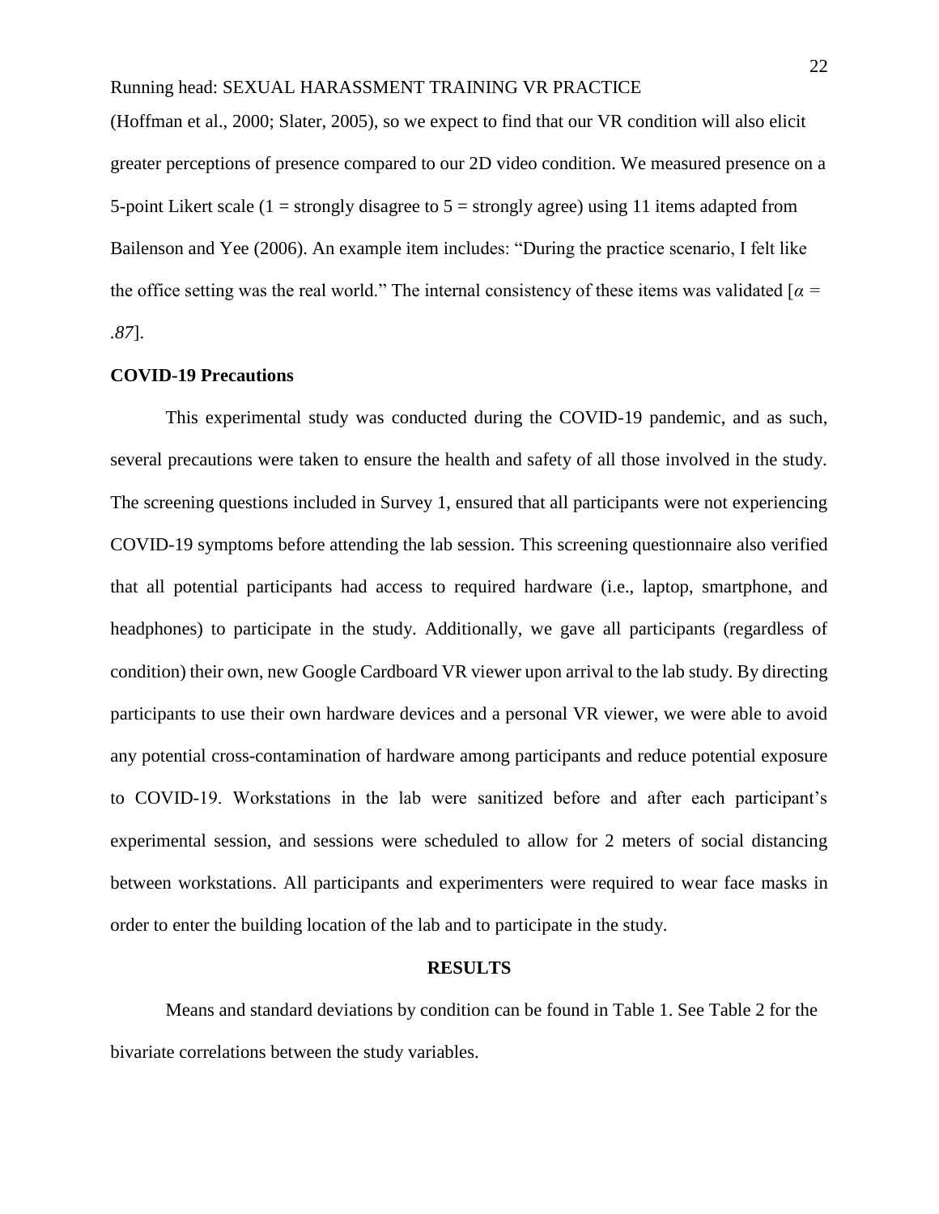(Hoffman et al., 2000; Slater, 2005), so we expect to find that our VR condition will also elicit greater perceptions of presence compared to our 2D video condition. We measured presence on a 5-point Likert scale (1 = strongly disagree to 5 = strongly agree) using 11 items adapted from Bailenson and Yee (2006). An example item includes: "During the practice scenario, I felt like the office setting was the real world." The internal consistency of these items was validated [$\alpha$ = *.87*].

## COVID-19 Precautions

This experimental study was conducted during the COVID-19 pandemic, and as such, several precautions were taken to ensure the health and safety of all those involved in the study. The screening questions included in Survey 1, ensured that all participants were not experiencing COVID-19 symptoms before attending the lab session. This screening questionnaire also verified that all potential participants had access to required hardware (i.e., laptop, smartphone, and headphones) to participate in the study. Additionally, we gave all participants (regardless of condition) their own, new Google Cardboard VR viewer upon arrival to the lab study. By directing participants to use their own hardware devices and a personal VR viewer, we were able to avoid any potential cross-contamination of hardware among participants and reduce potential exposure to COVID-19. Workstations in the lab were sanitized before and after each participant's experimental session, and sessions were scheduled to allow for 2 meters of social distancing between workstations. All participants and experimenters were required to wear face masks in order to enter the building location of the lab and to participate in the study.

# RESULTS

Means and standard deviations by condition can be found in Table 1. See Table 2 for the bivariate correlations between the study variables.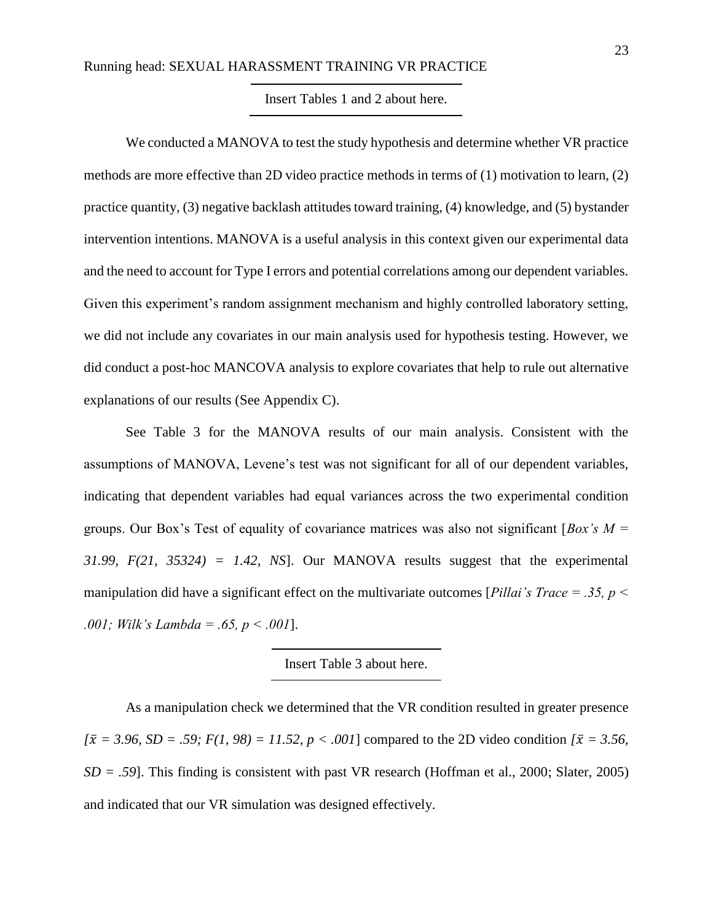Insert Tables 1 and 2 about here.

We conducted a MANOVA to test the study hypothesis and determine whether VR practice methods are more effective than 2D video practice methods in terms of (1) motivation to learn, (2) practice quantity, (3) negative backlash attitudes toward training, (4) knowledge, and (5) bystander intervention intentions. MANOVA is a useful analysis in this context given our experimental data and the need to account for Type I errors and potential correlations among our dependent variables. Given this experiment's random assignment mechanism and highly controlled laboratory setting, we did not include any covariates in our main analysis used for hypothesis testing. However, we did conduct a post-hoc MANCOVA analysis to explore covariates that help to rule out alternative explanations of our results (See Appendix C).

See Table 3 for the MANOVA results of our main analysis. Consistent with the assumptions of MANOVA, Levene's test was not significant for all of our dependent variables, indicating that dependent variables had equal variances across the two experimental condition groups. Our Box's Test of equality of covariance matrices was also not significant [*Box's M* = 31.99, $F(21, 35324) = 1.42$, *NS*]. Our MANOVA results suggest that the experimental manipulation did have a significant effect on the multivariate outcomes [*Pillai's Trace* = .35, $p < .001$; *Wilk's Lambda* = .65, $p < .001$].

Insert Table 3 about here.

As a manipulation check we determined that the VR condition resulted in greater presence [$\bar{x} = 3.96$, $SD = .59$; $F(1, 98) = 11.52$, $p < .001$] compared to the 2D video condition [$\bar{x} = 3.56$, $SD = .59$]. This finding is consistent with past VR research (Hoffman et al., 2000; Slater, 2005) and indicated that our VR simulation was designed effectively.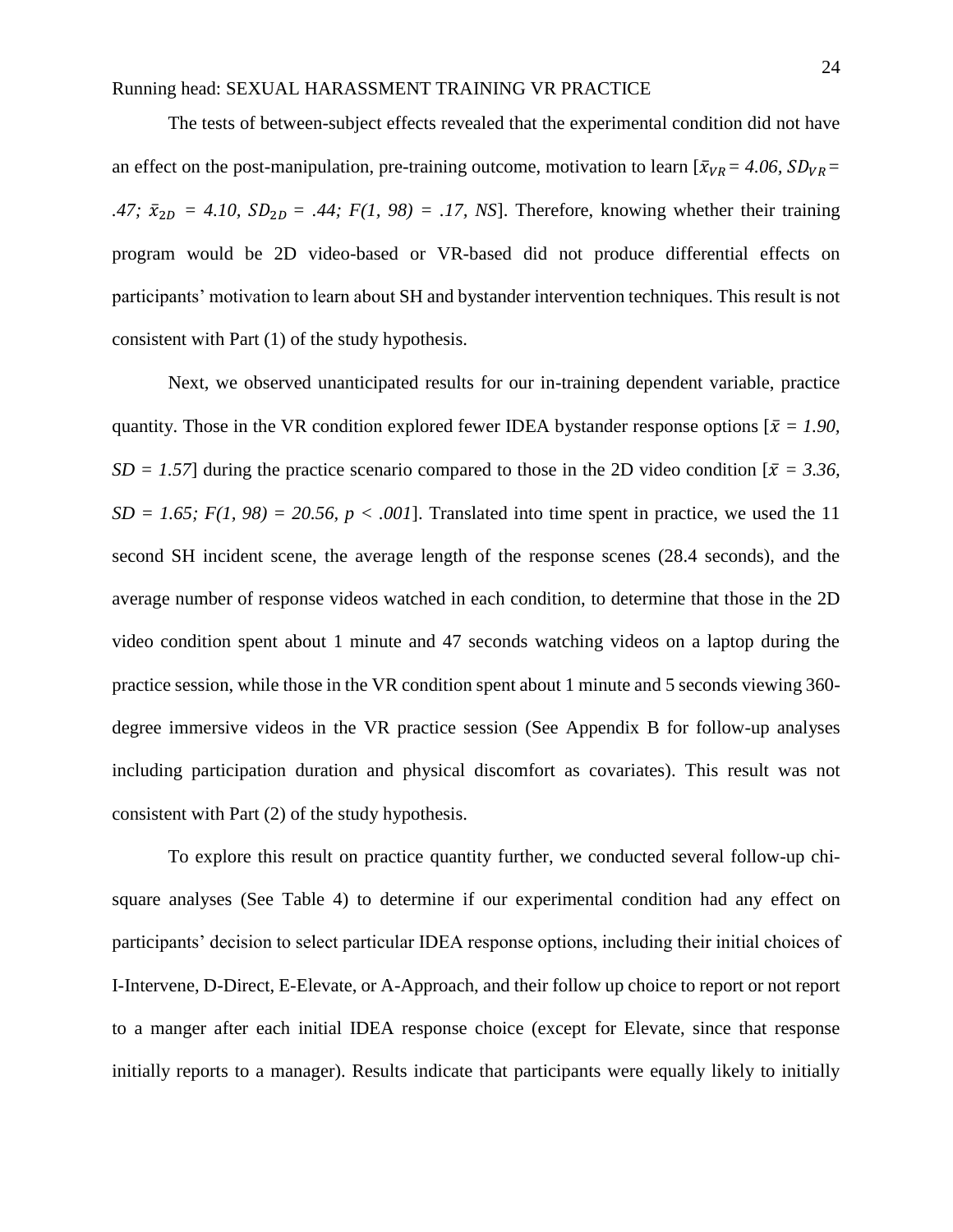The tests of between-subject effects revealed that the experimental condition did not have an effect on the post-manipulation, pre-training outcome, motivation to learn [$\bar{x}_{VR} = 4.06$, $SD_{VR} = .47$; $\bar{x}_{2D} = 4.10$, $SD_{2D} = .44$; $F(1, 98) = .17$, *NS*]. Therefore, knowing whether their training program would be 2D video-based or VR-based did not produce differential effects on participants' motivation to learn about SH and bystander intervention techniques. This result is not consistent with Part (1) of the study hypothesis.

Next, we observed unanticipated results for our in-training dependent variable, practice quantity. Those in the VR condition explored fewer IDEA bystander response options [$\bar{x} = 1.90$, $SD = 1.57$] during the practice scenario compared to those in the 2D video condition [$\bar{x} = 3.36$, $SD = 1.65$; $F(1, 98) = 20.56$, $p < .001$]. Translated into time spent in practice, we used the 11 second SH incident scene, the average length of the response scenes (28.4 seconds), and the average number of response videos watched in each condition, to determine that those in the 2D video condition spent about 1 minute and 47 seconds watching videos on a laptop during the practice session, while those in the VR condition spent about 1 minute and 5 seconds viewing 360-degree immersive videos in the VR practice session (See Appendix B for follow-up analyses including participation duration and physical discomfort as covariates). This result was not consistent with Part (2) of the study hypothesis.

To explore this result on practice quantity further, we conducted several follow-up chi-square analyses (See Table 4) to determine if our experimental condition had any effect on participants' decision to select particular IDEA response options, including their initial choices of I-Intervene, D-Direct, E-Elevate, or A-Approach, and their follow up choice to report or not report to a manger after each initial IDEA response choice (except for Elevate, since that response initially reports to a manager). Results indicate that participants were equally likely to initially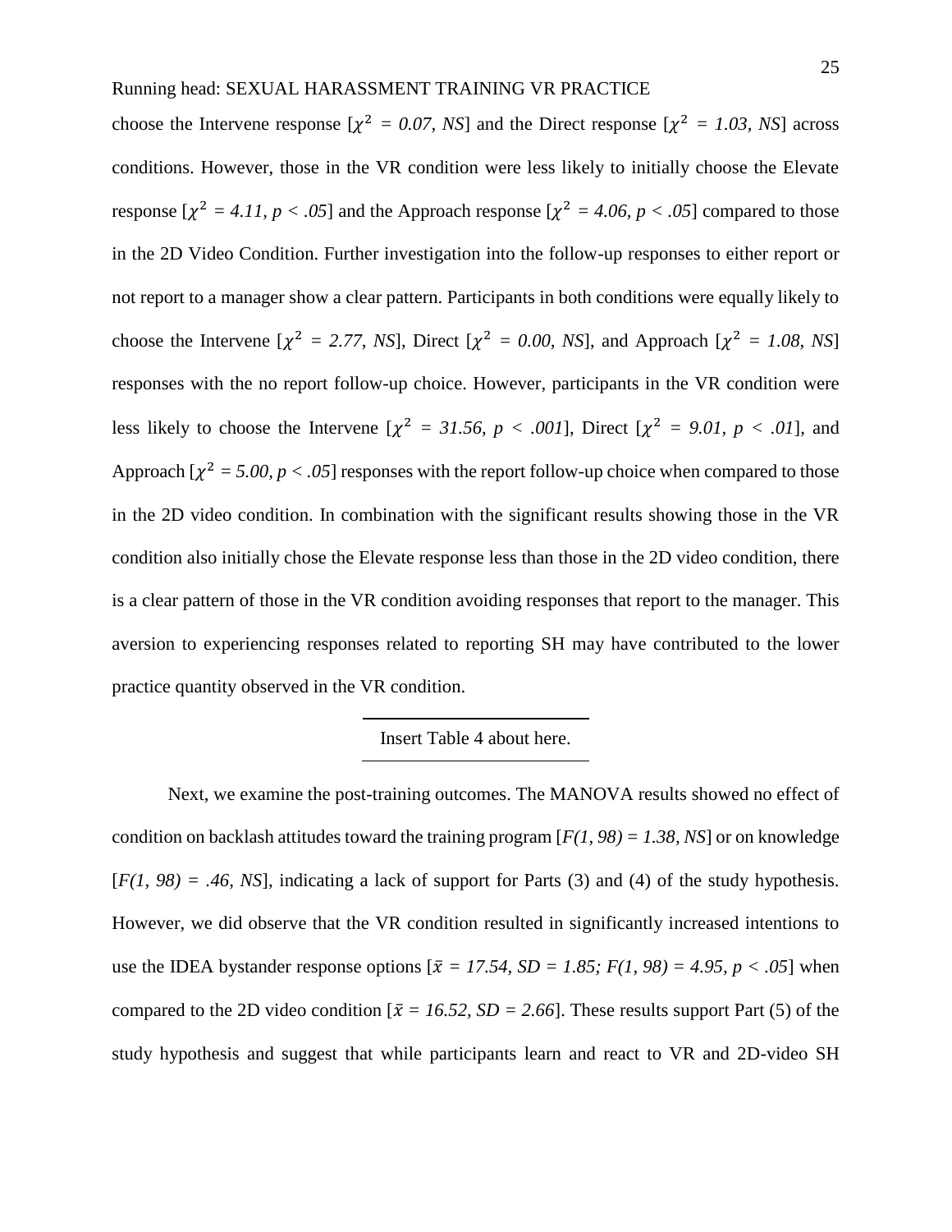choose the Intervene response [$\chi^2$ = *0.07, NS*] and the Direct response [$\chi^2$ = *1.03, NS*] across conditions. However, those in the VR condition were less likely to initially choose the Elevate response [$\chi^2$ = *4.11, p < .05*] and the Approach response [$\chi^2$ = *4.06, p < .05*] compared to those in the 2D Video Condition. Further investigation into the follow-up responses to either report or not report to a manager show a clear pattern. Participants in both conditions were equally likely to choose the Intervene [$\chi^2$ = *2.77, NS*], Direct [$\chi^2$ = *0.00, NS*], and Approach [$\chi^2$ = *1.08, NS*] responses with the no report follow-up choice. However, participants in the VR condition were less likely to choose the Intervene [$\chi^2$ = *31.56, p < .001*], Direct [$\chi^2$ = *9.01, p < .01*], and Approach [$\chi^2$ = *5.00, p < .05*] responses with the report follow-up choice when compared to those in the 2D video condition. In combination with the significant results showing those in the VR condition also initially chose the Elevate response less than those in the 2D video condition, there is a clear pattern of those in the VR condition avoiding responses that report to the manager. This aversion to experiencing responses related to reporting SH may have contributed to the lower practice quantity observed in the VR condition.

Insert Table 4 about here.

Next, we examine the post-training outcomes. The MANOVA results showed no effect of condition on backlash attitudes toward the training program [*F(1, 98) = 1.38, NS*] or on knowledge [*F(1, 98) = .46, NS*], indicating a lack of support for Parts (3) and (4) of the study hypothesis. However, we did observe that the VR condition resulted in significantly increased intentions to use the IDEA bystander response options [$\bar{x}$ = *17.54, SD = 1.85; F(1, 98) = 4.95, p < .05*] when compared to the 2D video condition [$\bar{x}$ = *16.52, SD = 2.66*]. These results support Part (5) of the study hypothesis and suggest that while participants learn and react to VR and 2D-video SH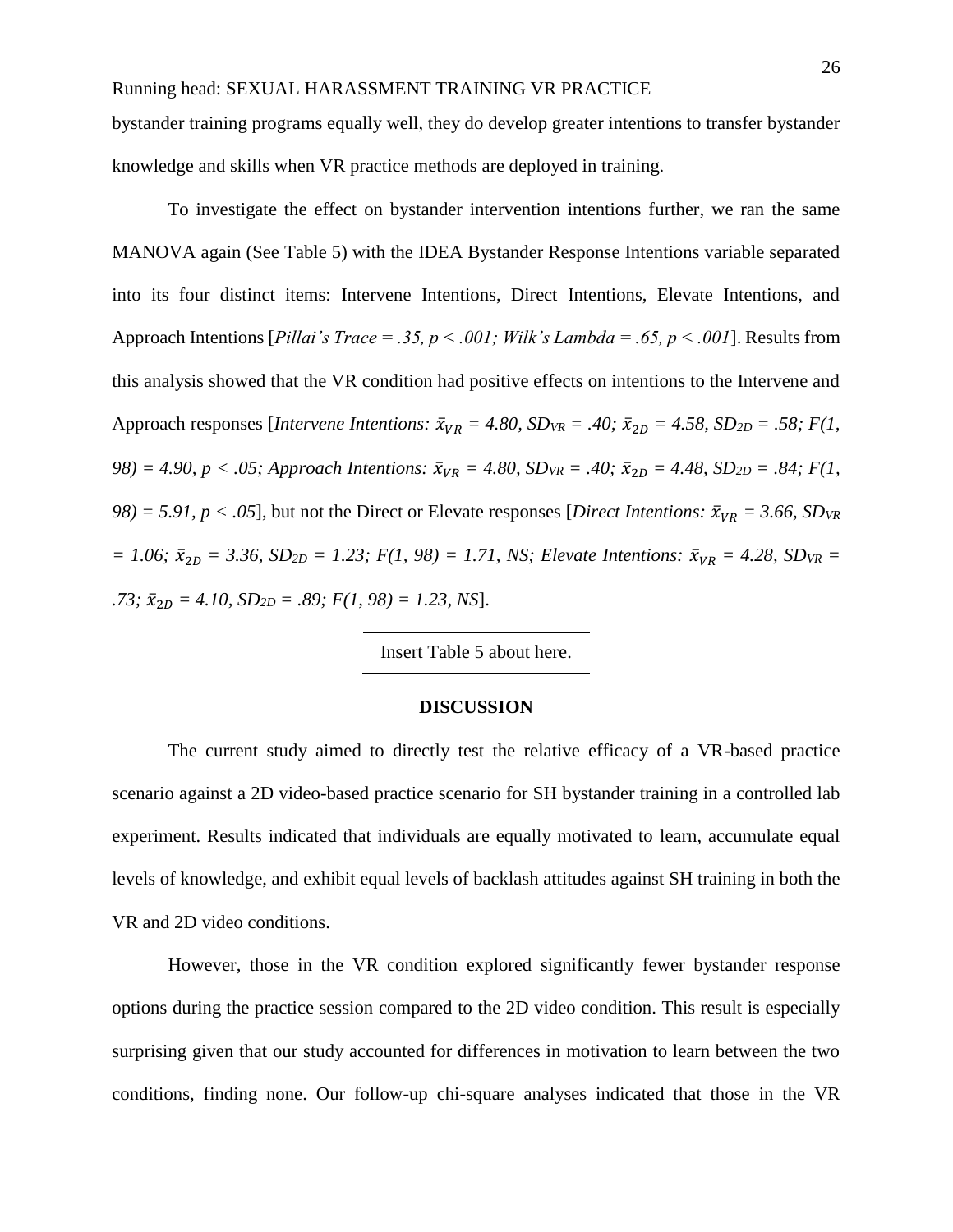bystander training programs equally well, they do develop greater intentions to transfer bystander knowledge and skills when VR practice methods are deployed in training.

To investigate the effect on bystander intervention intentions further, we ran the same MANOVA again (See Table 5) with the IDEA Bystander Response Intentions variable separated into its four distinct items: Intervene Intentions, Direct Intentions, Elevate Intentions, and Approach Intentions [*Pillai's Trace = .35, $p < .001$; Wilk's Lambda = .65, $p < .001$*]. Results from this analysis showed that the VR condition had positive effects on intentions to the Intervene and Approach responses [*Intervene Intentions: $\bar{x}_{VR}$ = 4.80, $SD_{VR}$ = .40; $\bar{x}_{2D}$ = 4.58, $SD_{2D}$ = .58; $F(1, 98) = 4.90$, $p < .05$; Approach Intentions: $\bar{x}_{VR}$ = 4.80, $SD_{VR}$ = .40; $\bar{x}_{2D}$ = 4.48, $SD_{2D}$ = .84; $F(1, 98) = 5.91$, $p < .05$*], but not the Direct or Elevate responses [*Direct Intentions: $\bar{x}_{VR}$ = 3.66, $SD_{VR}$ = 1.06; $\bar{x}_{2D}$ = 3.36, $SD_{2D}$ = 1.23; $F(1, 98) = 1.71$, NS; Elevate Intentions: $\bar{x}_{VR}$ = 4.28, $SD_{VR}$ = .73; $\bar{x}_{2D}$ = 4.10, $SD_{2D}$ = .89; $F(1, 98) = 1.23$, NS*].

Insert Table 5 about here.

## DISCUSSION

The current study aimed to directly test the relative efficacy of a VR-based practice scenario against a 2D video-based practice scenario for SH bystander training in a controlled lab experiment. Results indicated that individuals are equally motivated to learn, accumulate equal levels of knowledge, and exhibit equal levels of backlash attitudes against SH training in both the VR and 2D video conditions.

However, those in the VR condition explored significantly fewer bystander response options during the practice session compared to the 2D video condition. This result is especially surprising given that our study accounted for differences in motivation to learn between the two conditions, finding none. Our follow-up chi-square analyses indicated that those in the VR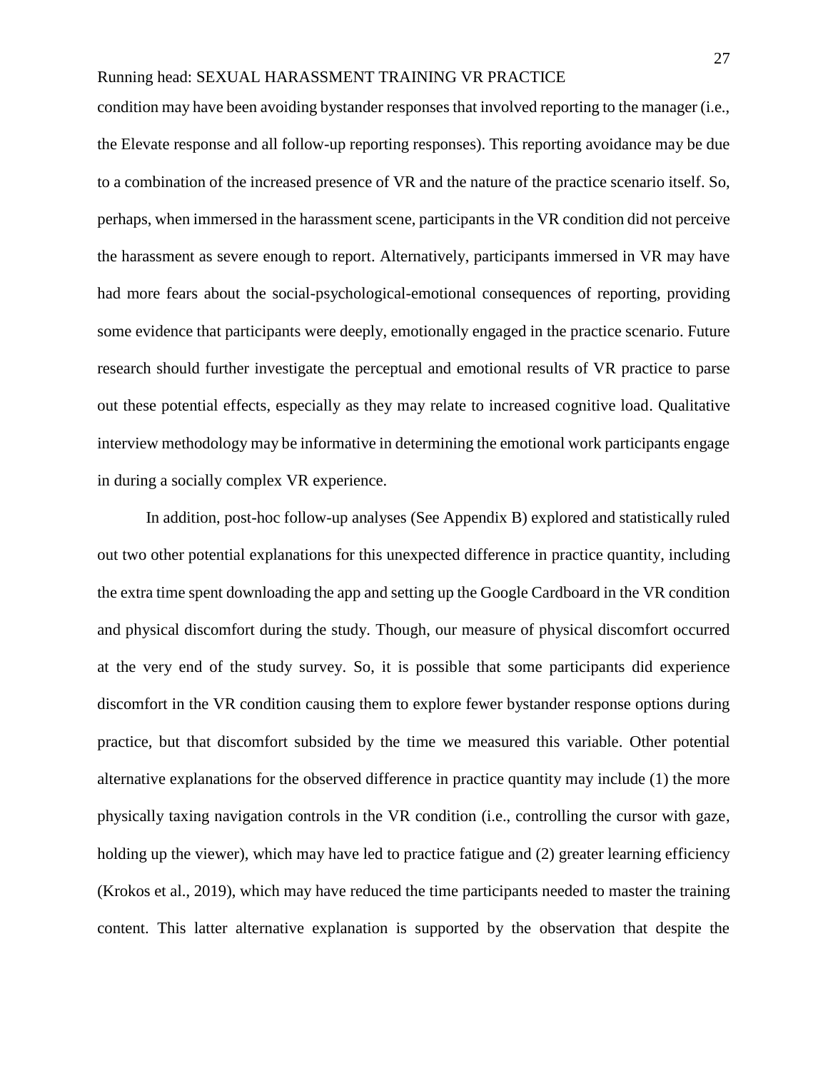condition may have been avoiding bystander responses that involved reporting to the manager (i.e., the Elevate response and all follow-up reporting responses). This reporting avoidance may be due to a combination of the increased presence of VR and the nature of the practice scenario itself. So, perhaps, when immersed in the harassment scene, participants in the VR condition did not perceive the harassment as severe enough to report. Alternatively, participants immersed in VR may have had more fears about the social-psychological-emotional consequences of reporting, providing some evidence that participants were deeply, emotionally engaged in the practice scenario. Future research should further investigate the perceptual and emotional results of VR practice to parse out these potential effects, especially as they may relate to increased cognitive load. Qualitative interview methodology may be informative in determining the emotional work participants engage in during a socially complex VR experience.

In addition, post-hoc follow-up analyses (See Appendix B) explored and statistically ruled out two other potential explanations for this unexpected difference in practice quantity, including the extra time spent downloading the app and setting up the Google Cardboard in the VR condition and physical discomfort during the study. Though, our measure of physical discomfort occurred at the very end of the study survey. So, it is possible that some participants did experience discomfort in the VR condition causing them to explore fewer bystander response options during practice, but that discomfort subsided by the time we measured this variable. Other potential alternative explanations for the observed difference in practice quantity may include (1) the more physically taxing navigation controls in the VR condition (i.e., controlling the cursor with gaze, holding up the viewer), which may have led to practice fatigue and (2) greater learning efficiency (Krokos et al., 2019), which may have reduced the time participants needed to master the training content. This latter alternative explanation is supported by the observation that despite the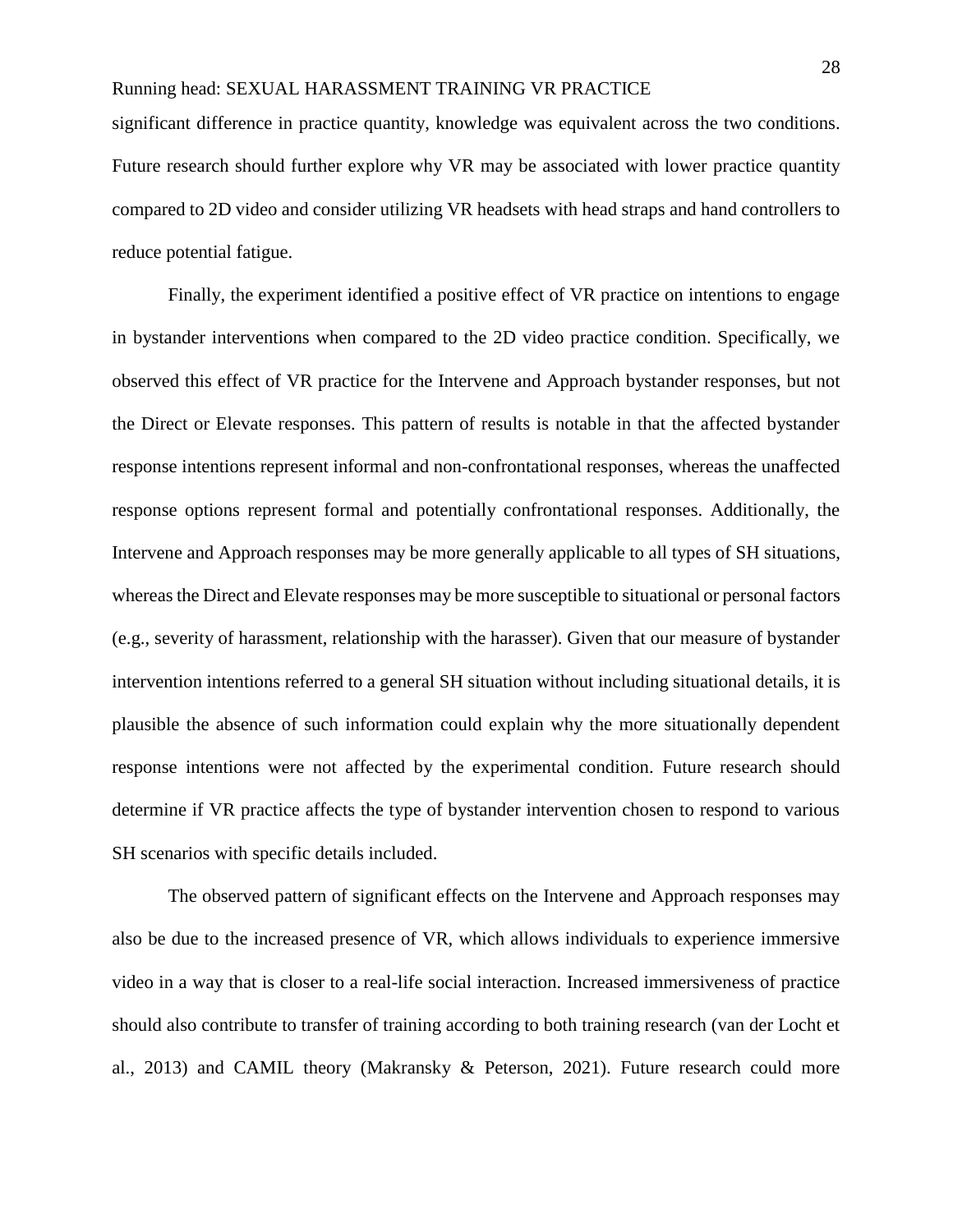significant difference in practice quantity, knowledge was equivalent across the two conditions. Future research should further explore why VR may be associated with lower practice quantity compared to 2D video and consider utilizing VR headsets with head straps and hand controllers to reduce potential fatigue.

Finally, the experiment identified a positive effect of VR practice on intentions to engage in bystander interventions when compared to the 2D video practice condition. Specifically, we observed this effect of VR practice for the Intervene and Approach bystander responses, but not the Direct or Elevate responses. This pattern of results is notable in that the affected bystander response intentions represent informal and non-confrontational responses, whereas the unaffected response options represent formal and potentially confrontational responses. Additionally, the Intervene and Approach responses may be more generally applicable to all types of SH situations, whereas the Direct and Elevate responses may be more susceptible to situational or personal factors (e.g., severity of harassment, relationship with the harasser). Given that our measure of bystander intervention intentions referred to a general SH situation without including situational details, it is plausible the absence of such information could explain why the more situationally dependent response intentions were not affected by the experimental condition. Future research should determine if VR practice affects the type of bystander intervention chosen to respond to various SH scenarios with specific details included.

The observed pattern of significant effects on the Intervene and Approach responses may also be due to the increased presence of VR, which allows individuals to experience immersive video in a way that is closer to a real-life social interaction. Increased immersiveness of practice should also contribute to transfer of training according to both training research (van der Locht et al., 2013) and CAMIL theory (Makransky & Peterson, 2021). Future research could more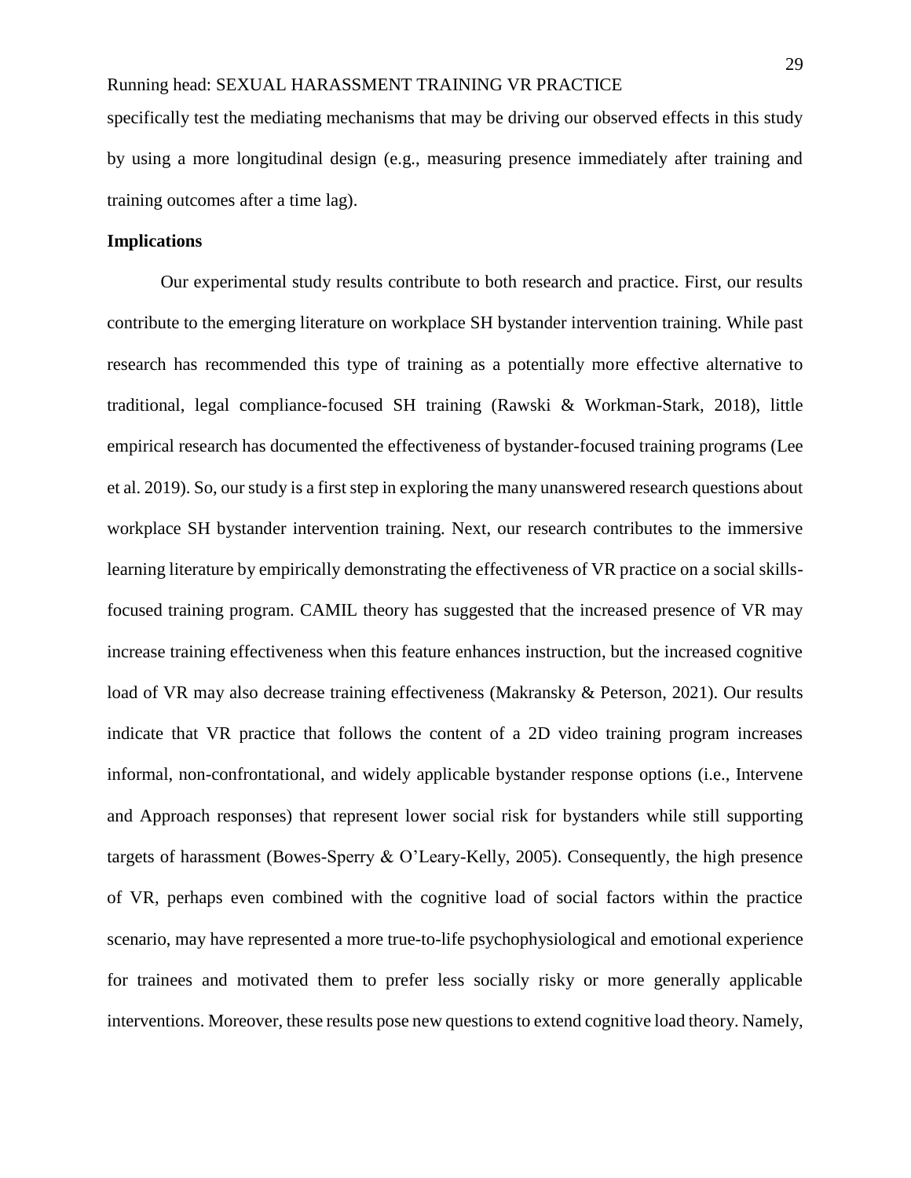specifically test the mediating mechanisms that may be driving our observed effects in this study by using a more longitudinal design (e.g., measuring presence immediately after training and training outcomes after a time lag).

**Implications**

Our experimental study results contribute to both research and practice. First, our results contribute to the emerging literature on workplace SH bystander intervention training. While past research has recommended this type of training as a potentially more effective alternative to traditional, legal compliance-focused SH training (Rawski & Workman-Stark, 2018), little empirical research has documented the effectiveness of bystander-focused training programs (Lee et al. 2019). So, our study is a first step in exploring the many unanswered research questions about workplace SH bystander intervention training. Next, our research contributes to the immersive learning literature by empirically demonstrating the effectiveness of VR practice on a social skills-focused training program. CAMIL theory has suggested that the increased presence of VR may increase training effectiveness when this feature enhances instruction, but the increased cognitive load of VR may also decrease training effectiveness (Makransky & Peterson, 2021). Our results indicate that VR practice that follows the content of a 2D video training program increases informal, non-confrontational, and widely applicable bystander response options (i.e., Intervene and Approach responses) that represent lower social risk for bystanders while still supporting targets of harassment (Bowes-Sperry & O'Leary-Kelly, 2005). Consequently, the high presence of VR, perhaps even combined with the cognitive load of social factors within the practice scenario, may have represented a more true-to-life psychophysiological and emotional experience for trainees and motivated them to prefer less socially risky or more generally applicable interventions. Moreover, these results pose new questions to extend cognitive load theory. Namely,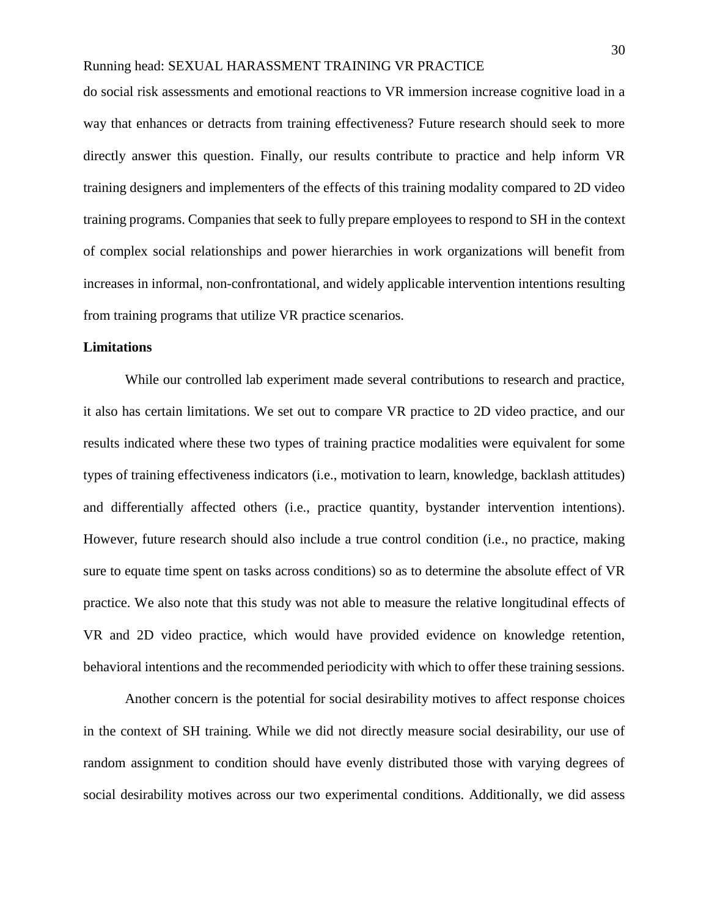do social risk assessments and emotional reactions to VR immersion increase cognitive load in a way that enhances or detracts from training effectiveness? Future research should seek to more directly answer this question. Finally, our results contribute to practice and help inform VR training designers and implementers of the effects of this training modality compared to 2D video training programs. Companies that seek to fully prepare employees to respond to SH in the context of complex social relationships and power hierarchies in work organizations will benefit from increases in informal, non-confrontational, and widely applicable intervention intentions resulting from training programs that utilize VR practice scenarios.

## Limitations

While our controlled lab experiment made several contributions to research and practice, it also has certain limitations. We set out to compare VR practice to 2D video practice, and our results indicated where these two types of training practice modalities were equivalent for some types of training effectiveness indicators (i.e., motivation to learn, knowledge, backlash attitudes) and differentially affected others (i.e., practice quantity, bystander intervention intentions). However, future research should also include a true control condition (i.e., no practice, making sure to equate time spent on tasks across conditions) so as to determine the absolute effect of VR practice. We also note that this study was not able to measure the relative longitudinal effects of VR and 2D video practice, which would have provided evidence on knowledge retention, behavioral intentions and the recommended periodicity with which to offer these training sessions.

Another concern is the potential for social desirability motives to affect response choices in the context of SH training. While we did not directly measure social desirability, our use of random assignment to condition should have evenly distributed those with varying degrees of social desirability motives across our two experimental conditions. Additionally, we did assess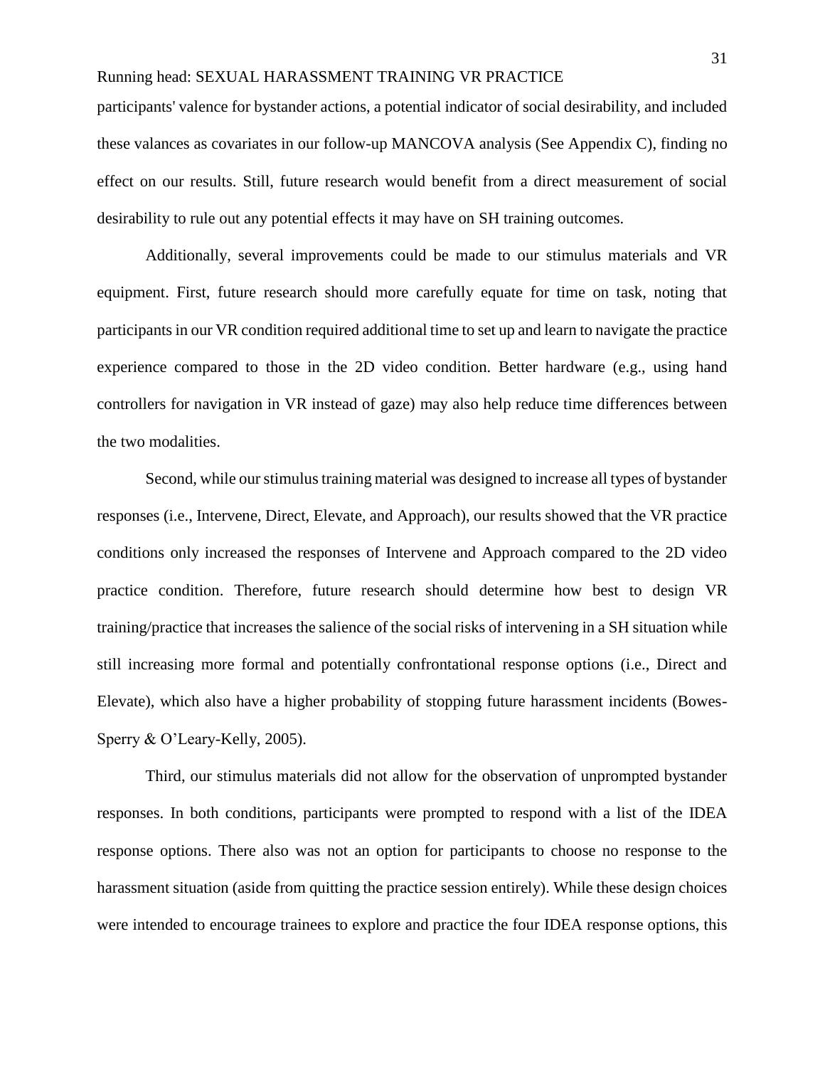participants' valence for bystander actions, a potential indicator of social desirability, and included these valances as covariates in our follow-up MANCOVA analysis (See Appendix C), finding no effect on our results. Still, future research would benefit from a direct measurement of social desirability to rule out any potential effects it may have on SH training outcomes.

Additionally, several improvements could be made to our stimulus materials and VR equipment. First, future research should more carefully equate for time on task, noting that participants in our VR condition required additional time to set up and learn to navigate the practice experience compared to those in the 2D video condition. Better hardware (e.g., using hand controllers for navigation in VR instead of gaze) may also help reduce time differences between the two modalities.

Second, while our stimulus training material was designed to increase all types of bystander responses (i.e., Intervene, Direct, Elevate, and Approach), our results showed that the VR practice conditions only increased the responses of Intervene and Approach compared to the 2D video practice condition. Therefore, future research should determine how best to design VR training/practice that increases the salience of the social risks of intervening in a SH situation while still increasing more formal and potentially confrontational response options (i.e., Direct and Elevate), which also have a higher probability of stopping future harassment incidents (Bowes-Sperry & O'Leary-Kelly, 2005).

Third, our stimulus materials did not allow for the observation of unprompted bystander responses. In both conditions, participants were prompted to respond with a list of the IDEA response options. There also was not an option for participants to choose no response to the harassment situation (aside from quitting the practice session entirely). While these design choices were intended to encourage trainees to explore and practice the four IDEA response options, this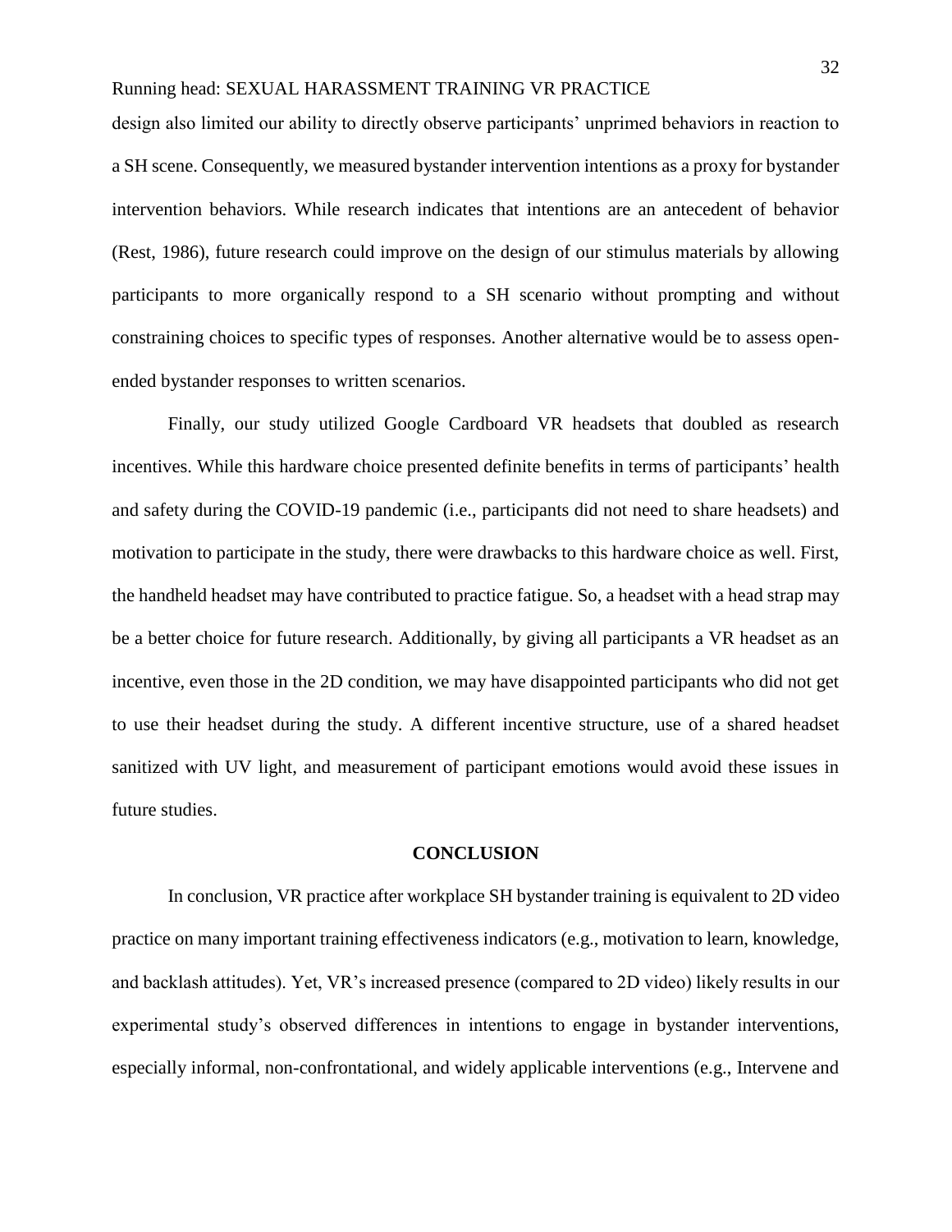design also limited our ability to directly observe participants' unprimed behaviors in reaction to a SH scene. Consequently, we measured bystander intervention intentions as a proxy for bystander intervention behaviors. While research indicates that intentions are an antecedent of behavior (Rest, 1986), future research could improve on the design of our stimulus materials by allowing participants to more organically respond to a SH scenario without prompting and without constraining choices to specific types of responses. Another alternative would be to assess open-ended bystander responses to written scenarios.

Finally, our study utilized Google Cardboard VR headsets that doubled as research incentives. While this hardware choice presented definite benefits in terms of participants' health and safety during the COVID-19 pandemic (i.e., participants did not need to share headsets) and motivation to participate in the study, there were drawbacks to this hardware choice as well. First, the handheld headset may have contributed to practice fatigue. So, a headset with a head strap may be a better choice for future research. Additionally, by giving all participants a VR headset as an incentive, even those in the 2D condition, we may have disappointed participants who did not get to use their headset during the study. A different incentive structure, use of a shared headset sanitized with UV light, and measurement of participant emotions would avoid these issues in future studies.

## CONCLUSION

In conclusion, VR practice after workplace SH bystander training is equivalent to 2D video practice on many important training effectiveness indicators (e.g., motivation to learn, knowledge, and backlash attitudes). Yet, VR's increased presence (compared to 2D video) likely results in our experimental study's observed differences in intentions to engage in bystander interventions, especially informal, non-confrontational, and widely applicable interventions (e.g., Intervene and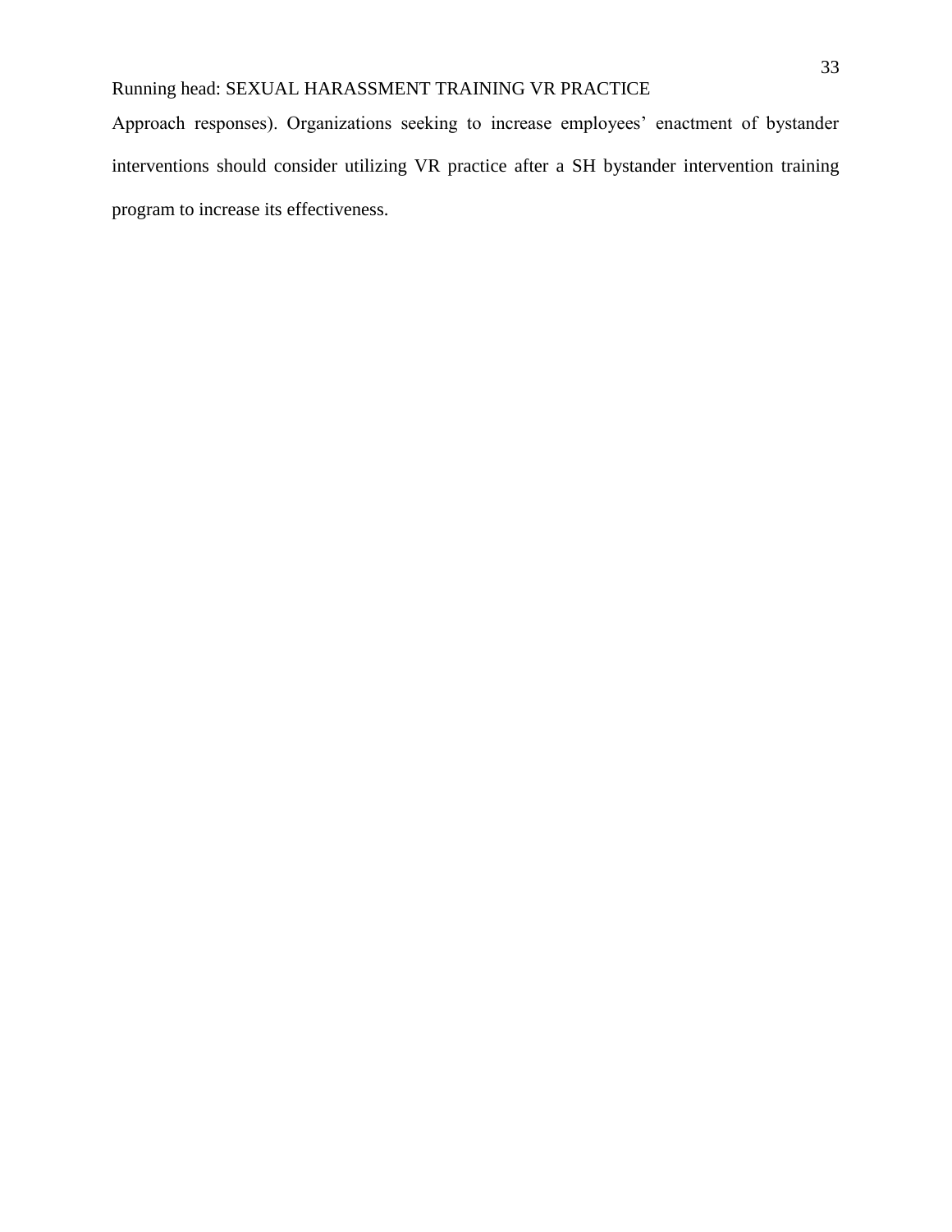Approach responses). Organizations seeking to increase employees' enactment of bystander interventions should consider utilizing VR practice after a SH bystander intervention training program to increase its effectiveness.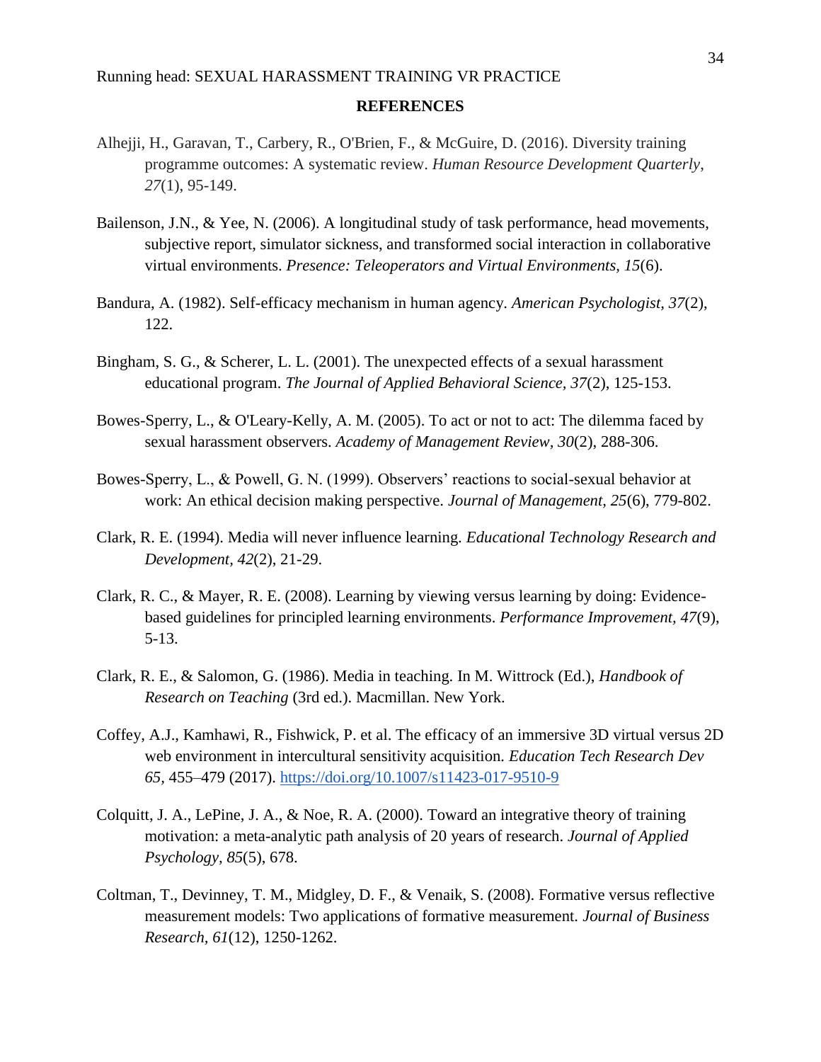**REFERENCES**

Alhejji, H., Garavan, T., Carbery, R., O'Brien, F., & McGuire, D. (2016). Diversity training programme outcomes: A systematic review. *Human Resource Development Quarterly*, *27*(1), 95-149.

Bailenson, J.N., & Yee, N. (2006). A longitudinal study of task performance, head movements, subjective report, simulator sickness, and transformed social interaction in collaborative virtual environments. *Presence: Teleoperators and Virtual Environments, 15*(6).

Bandura, A. (1982). Self-efficacy mechanism in human agency. *American Psychologist*, *37*(2), 122.

Bingham, S. G., & Scherer, L. L. (2001). The unexpected effects of a sexual harassment educational program. *The Journal of Applied Behavioral Science*, *37*(2), 125-153.

Bowes-Sperry, L., & O'Leary-Kelly, A. M. (2005). To act or not to act: The dilemma faced by sexual harassment observers. *Academy of Management Review*, *30*(2), 288-306.

Bowes-Sperry, L., & Powell, G. N. (1999). Observers' reactions to social-sexual behavior at work: An ethical decision making perspective. *Journal of Management*, *25*(6), 779-802.

Clark, R. E. (1994). Media will never influence learning. *Educational Technology Research and Development*, *42*(2), 21-29.

Clark, R. C., & Mayer, R. E. (2008). Learning by viewing versus learning by doing: Evidence-based guidelines for principled learning environments. *Performance Improvement, 47*(9), 5-13.

Clark, R. E., & Salomon, G. (1986). Media in teaching. In M. Wittrock (Ed.), *Handbook of Research on Teaching* (3rd ed.). Macmillan. New York.

Coffey, A.J., Kamhawi, R., Fishwick, P. et al. The efficacy of an immersive 3D virtual versus 2D web environment in intercultural sensitivity acquisition. *Education Tech Research Dev 65*, 455–479 (2017). https://doi.org/10.1007/s11423-017-9510-9

Colquitt, J. A., LePine, J. A., & Noe, R. A. (2000). Toward an integrative theory of training motivation: a meta-analytic path analysis of 20 years of research. *Journal of Applied Psychology, 85*(5), 678.

Coltman, T., Devinney, T. M., Midgley, D. F., & Venaik, S. (2008). Formative versus reflective measurement models: Two applications of formative measurement. *Journal of Business Research, 61*(12), 1250-1262.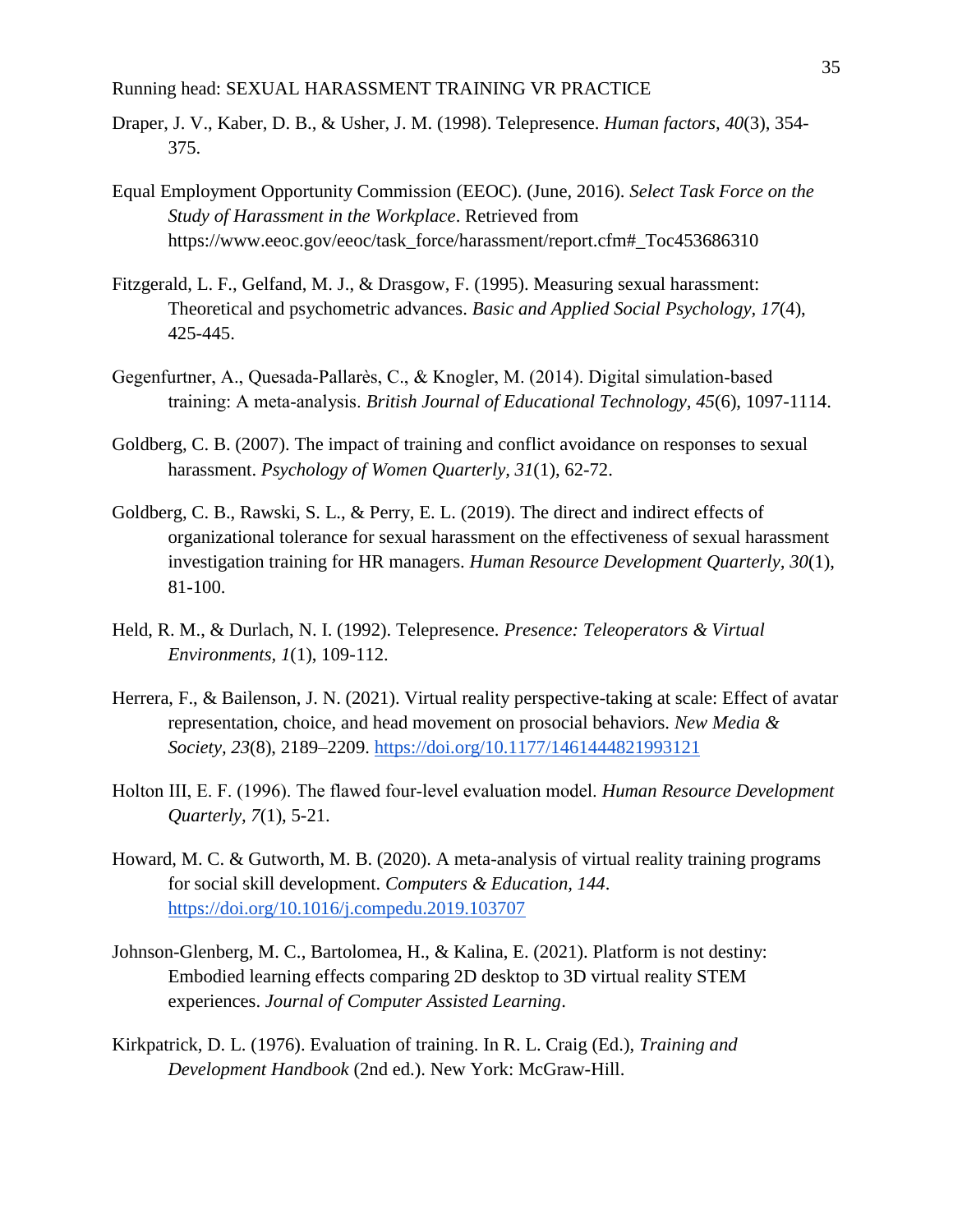Draper, J. V., Kaber, D. B., & Usher, J. M. (1998). Telepresence. *Human factors, 40*(3), 354-375.

Equal Employment Opportunity Commission (EEOC). (June, 2016). *Select Task Force on the Study of Harassment in the Workplace*. Retrieved from https://www.eeoc.gov/eeoc/task_force/harassment/report.cfm#_Toc453686310

Fitzgerald, L. F., Gelfand, M. J., & Drasgow, F. (1995). Measuring sexual harassment: Theoretical and psychometric advances. *Basic and Applied Social Psychology, 17*(4), 425-445.

Gegenfurtner, A., Quesada-Pallarès, C., & Knogler, M. (2014). Digital simulation-based training: A meta-analysis. *British Journal of Educational Technology, 45*(6), 1097-1114.

Goldberg, C. B. (2007). The impact of training and conflict avoidance on responses to sexual harassment. *Psychology of Women Quarterly, 31*(1), 62-72.

Goldberg, C. B., Rawski, S. L., & Perry, E. L. (2019). The direct and indirect effects of organizational tolerance for sexual harassment on the effectiveness of sexual harassment investigation training for HR managers. *Human Resource Development Quarterly, 30*(1), 81-100.

Held, R. M., & Durlach, N. I. (1992). Telepresence. *Presence: Teleoperators & Virtual Environments, 1*(1), 109-112.

Herrera, F., & Bailenson, J. N. (2021). Virtual reality perspective-taking at scale: Effect of avatar representation, choice, and head movement on prosocial behaviors. *New Media & Society, 23*(8), 2189–2209. https://doi.org/10.1177/1461444821993121

Holton III, E. F. (1996). The flawed four-level evaluation model. *Human Resource Development Quarterly, 7*(1), 5-21.

Howard, M. C. & Gutworth, M. B. (2020). A meta-analysis of virtual reality training programs for social skill development. *Computers & Education, 144*. https://doi.org/10.1016/j.compedu.2019.103707

Johnson-Glenberg, M. C., Bartolomea, H., & Kalina, E. (2021). Platform is not destiny: Embodied learning effects comparing 2D desktop to 3D virtual reality STEM experiences. *Journal of Computer Assisted Learning*.

Kirkpatrick, D. L. (1976). Evaluation of training. In R. L. Craig (Ed.), *Training and Development Handbook* (2nd ed.). New York: McGraw-Hill.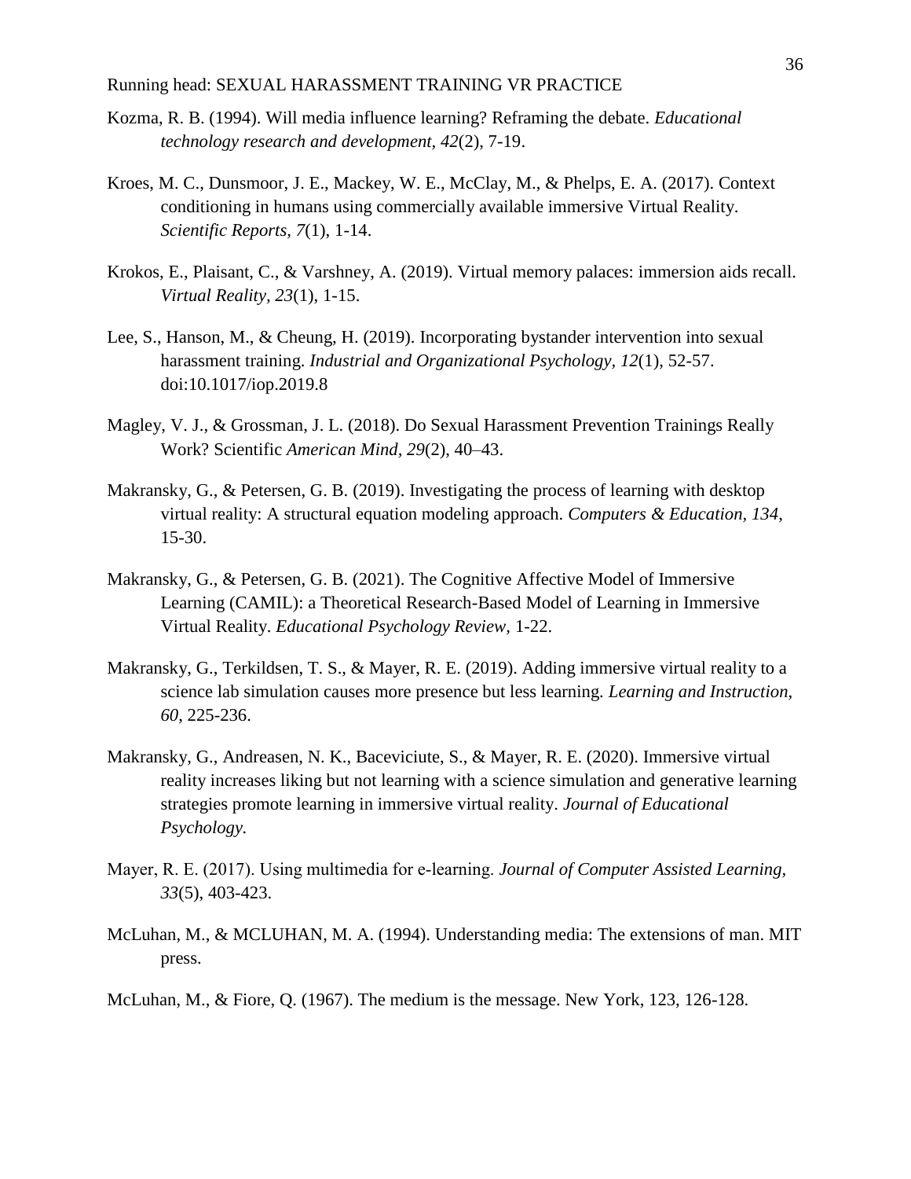Kozma, R. B. (1994). Will media influence learning? Reframing the debate. *Educational technology research and development, 42*(2), 7-19.

Kroes, M. C., Dunsmoor, J. E., Mackey, W. E., McClay, M., & Phelps, E. A. (2017). Context conditioning in humans using commercially available immersive Virtual Reality. *Scientific Reports, 7*(1), 1-14.

Krokos, E., Plaisant, C., & Varshney, A. (2019). Virtual memory palaces: immersion aids recall. *Virtual Reality, 23*(1), 1-15.

Lee, S., Hanson, M., & Cheung, H. (2019). Incorporating bystander intervention into sexual harassment training. *Industrial and Organizational Psychology, 12*(1), 52-57. doi:10.1017/iop.2019.8

Magley, V. J., & Grossman, J. L. (2018). Do Sexual Harassment Prevention Trainings Really Work? Scientific *American Mind, 29*(2), 40–43.

Makransky, G., & Petersen, G. B. (2019). Investigating the process of learning with desktop virtual reality: A structural equation modeling approach. *Computers & Education, 134*, 15-30.

Makransky, G., & Petersen, G. B. (2021). The Cognitive Affective Model of Immersive Learning (CAMIL): a Theoretical Research-Based Model of Learning in Immersive Virtual Reality. *Educational Psychology Review,* 1-22.

Makransky, G., Terkildsen, T. S., & Mayer, R. E. (2019). Adding immersive virtual reality to a science lab simulation causes more presence but less learning. *Learning and Instruction, 60*, 225-236.

Makransky, G., Andreasen, N. K., Baceviciute, S., & Mayer, R. E. (2020). Immersive virtual reality increases liking but not learning with a science simulation and generative learning strategies promote learning in immersive virtual reality. *Journal of Educational Psychology.*

Mayer, R. E. (2017). Using multimedia for e-learning. *Journal of Computer Assisted Learning, 33*(5), 403-423.

McLuhan, M., & MCLUHAN, M. A. (1994). Understanding media: The extensions of man. MIT press.

McLuhan, M., & Fiore, Q. (1967). The medium is the message. New York, 123, 126-128.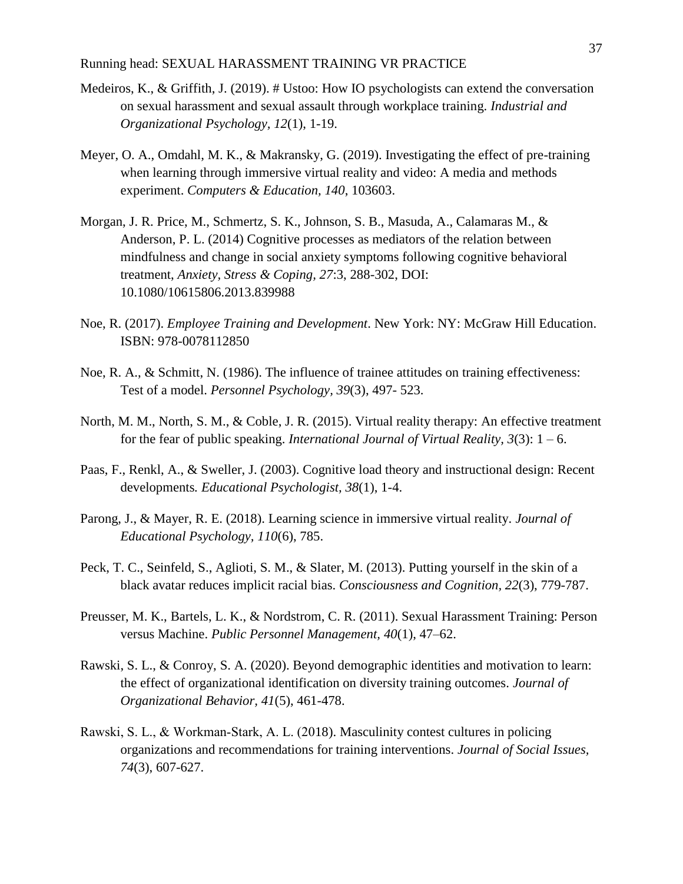Medeiros, K., & Griffith, J. (2019). # Ustoo: How IO psychologists can extend the conversation on sexual harassment and sexual assault through workplace training. *Industrial and Organizational Psychology*, *12*(1), 1-19.

Meyer, O. A., Omdahl, M. K., & Makransky, G. (2019). Investigating the effect of pre-training when learning through immersive virtual reality and video: A media and methods experiment. *Computers & Education*, *140*, 103603.

Morgan, J. R. Price, M., Schmertz, S. K., Johnson, S. B., Masuda, A., Calamaras M., & Anderson, P. L. (2014) Cognitive processes as mediators of the relation between mindfulness and change in social anxiety symptoms following cognitive behavioral treatment, *Anxiety, Stress & Coping, 27*:3, 288-302, DOI: 10.1080/10615806.2013.839988

Noe, R. (2017). *Employee Training and Development*. New York: NY: McGraw Hill Education. ISBN: 978-0078112850

Noe, R. A., & Schmitt, N. (1986). The influence of trainee attitudes on training effectiveness: Test of a model. *Personnel Psychology*, *39*(3), 497- 523.

North, M. M., North, S. M., & Coble, J. R. (2015). Virtual reality therapy: An effective treatment for the fear of public speaking. *International Journal of Virtual Reality*, *3*(3): 1 – 6.

Paas, F., Renkl, A., & Sweller, J. (2003). Cognitive load theory and instructional design: Recent developments*. Educational Psychologist, 38*(1), 1-4.

Parong, J., & Mayer, R. E. (2018). Learning science in immersive virtual reality. *Journal of Educational Psychology*, *110*(6), 785.

Peck, T. C., Seinfeld, S., Aglioti, S. M., & Slater, M. (2013). Putting yourself in the skin of a black avatar reduces implicit racial bias. *Consciousness and Cognition, 22*(3), 779-787.

Preusser, M. K., Bartels, L. K., & Nordstrom, C. R. (2011). Sexual Harassment Training: Person versus Machine. *Public Personnel Management, 40*(1), 47–62.

Rawski, S. L., & Conroy, S. A. (2020). Beyond demographic identities and motivation to learn: the effect of organizational identification on diversity training outcomes. *Journal of Organizational Behavior*, *41*(5), 461-478.

Rawski, S. L., & Workman‐Stark, A. L. (2018). Masculinity contest cultures in policing organizations and recommendations for training interventions. *Journal of Social Issues*, *74*(3), 607-627.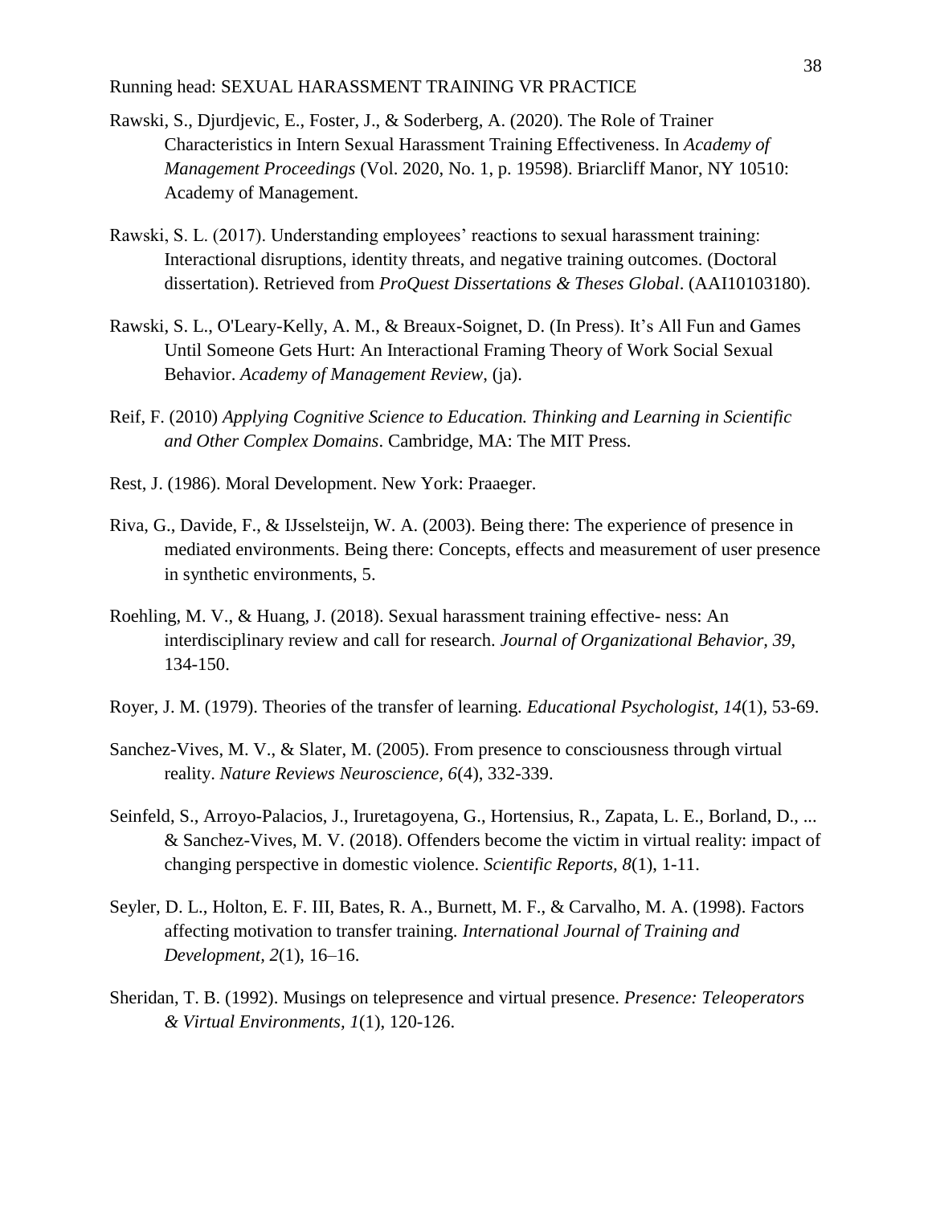Rawski, S., Djurdjevic, E., Foster, J., & Soderberg, A. (2020). The Role of Trainer Characteristics in Intern Sexual Harassment Training Effectiveness. In *Academy of Management Proceedings* (Vol. 2020, No. 1, p. 19598). Briarcliff Manor, NY 10510: Academy of Management.

Rawski, S. L. (2017). Understanding employees' reactions to sexual harassment training: Interactional disruptions, identity threats, and negative training outcomes. (Doctoral dissertation). Retrieved from *ProQuest Dissertations & Theses Global*. (AAI10103180).

Rawski, S. L., O'Leary-Kelly, A. M., & Breaux-Soignet, D. (In Press). It's All Fun and Games Until Someone Gets Hurt: An Interactional Framing Theory of Work Social Sexual Behavior. *Academy of Management Review*, (ja).

Reif, F. (2010) *Applying Cognitive Science to Education. Thinking and Learning in Scientific and Other Complex Domains*. Cambridge, MA: The MIT Press.

Rest, J. (1986). Moral Development. New York: Praaeger.

Riva, G., Davide, F., & IJsselsteijn, W. A. (2003). Being there: The experience of presence in mediated environments. Being there: Concepts, effects and measurement of user presence in synthetic environments, 5.

Roehling, M. V., & Huang, J. (2018). Sexual harassment training effective- ness: An interdisciplinary review and call for research. *Journal of Organizational Behavior, 39*, 134-150.

Royer, J. M. (1979). Theories of the transfer of learning. *Educational Psychologist, 14*(1), 53-69.

Sanchez-Vives, M. V., & Slater, M. (2005). From presence to consciousness through virtual reality. *Nature Reviews Neuroscience, 6*(4), 332-339.

Seinfeld, S., Arroyo-Palacios, J., Iruretagoyena, G., Hortensius, R., Zapata, L. E., Borland, D., ... & Sanchez-Vives, M. V. (2018). Offenders become the victim in virtual reality: impact of changing perspective in domestic violence. *Scientific Reports, 8*(1), 1-11.

Seyler, D. L., Holton, E. F. III, Bates, R. A., Burnett, M. F., & Carvalho, M. A. (1998). Factors affecting motivation to transfer training. *International Journal of Training and Development, 2*(1), 16–16.

Sheridan, T. B. (1992). Musings on telepresence and virtual presence. *Presence: Teleoperators & Virtual Environments, 1*(1), 120-126.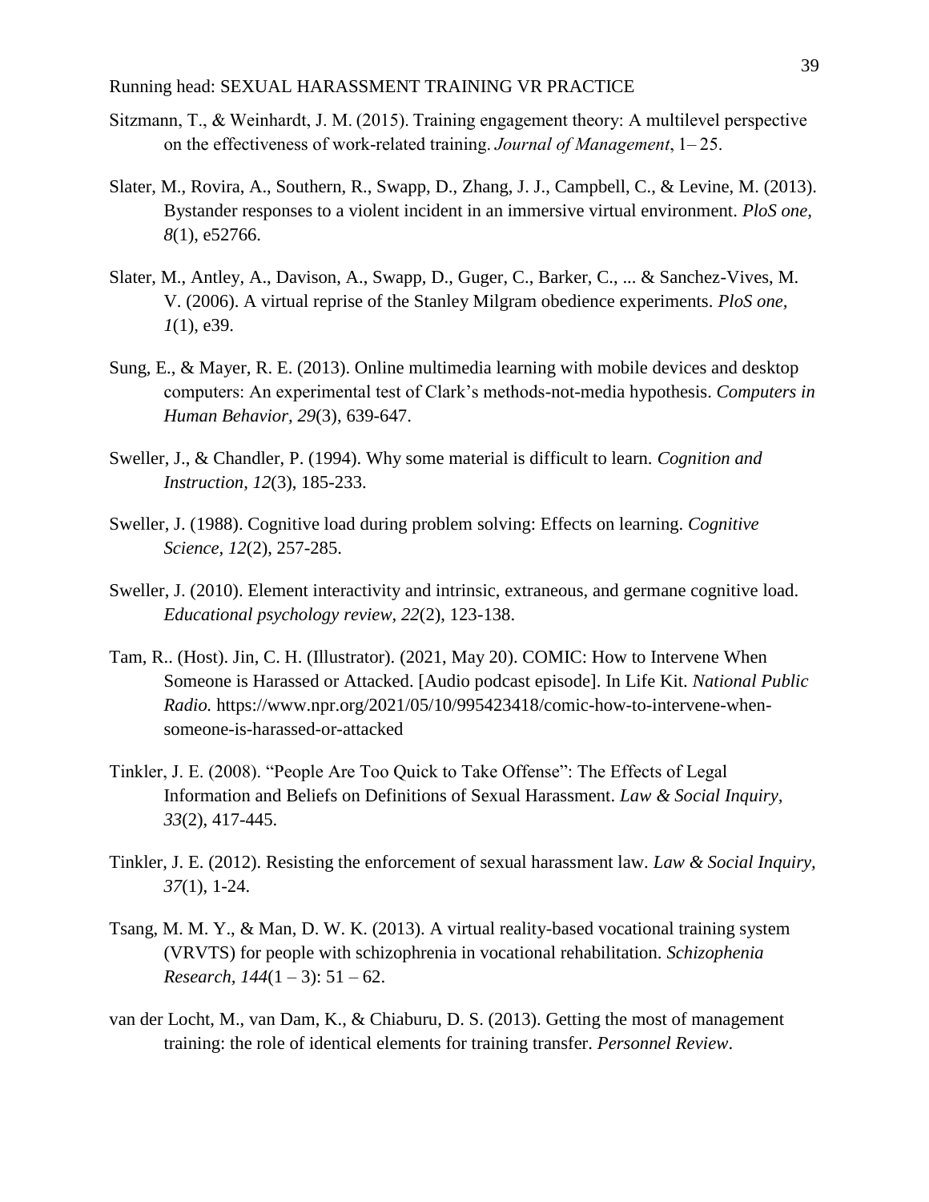Sitzmann, T., & Weinhardt, J. M. (2015). Training engagement theory: A multilevel perspective on the effectiveness of work-related training. *Journal of Management*, 1– 25.

Slater, M., Rovira, A., Southern, R., Swapp, D., Zhang, J. J., Campbell, C., & Levine, M. (2013). Bystander responses to a violent incident in an immersive virtual environment. *PloS one*, *8*(1), e52766.

Slater, M., Antley, A., Davison, A., Swapp, D., Guger, C., Barker, C., ... & Sanchez-Vives, M. V. (2006). A virtual reprise of the Stanley Milgram obedience experiments. *PloS one, 1*(1), e39.

Sung, E., & Mayer, R. E. (2013). Online multimedia learning with mobile devices and desktop computers: An experimental test of Clark's methods-not-media hypothesis. *Computers in Human Behavior*, *29*(3), 639-647.

Sweller, J., & Chandler, P. (1994). Why some material is difficult to learn. *Cognition and Instruction, 12*(3), 185-233.

Sweller, J. (1988). Cognitive load during problem solving: Effects on learning. *Cognitive Science, 12*(2), 257-285.

Sweller, J. (2010). Element interactivity and intrinsic, extraneous, and germane cognitive load. *Educational psychology review, 22*(2), 123-138.

Tam, R.. (Host). Jin, C. H. (Illustrator). (2021, May 20). COMIC: How to Intervene When Someone is Harassed or Attacked. [Audio podcast episode]. In Life Kit. *National Public Radio.* https://www.npr.org/2021/05/10/995423418/comic-how-to-intervene-when-someone-is-harassed-or-attacked

Tinkler, J. E. (2008). "People Are Too Quick to Take Offense": The Effects of Legal Information and Beliefs on Definitions of Sexual Harassment. *Law & Social Inquiry*, *33*(2), 417-445.

Tinkler, J. E. (2012). Resisting the enforcement of sexual harassment law. *Law & Social Inquiry, 37*(1), 1-24.

Tsang, M. M. Y., & Man, D. W. K. (2013). A virtual reality-based vocational training system (VRVTS) for people with schizophrenia in vocational rehabilitation. *Schizophenia Research*, *144*(1 – 3): 51 – 62.

van der Locht, M., van Dam, K., & Chiaburu, D. S. (2013). Getting the most of management training: the role of identical elements for training transfer. *Personnel Review*.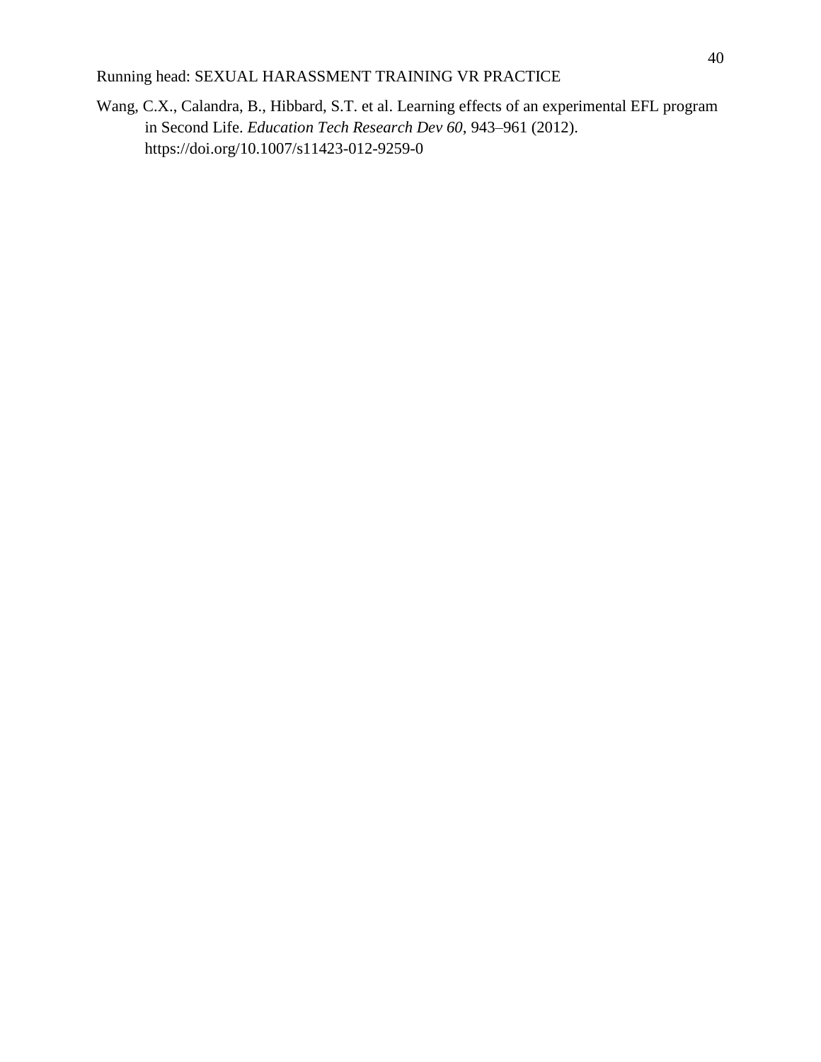Wang, C.X., Calandra, B., Hibbard, S.T. et al. Learning effects of an experimental EFL program in Second Life. *Education Tech Research Dev 60*, 943–961 (2012). https://doi.org/10.1007/s11423-012-9259-0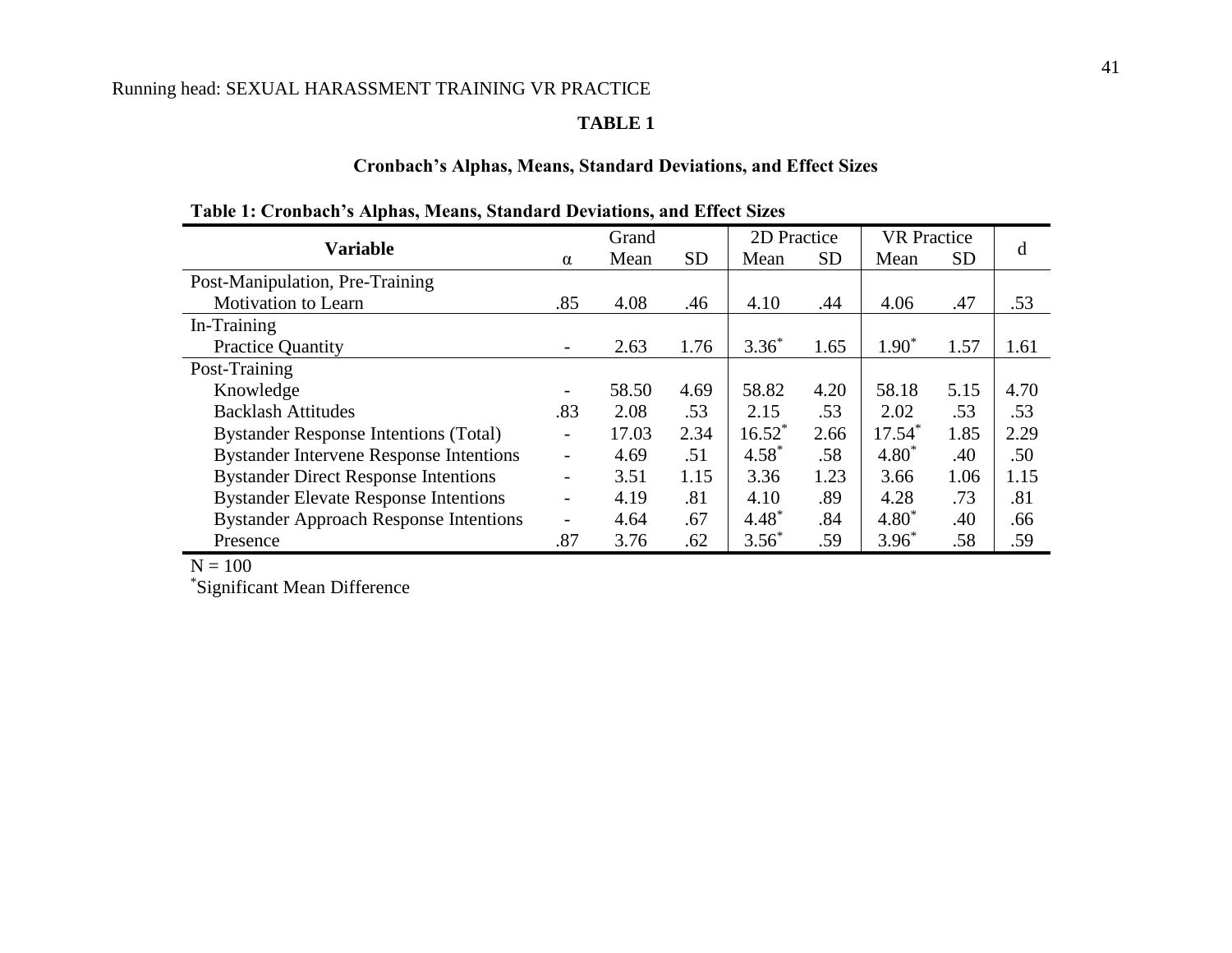**TABLE 1**

**Cronbach's Alphas, Means, Standard Deviations, and Effect Sizes**

**Table 1: Cronbach's Alphas, Means, Standard Deviations, and Effect Sizes**

| Variable | | Grand | | 2D Practice | | VR Practice | | d |
|---|---|---|---|---|---|---|---|---|
| | α | Mean | SD | Mean | SD | Mean | SD | |
| Post-Manipulation, Pre-Training | | | | | | | | |
| Motivation to Learn | .85 | 4.08 | .46 | 4.10 | .44 | 4.06 | .47 | .53 |
| In-Training | | | | | | | | |
| Practice Quantity | - | 2.63 | 1.76 | 3.36* | 1.65 | 1.90* | 1.57 | 1.61 |
| Post-Training | | | | | | | | |
| Knowledge | - | 58.50 | 4.69 | 58.82 | 4.20 | 58.18 | 5.15 | 4.70 |
| Backlash Attitudes | .83 | 2.08 | .53 | 2.15 | .53 | 2.02 | .53 | .53 |
| Bystander Response Intentions (Total) | - | 17.03 | 2.34 | 16.52* | 2.66 | 17.54* | 1.85 | 2.29 |
| Bystander Intervene Response Intentions | - | 4.69 | .51 | 4.58* | .58 | 4.80* | .40 | .50 |
| Bystander Direct Response Intentions | - | 3.51 | 1.15 | 3.36 | 1.23 | 3.66 | 1.06 | 1.15 |
| Bystander Elevate Response Intentions | - | 4.19 | .81 | 4.10 | .89 | 4.28 | .73 | .81 |
| Bystander Approach Response Intentions | - | 4.64 | .67 | 4.48* | .84 | 4.80* | .40 | .66 |
| Presence | .87 | 3.76 | .62 | 3.56* | .59 | 3.96* | .58 | .59 |

N = 100

*Significant Mean Difference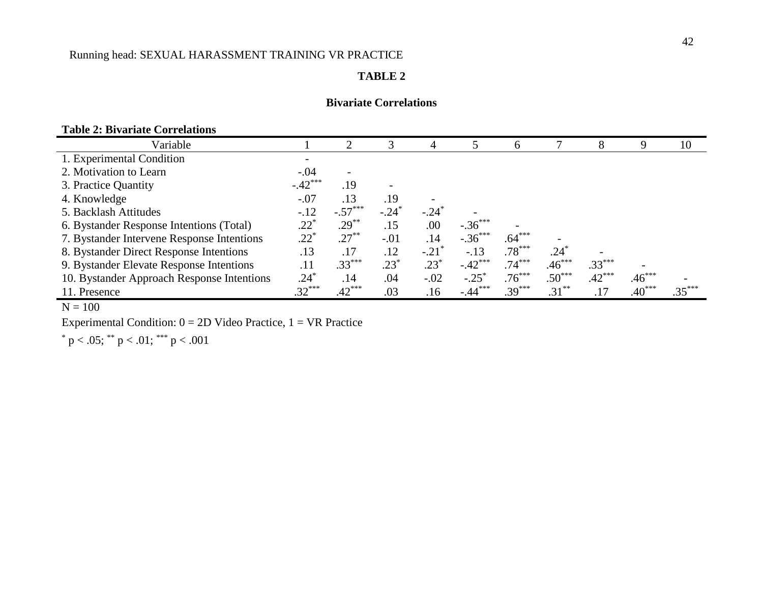**TABLE 2**

**Bivariate Correlations**

**Table 2: Bivariate Correlations**

| Variable | 1 | 2 | 3 | 4 | 5 | 6 | 7 | 8 | 9 | 10 |
|---|---|---|---|---|---|---|---|---|---|---|
| 1. Experimental Condition | - | | | | | | | | | |
| 2. Motivation to Learn | -.04 | - | | | | | | | | |
| 3. Practice Quantity | -.42*** | .19 | - | | | | | | | |
| 4. Knowledge | -.07 | .13 | .19 | - | | | | | | |
| 5. Backlash Attitudes | -.12 | -.57*** | -.24* | -.24* | - | | | | | |
| 6. Bystander Response Intentions (Total) | .22* | .29** | .15 | .00 | -.36*** | - | | | | |
| 7. Bystander Intervene Response Intentions | .22* | .27** | -.01 | .14 | -.36*** | .64*** | - | | | |
| 8. Bystander Direct Response Intentions | .13 | .17 | .12 | -.21* | -.13 | .78*** | .24* | - | | |
| 9. Bystander Elevate Response Intentions | .11 | .33*** | .23* | .23* | -.42*** | .74*** | .46*** | .33*** | - | |
| 10. Bystander Approach Response Intentions | .24* | .14 | .04 | -.02 | -.25* | .76*** | .50*** | .42*** | .46*** | - |
| 11. Presence | .32*** | .42*** | .03 | .16 | -.44*** | .39*** | .31** | .17 | .40*** | .35*** |

N = 100

Experimental Condition: 0 = 2D Video Practice, 1 = VR Practice

* $p < .05$; ** $p < .01$; *** $p < .001$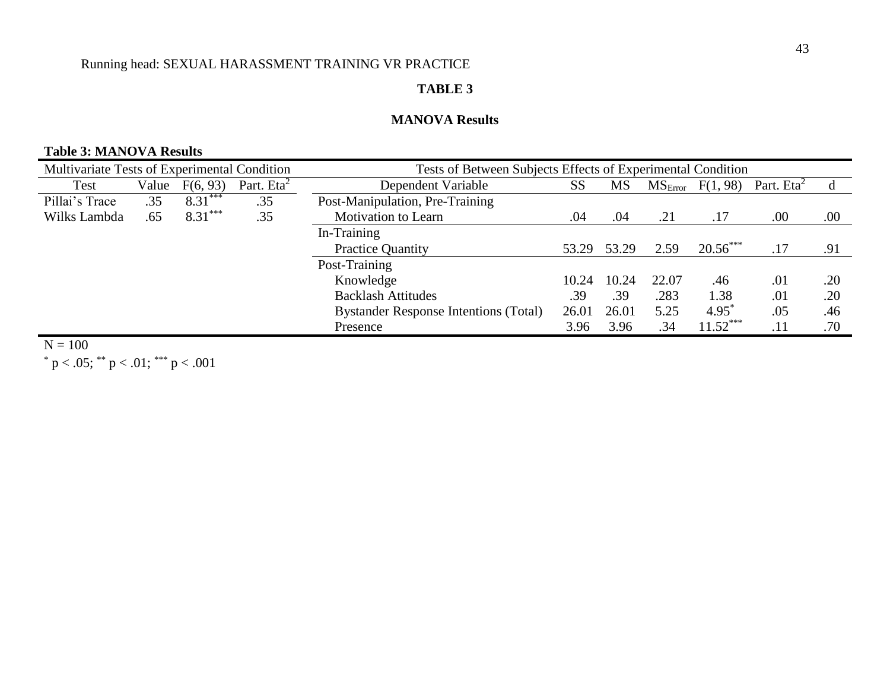**TABLE 3**

**MANOVA Results**

**Table 3: MANOVA Results**

| Multivariate Tests of Experimental Condition | | | | Tests of Between Subjects Effects of Experimental Condition | | | | | | |
|---|---|---|---|---|---|---|---|---|---|---|
| Test | Value | $F(6, 93)$ | Part. $Eta^2$ | Dependent Variable | SS | MS | $MS_{Error}$ | $F(1, 98)$ | Part. $Eta^2$ | d |
| Pillai's Trace | .35 | $8.31^{***}$ | .35 | Post-Manipulation, Pre-Training | | | | | | |
| Wilks Lambda | .65 | $8.31^{***}$ | .35 | Motivation to Learn | .04 | .04 | .21 | .17 | .00 | .00 |
| | | | | In-Training | | | | | | |
| | | | | Practice Quantity | 53.29 | 53.29 | 2.59 | $20.56^{***}$ | .17 | .91 |
| | | | | Post-Training | | | | | | |
| | | | | Knowledge | 10.24 | 10.24 | 22.07 | .46 | .01 | .20 |
| | | | | Backlash Attitudes | .39 | .39 | .283 | 1.38 | .01 | .20 |
| | | | | Bystander Response Intentions (Total) | 26.01 | 26.01 | 5.25 | $4.95^{*}$ | .05 | .46 |
| | | | | Presence | 3.96 | 3.96 | .34 | $11.52^{***}$ | .11 | .70 |

N = 100

$^{*}$ $p < .05$; $^{**}$ $p < .01$; $^{***}$ $p < .001$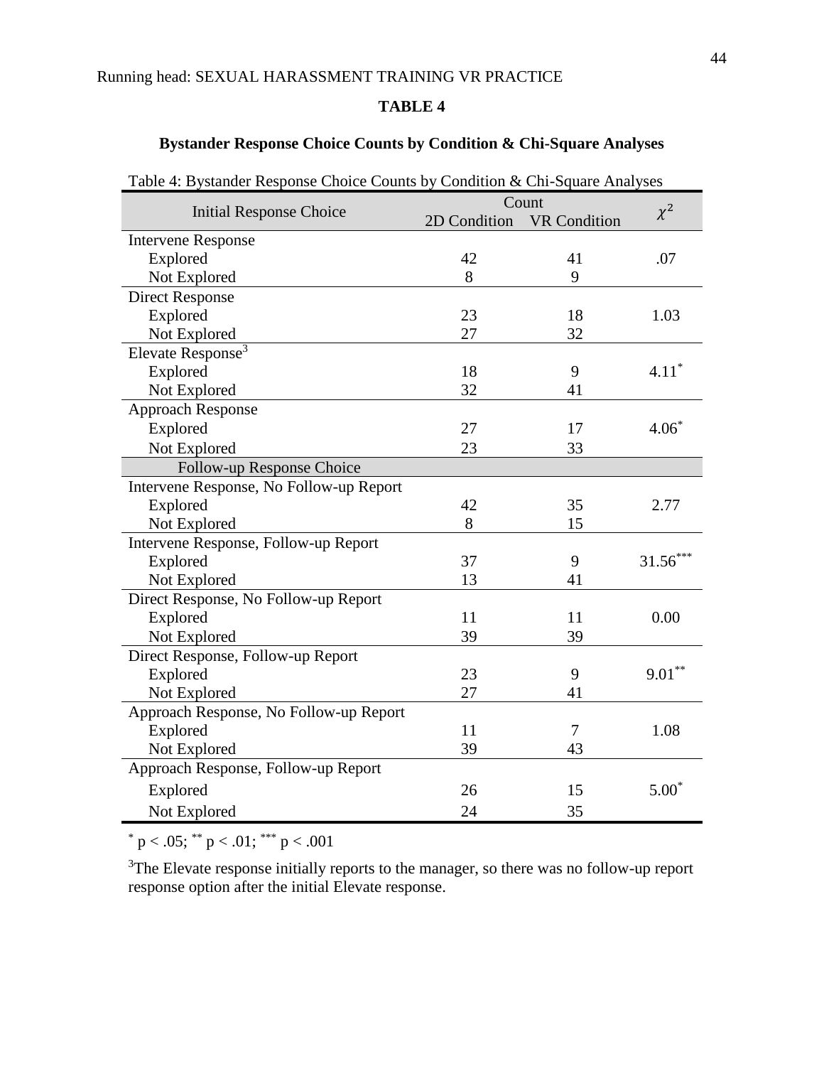**TABLE 4**

**Bystander Response Choice Counts by Condition & Chi-Square Analyses**

Table 4: Bystander Response Choice Counts by Condition & Chi-Square Analyses

| Initial Response Choice | Count | | $\chi^2$ |
|---|---|---|---|
| | 2D Condition | VR Condition | |
| Intervene Response | | | |
| Explored | 42 | 41 | .07 |
| Not Explored | 8 | 9 | |
| Direct Response | | | |
| Explored | 23 | 18 | 1.03 |
| Not Explored | 27 | 32 | |
| Elevate Response[3] | | | |
| Explored | 18 | 9 | $4.11^{*}$ |
| Not Explored | 32 | 41 | |
| Approach Response | | | |
| Explored | 27 | 17 | $4.06^{*}$ |
| Not Explored | 23 | 33 | |
| Follow-up Response Choice | | | |
| Intervene Response, No Follow-up Report | | | |
| Explored | 42 | 35 | 2.77 |
| Not Explored | 8 | 15 | |
| Intervene Response, Follow-up Report | | | |
| Explored | 37 | 9 | $31.56^{***}$ |
| Not Explored | 13 | 41 | |
| Direct Response, No Follow-up Report | | | |
| Explored | 11 | 11 | 0.00 |
| Not Explored | 39 | 39 | |
| Direct Response, Follow-up Report | | | |
| Explored | 23 | 9 | $9.01^{**}$ |
| Not Explored | 27 | 41 | |
| Approach Response, No Follow-up Report | | | |
| Explored | 11 | 7 | 1.08 |
| Not Explored | 39 | 43 | |
| Approach Response, Follow-up Report | | | |
| Explored | 26 | 15 | $5.00^{*}$ |
| Not Explored | 24 | 35 | |

$^{*}$ $p < .05$; $^{**}$ $p < .01$; $^{***}$ $p < .001$

[3]The Elevate response initially reports to the manager, so there was no follow-up report response option after the initial Elevate response.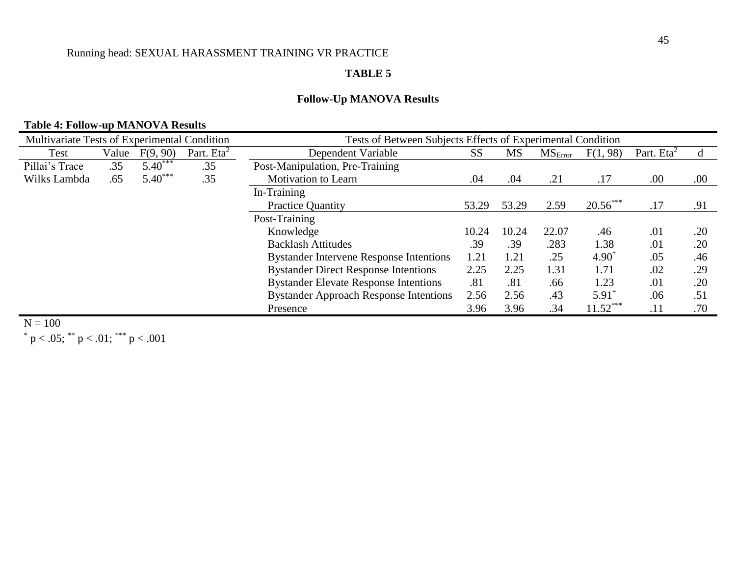**TABLE 5**

**Follow-Up MANOVA Results**

**Table 4: Follow-up MANOVA Results**

| Multivariate Tests of Experimental Condition | | | | Tests of Between Subjects Effects of Experimental Condition | | | | | | |
|---|---|---|---|---|---|---|---|---|---|---|
| Test | Value | $F(9, 90)$ | Part. $Eta^2$ | Dependent Variable | SS | MS | $MS_{Error}$ | $F(1, 98)$ | Part. $Eta^2$ | d |
| Pillai's Trace | .35 | $5.40^{***}$ | .35 | Post-Manipulation, Pre-Training | | | | | | |
| Wilks Lambda | .65 | $5.40^{***}$ | .35 | Motivation to Learn | .04 | .04 | .21 | .17 | .00 | .00 |
| | | | | In-Training | | | | | | |
| | | | | Practice Quantity | 53.29 | 53.29 | 2.59 | $20.56^{***}$ | .17 | .91 |
| | | | | Post-Training | | | | | | |
| | | | | Knowledge | 10.24 | 10.24 | 22.07 | .46 | .01 | .20 |
| | | | | Backlash Attitudes | .39 | .39 | .283 | 1.38 | .01 | .20 |
| | | | | Bystander Intervene Response Intentions | 1.21 | 1.21 | .25 | $4.90^{*}$ | .05 | .46 |
| | | | | Bystander Direct Response Intentions | 2.25 | 2.25 | 1.31 | 1.71 | .02 | .29 |
| | | | | Bystander Elevate Response Intentions | .81 | .81 | .66 | 1.23 | .01 | .20 |
| | | | | Bystander Approach Response Intentions | 2.56 | 2.56 | .43 | $5.91^{*}$ | .06 | .51 |
| | | | | Presence | 3.96 | 3.96 | .34 | $11.52^{***}$ | .11 | .70 |

N = 100

$^{*}$ $p < .05$; $^{**}$ $p < .01$; $^{***}$ $p < .001$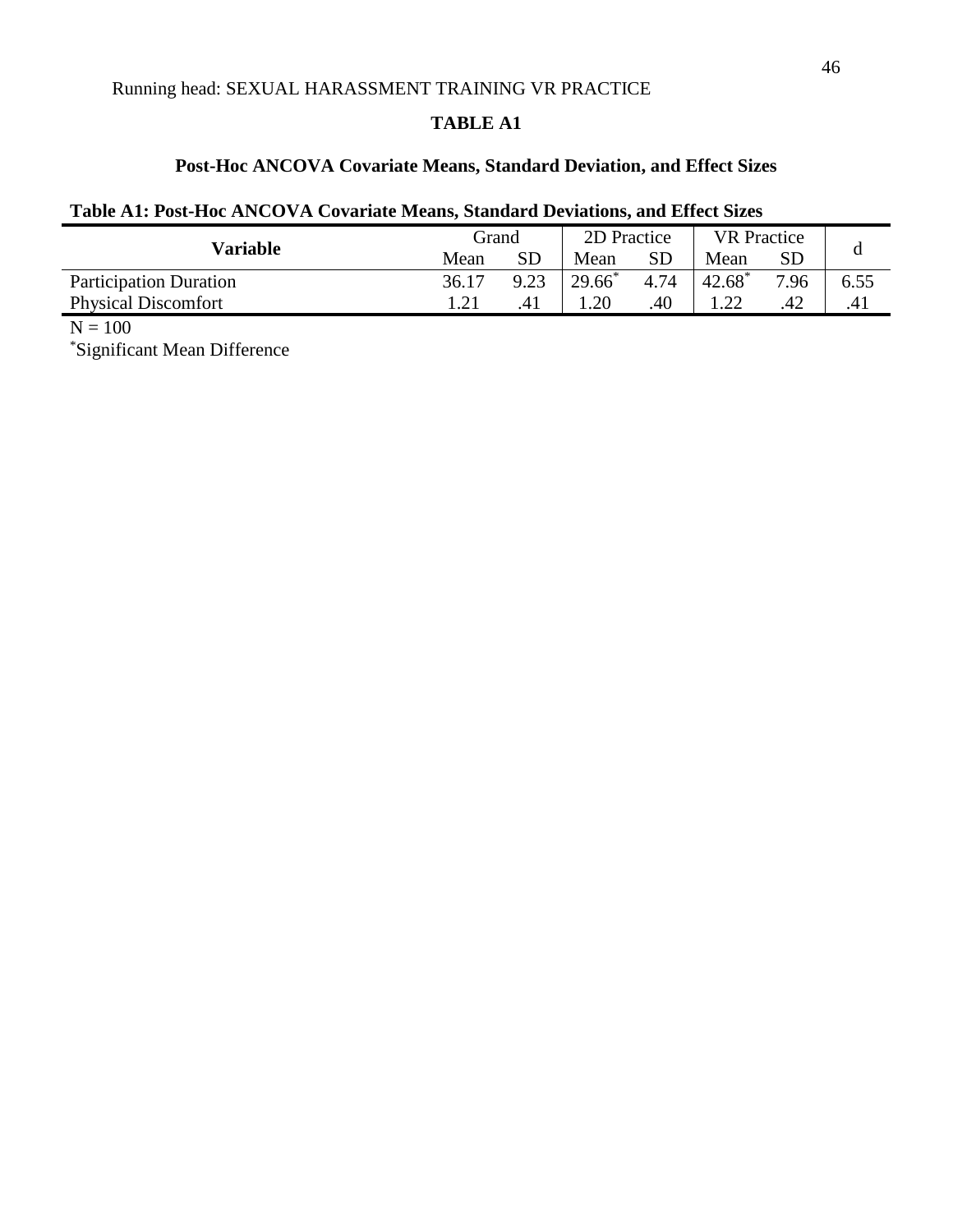**TABLE A1**

**Post-Hoc ANCOVA Covariate Means, Standard Deviation, and Effect Sizes**

**Table A1: Post-Hoc ANCOVA Covariate Means, Standard Deviations, and Effect Sizes**

| Variable | Grand | | 2D Practice | | VR Practice | | d |
|---|---|---|---|---|---|---|---|
| | Mean | SD | Mean | SD | Mean | SD | |
| Participation Duration | 36.17 | 9.23 | 29.66* | 4.74 | 42.68* | 7.96 | 6.55 |
| Physical Discomfort | 1.21 | .41 | 1.20 | .40 | 1.22 | .42 | .41 |

N = 100

*Significant Mean Difference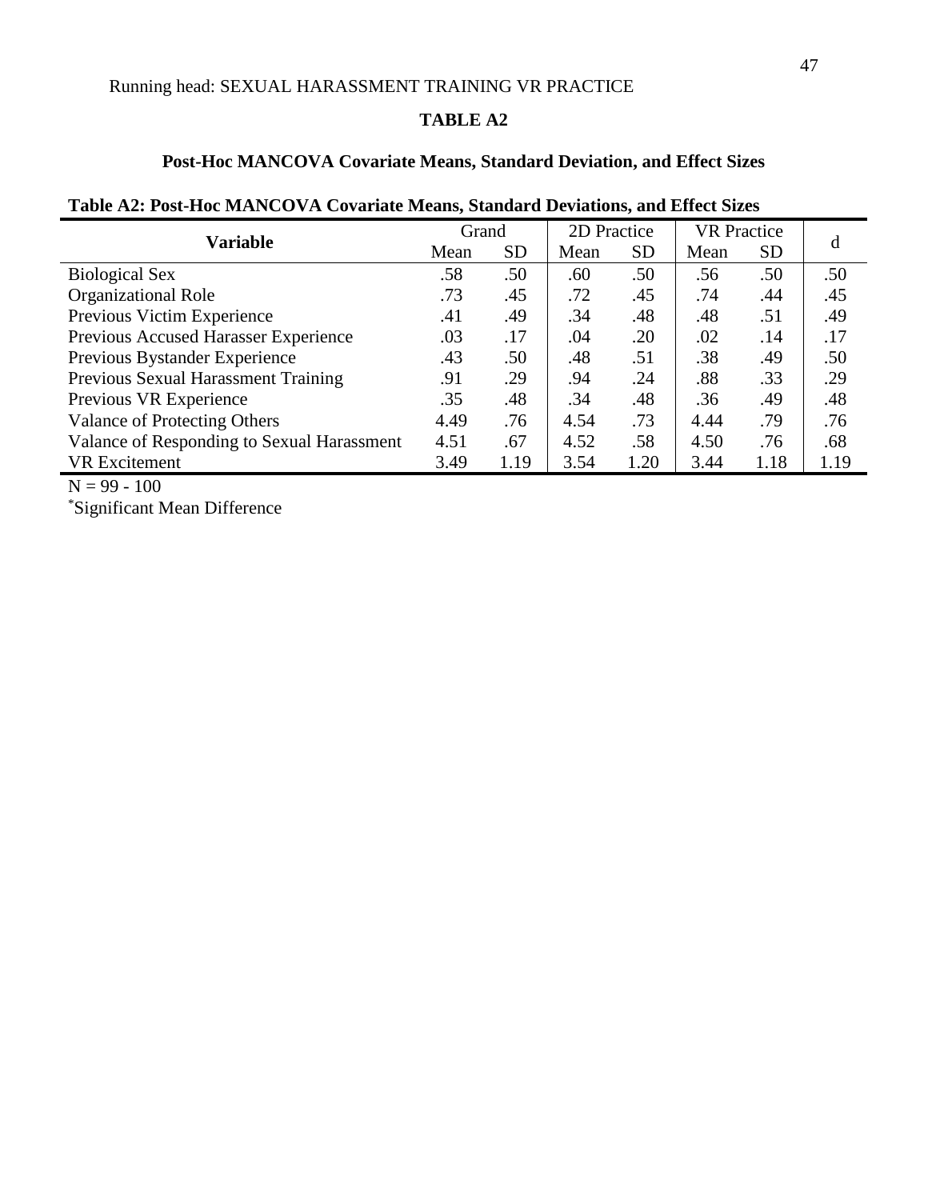## TABLE A2

### Post-Hoc MANCOVA Covariate Means, Standard Deviation, and Effect Sizes

**Table A2: Post-Hoc MANCOVA Covariate Means, Standard Deviations, and Effect Sizes**

| Variable | Grand | | 2D Practice | | VR Practice | | d |
|---|---|---|---|---|---|---|---|
| | Mean | SD | Mean | SD | Mean | SD | |
| Biological Sex | .58 | .50 | .60 | .50 | .56 | .50 | .50 |
| Organizational Role | .73 | .45 | .72 | .45 | .74 | .44 | .45 |
| Previous Victim Experience | .41 | .49 | .34 | .48 | .48 | .51 | .49 |
| Previous Accused Harasser Experience | .03 | .17 | .04 | .20 | .02 | .14 | .17 |
| Previous Bystander Experience | .43 | .50 | .48 | .51 | .38 | .49 | .50 |
| Previous Sexual Harassment Training | .91 | .29 | .94 | .24 | .88 | .33 | .29 |
| Previous VR Experience | .35 | .48 | .34 | .48 | .36 | .49 | .48 |
| Valance of Protecting Others | 4.49 | .76 | 4.54 | .73 | 4.44 | .79 | .76 |
| Valance of Responding to Sexual Harassment | 4.51 | .67 | 4.52 | .58 | 4.50 | .76 | .68 |
| VR Excitement | 3.49 | 1.19 | 3.54 | 1.20 | 3.44 | 1.18 | 1.19 |

N = 99 - 100

*Significant Mean Difference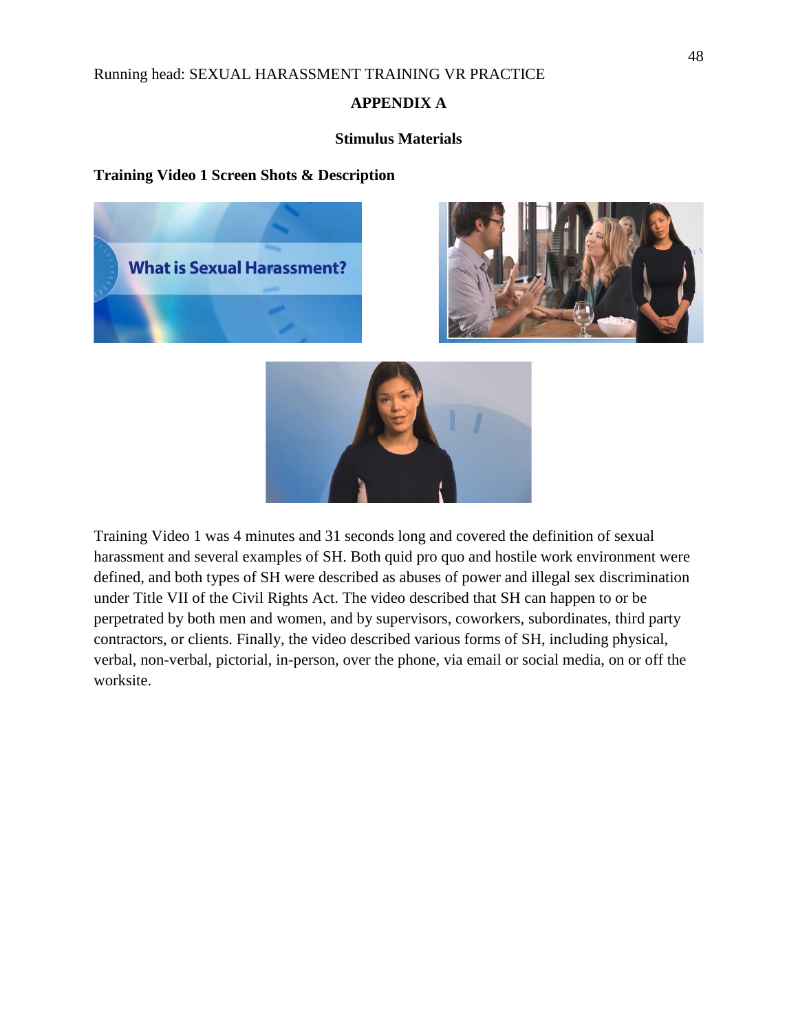# APPENDIX A

## Stimulus Materials

### Training Video 1 Screen Shots & Description

Training Video 1 was 4 minutes and 31 seconds long and covered the definition of sexual harassment and several examples of SH. Both quid pro quo and hostile work environment were defined, and both types of SH were described as abuses of power and illegal sex discrimination under Title VII of the Civil Rights Act. The video described that SH can happen to or be perpetrated by both men and women, and by supervisors, coworkers, subordinates, third party contractors, or clients. Finally, the video described various forms of SH, including physical, verbal, non-verbal, pictorial, in-person, over the phone, via email or social media, on or off the worksite.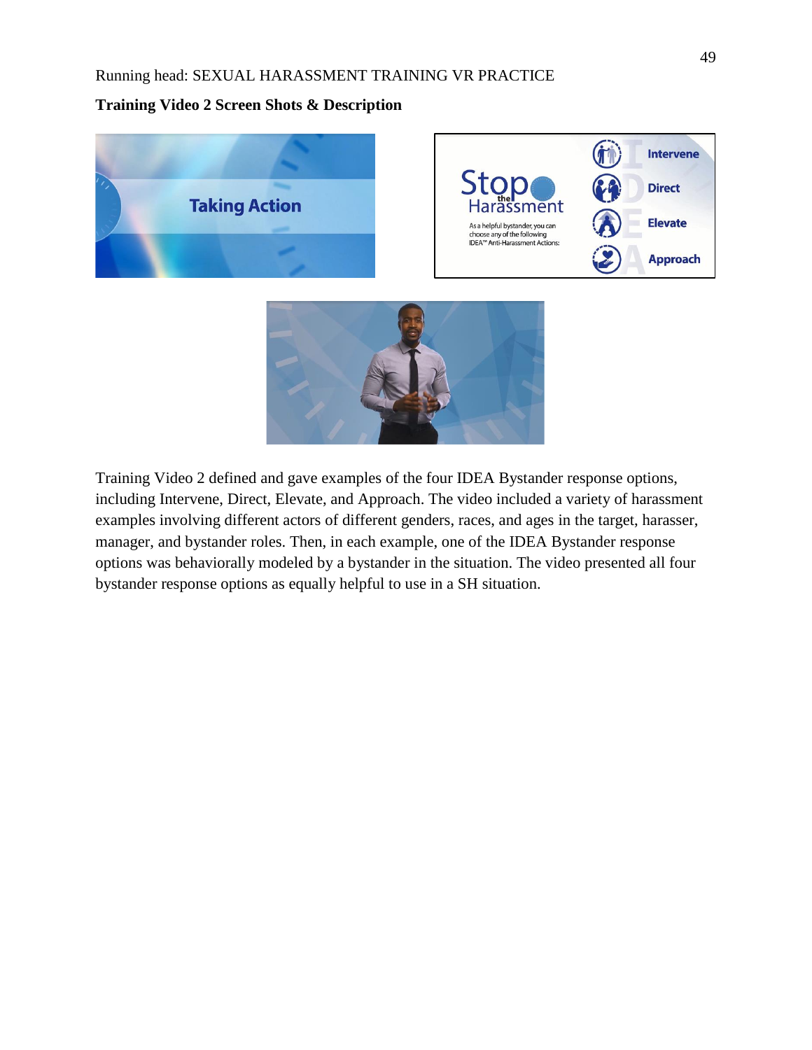**Training Video 2 Screen Shots & Description**

Training Video 2 defined and gave examples of the four IDEA Bystander response options, including Intervene, Direct, Elevate, and Approach. The video included a variety of harassment examples involving different actors of different genders, races, and ages in the target, harasser, manager, and bystander roles. Then, in each example, one of the IDEA Bystander response options was behaviorally modeled by a bystander in the situation. The video presented all four bystander response options as equally helpful to use in a SH situation.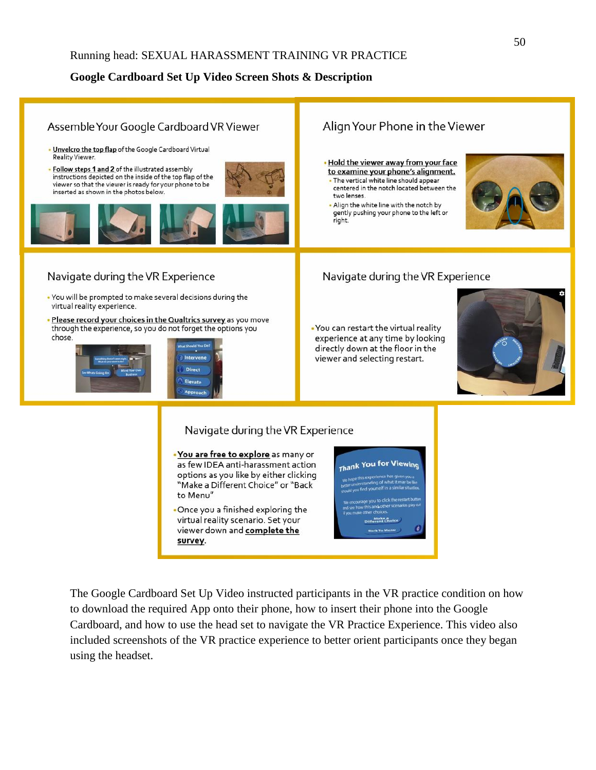**Google Cardboard Set Up Video Screen Shots & Description**

### Assemble Your Google Cardboard VR Viewer

- Unvelcro the top flap of the Google Cardboard Virtual Reality Viewer.
- Follow steps 1 and 2 of the illustrated assembly instructions depicted on the inside of the top flap of the viewer so that the viewer is ready for your phone to be inserted as shown in the photos below.

### Align Your Phone in the Viewer

- Hold the viewer away from your face to examine your phone's alignment.
  - The vertical white line should appear centered in the notch located between the two lenses.
  - Align the white line with the notch by gently pushing your phone to the left or right.

### Navigate during the VR Experience

- You will be prompted to make several decisions during the virtual reality experience.
- Please record your choices in the Qualtrics survey as you move through the experience, so you do not forget the options you chose.

### Navigate during the VR Experience

- You can restart the virtual reality experience at any time by looking directly down at the floor in the viewer and selecting restart.

### Navigate during the VR Experience

- You are free to explore as many or as few IDEA anti-harassment action options as you like by either clicking "Make a Different Choice" or "Back to Menu"
- Once you a finished exploring the virtual reality scenario. Set your viewer down and **complete the survey**.

The Google Cardboard Set Up Video instructed participants in the VR practice condition on how to download the required App onto their phone, how to insert their phone into the Google Cardboard, and how to use the head set to navigate the VR Practice Experience. This video also included screenshots of the VR practice experience to better orient participants once they began using the headset.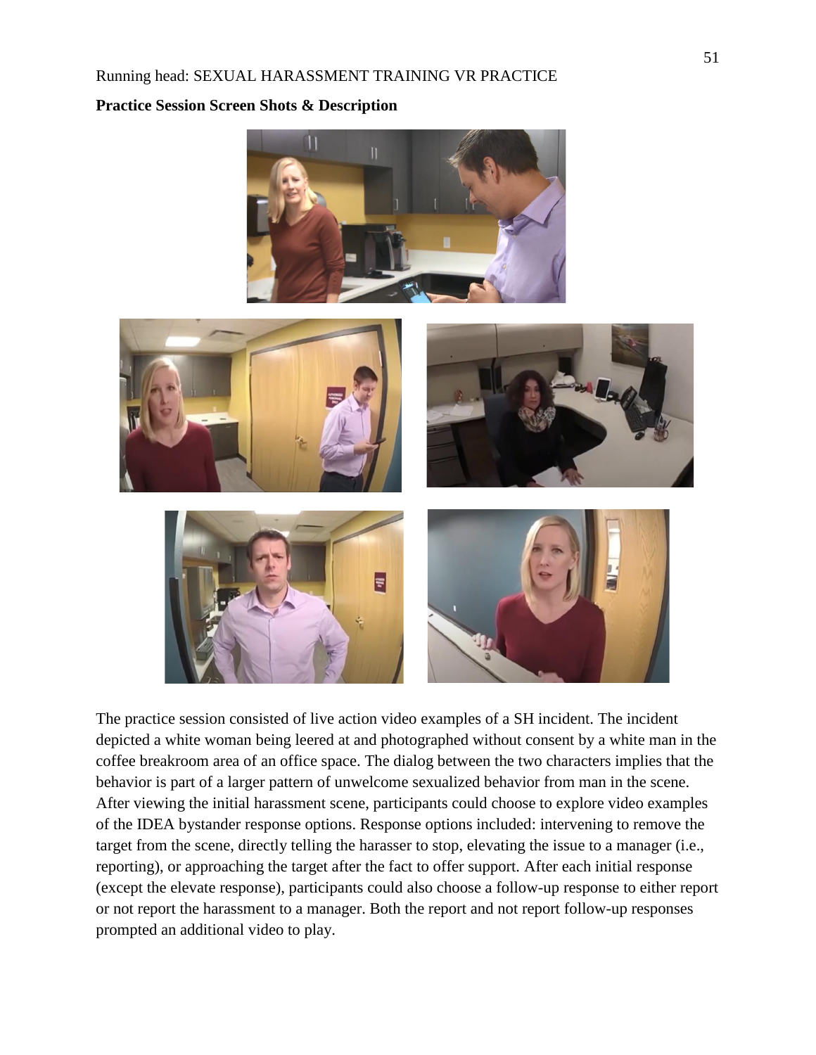**Practice Session Screen Shots & Description**

The practice session consisted of live action video examples of a SH incident. The incident depicted a white woman being leered at and photographed without consent by a white man in the coffee breakroom area of an office space. The dialog between the two characters implies that the behavior is part of a larger pattern of unwelcome sexualized behavior from man in the scene. After viewing the initial harassment scene, participants could choose to explore video examples of the IDEA bystander response options. Response options included: intervening to remove the target from the scene, directly telling the harasser to stop, elevating the issue to a manager (i.e., reporting), or approaching the target after the fact to offer support. After each initial response (except the elevate response), participants could also choose a follow-up response to either report or not report the harassment to a manager. Both the report and not report follow-up responses prompted an additional video to play.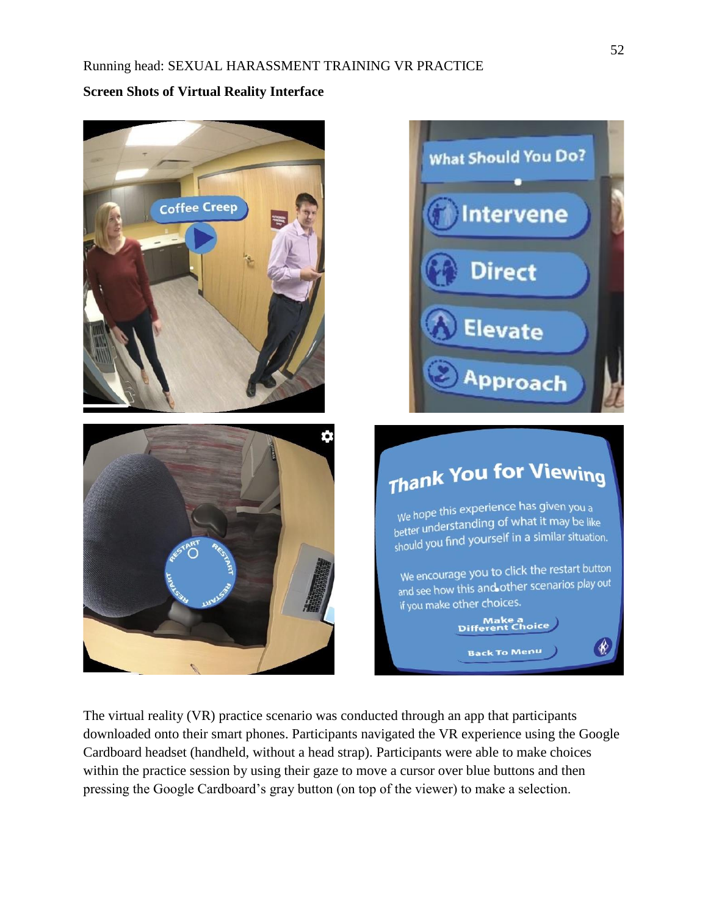**Screen Shots of Virtual Reality Interface**

The virtual reality (VR) practice scenario was conducted through an app that participants downloaded onto their smart phones. Participants navigated the VR experience using the Google Cardboard headset (handheld, without a head strap). Participants were able to make choices within the practice session by using their gaze to move a cursor over blue buttons and then pressing the Google Cardboard's gray button (on top of the viewer) to make a selection.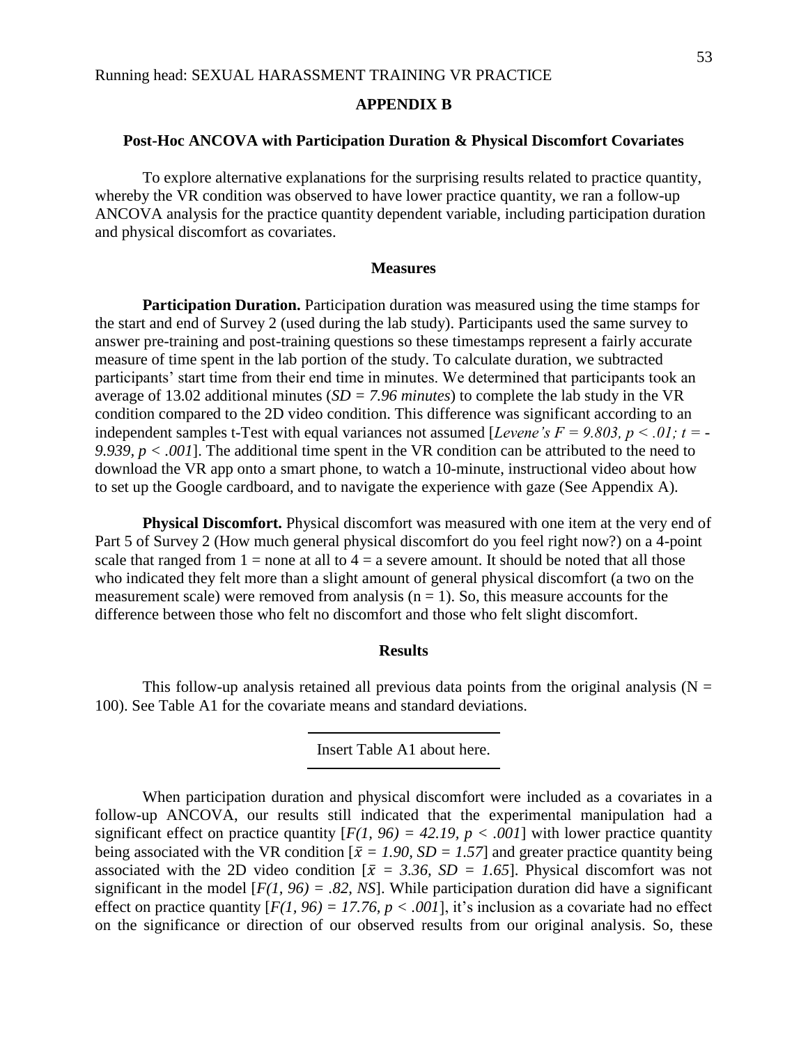## APPENDIX B

### Post-Hoc ANCOVA with Participation Duration & Physical Discomfort Covariates

To explore alternative explanations for the surprising results related to practice quantity, whereby the VR condition was observed to have lower practice quantity, we ran a follow-up ANCOVA analysis for the practice quantity dependent variable, including participation duration and physical discomfort as covariates.

### Measures

**Participation Duration.** Participation duration was measured using the time stamps for the start and end of Survey 2 (used during the lab study). Participants used the same survey to answer pre-training and post-training questions so these timestamps represent a fairly accurate measure of time spent in the lab portion of the study. To calculate duration, we subtracted participants' start time from their end time in minutes. We determined that participants took an average of 13.02 additional minutes (*SD = 7.96 minutes*) to complete the lab study in the VR condition compared to the 2D video condition. This difference was significant according to an independent samples t-Test with equal variances not assumed [*Levene's* $F = 9.803$, $p < .01$; $t = -9.939$, $p < .001$]. The additional time spent in the VR condition can be attributed to the need to download the VR app onto a smart phone, to watch a 10-minute, instructional video about how to set up the Google cardboard, and to navigate the experience with gaze (See Appendix A).

**Physical Discomfort.** Physical discomfort was measured with one item at the very end of Part 5 of Survey 2 (How much general physical discomfort do you feel right now?) on a 4-point scale that ranged from 1 = none at all to 4 = a severe amount. It should be noted that all those who indicated they felt more than a slight amount of general physical discomfort (a two on the measurement scale) were removed from analysis (n = 1). So, this measure accounts for the difference between those who felt no discomfort and those who felt slight discomfort.

### Results

This follow-up analysis retained all previous data points from the original analysis (N = 100). See Table A1 for the covariate means and standard deviations.

Insert Table A1 about here.

When participation duration and physical discomfort were included as a covariates in a follow-up ANCOVA, our results still indicated that the experimental manipulation had a significant effect on practice quantity [$F(1, 96) = 42.19$, $p < .001$] with lower practice quantity being associated with the VR condition [$\bar{x} = 1.90$, $SD = 1.57$] and greater practice quantity being associated with the 2D video condition [$\bar{x} = 3.36$, $SD = 1.65$]. Physical discomfort was not significant in the model [$F(1, 96) = .82$, *NS*]. While participation duration did have a significant effect on practice quantity [$F(1, 96) = 17.76$, $p < .001$], it's inclusion as a covariate had no effect on the significance or direction of our observed results from our original analysis. So, these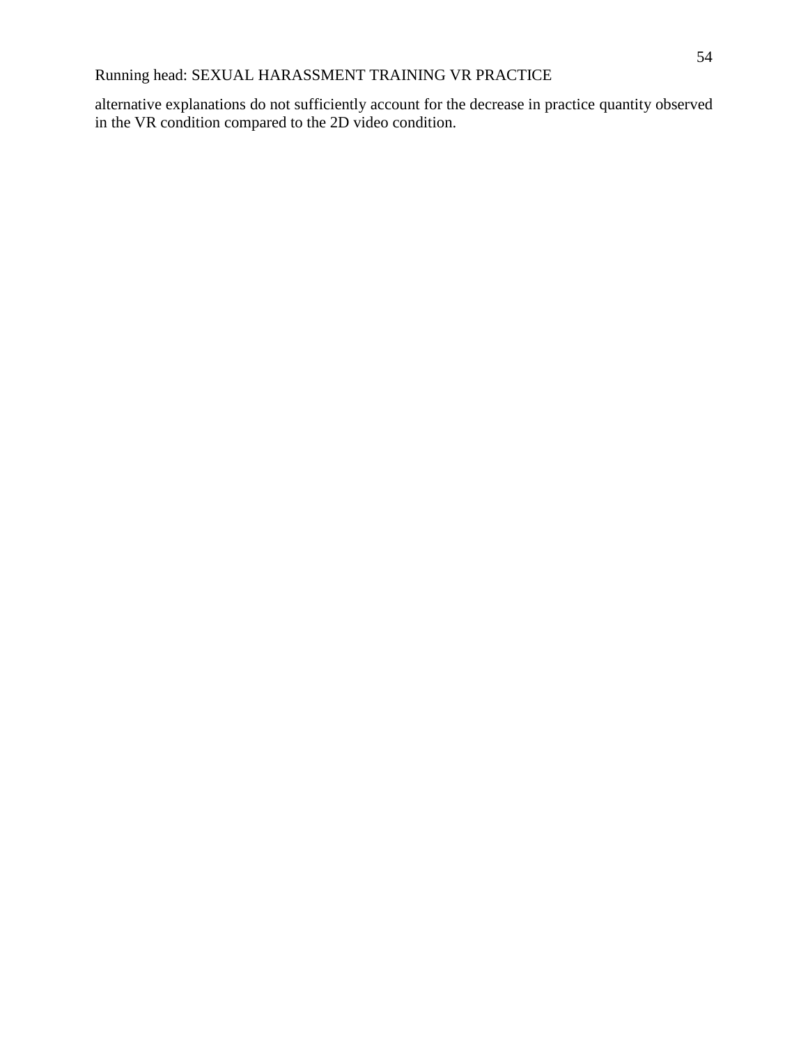alternative explanations do not sufficiently account for the decrease in practice quantity observed in the VR condition compared to the 2D video condition.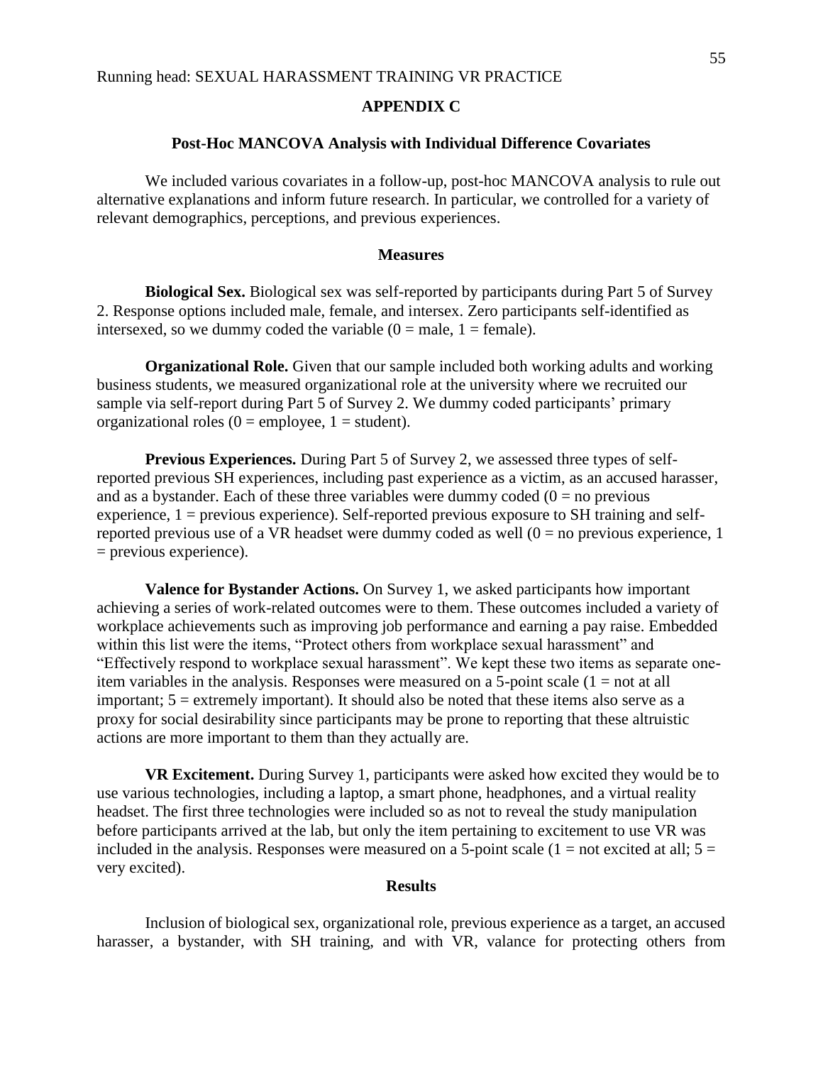## APPENDIX C

### Post-Hoc MANCOVA Analysis with Individual Difference Covariates

We included various covariates in a follow-up, post-hoc MANCOVA analysis to rule out alternative explanations and inform future research. In particular, we controlled for a variety of relevant demographics, perceptions, and previous experiences.

### Measures

**Biological Sex.** Biological sex was self-reported by participants during Part 5 of Survey 2. Response options included male, female, and intersex. Zero participants self-identified as intersexed, so we dummy coded the variable (0 = male, 1 = female).

**Organizational Role.** Given that our sample included both working adults and working business students, we measured organizational role at the university where we recruited our sample via self-report during Part 5 of Survey 2. We dummy coded participants' primary organizational roles (0 = employee, 1 = student).

**Previous Experiences.** During Part 5 of Survey 2, we assessed three types of self-reported previous SH experiences, including past experience as a victim, as an accused harasser, and as a bystander. Each of these three variables were dummy coded (0 = no previous experience, 1 = previous experience). Self-reported previous exposure to SH training and self-reported previous use of a VR headset were dummy coded as well (0 = no previous experience, 1 = previous experience).

**Valence for Bystander Actions.** On Survey 1, we asked participants how important achieving a series of work-related outcomes were to them. These outcomes included a variety of workplace achievements such as improving job performance and earning a pay raise. Embedded within this list were the items, "Protect others from workplace sexual harassment" and "Effectively respond to workplace sexual harassment". We kept these two items as separate one-item variables in the analysis. Responses were measured on a 5-point scale (1 = not at all important; 5 = extremely important). It should also be noted that these items also serve as a proxy for social desirability since participants may be prone to reporting that these altruistic actions are more important to them than they actually are.

**VR Excitement.** During Survey 1, participants were asked how excited they would be to use various technologies, including a laptop, a smart phone, headphones, and a virtual reality headset. The first three technologies were included so as not to reveal the study manipulation before participants arrived at the lab, but only the item pertaining to excitement to use VR was included in the analysis. Responses were measured on a 5-point scale (1 = not excited at all; 5 = very excited).

### Results

Inclusion of biological sex, organizational role, previous experience as a target, an accused harasser, a bystander, with SH training, and with VR, valance for protecting others from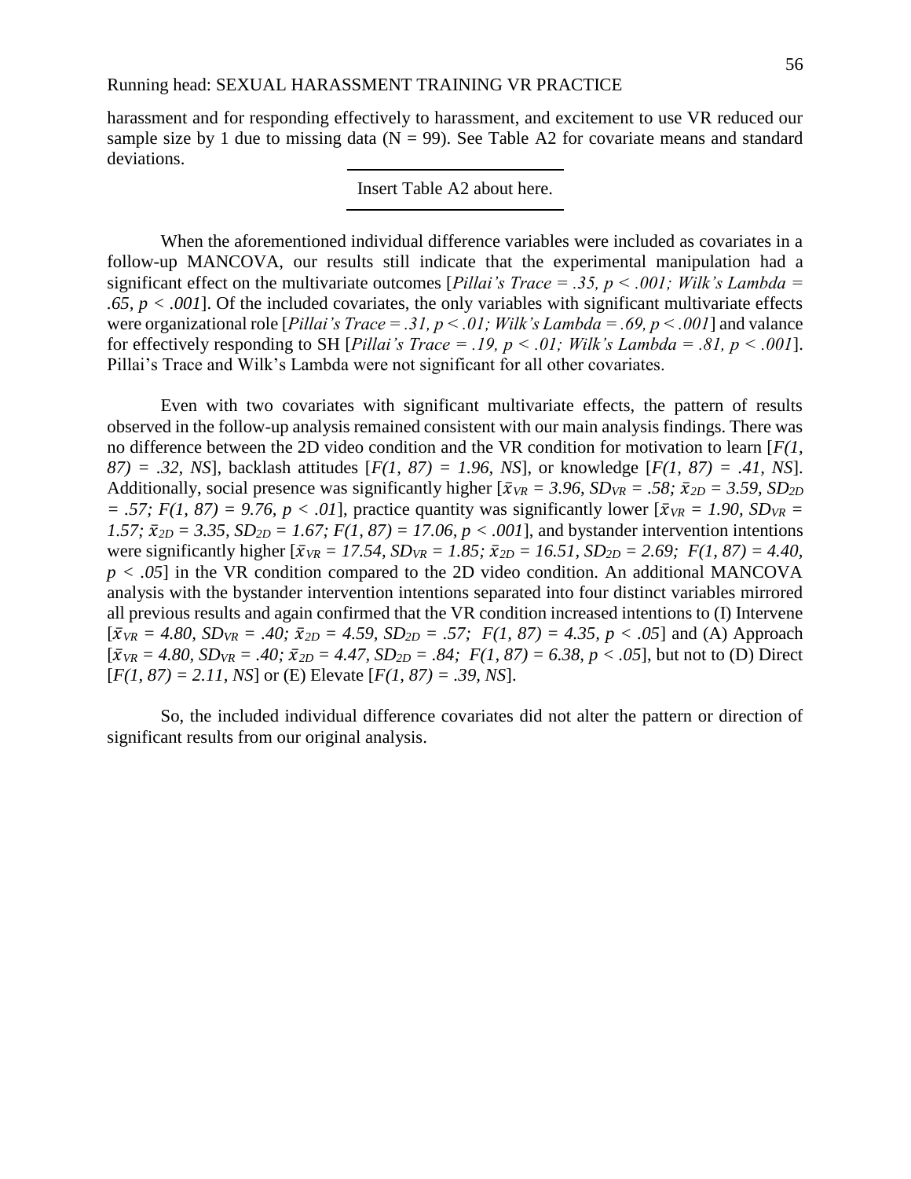harassment and for responding effectively to harassment, and excitement to use VR reduced our sample size by 1 due to missing data (N = 99). See Table A2 for covariate means and standard deviations.

Insert Table A2 about here.

When the aforementioned individual difference variables were included as covariates in a follow-up MANCOVA, our results still indicate that the experimental manipulation had a significant effect on the multivariate outcomes [*Pillai's Trace* = .35, $p < .001$; *Wilk's Lambda* = .65, $p < .001$]. Of the included covariates, the only variables with significant multivariate effects were organizational role [*Pillai's Trace* = .31, $p < .01$; *Wilk's Lambda* = .69, $p < .001$] and valance for effectively responding to SH [*Pillai's Trace* = .19, $p < .01$; *Wilk's Lambda* = .81, $p < .001$]. Pillai's Trace and Wilk's Lambda were not significant for all other covariates.

Even with two covariates with significant multivariate effects, the pattern of results observed in the follow-up analysis remained consistent with our main analysis findings. There was no difference between the 2D video condition and the VR condition for motivation to learn [$F(1, 87) = .32$, *NS*], backlash attitudes [$F(1, 87) = 1.96$, *NS*], or knowledge [$F(1, 87) = .41$, *NS*]. Additionally, social presence was significantly higher [$\bar{x}_{VR} = 3.96$, $SD_{VR} = .58$; $\bar{x}_{2D} = 3.59$, $SD_{2D} = .57$; $F(1, 87) = 9.76$, $p < .01$], practice quantity was significantly lower [$\bar{x}_{VR} = 1.90$, $SD_{VR} = 1.57$; $\bar{x}_{2D} = 3.35$, $SD_{2D} = 1.67$; $F(1, 87) = 17.06$, $p < .001$], and bystander intervention intentions were significantly higher [$\bar{x}_{VR} = 17.54$, $SD_{VR} = 1.85$; $\bar{x}_{2D} = 16.51$, $SD_{2D} = 2.69$; $F(1, 87) = 4.40$, $p < .05$] in the VR condition compared to the 2D video condition. An additional MANCOVA analysis with the bystander intervention intentions separated into four distinct variables mirrored all previous results and again confirmed that the VR condition increased intentions to (I) Intervene [$\bar{x}_{VR} = 4.80$, $SD_{VR} = .40$; $\bar{x}_{2D} = 4.59$, $SD_{2D} = .57$; $F(1, 87) = 4.35$, $p < .05$] and (A) Approach [$\bar{x}_{VR} = 4.80$, $SD_{VR} = .40$; $\bar{x}_{2D} = 4.47$, $SD_{2D} = .84$; $F(1, 87) = 6.38$, $p < .05$], but not to (D) Direct [$F(1, 87) = 2.11$, *NS*] or (E) Elevate [$F(1, 87) = .39$, *NS*].

So, the included individual difference covariates did not alter the pattern or direction of significant results from our original analysis.